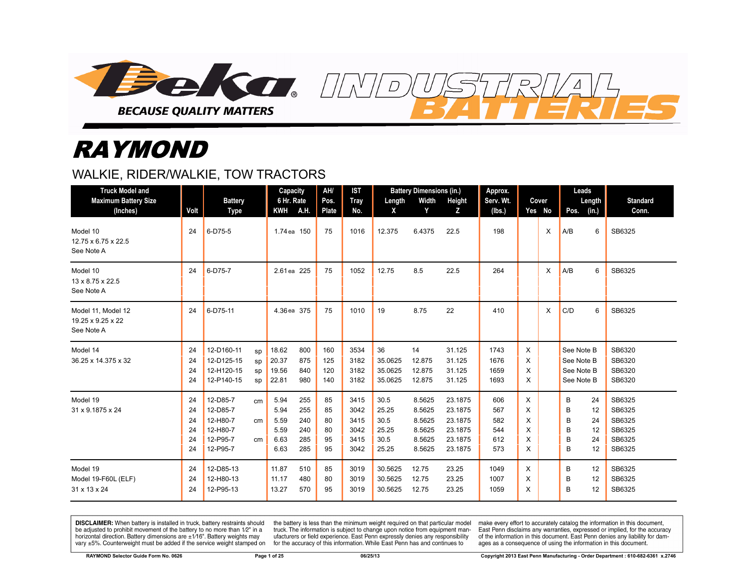# Deka INDUSTRIAL BATTERIES

BECAUSE QUALITY MATTERS

# RAYMOND

## WALKIE, RIDER/WALKIE, TOW TRACTORS

| Truck Model and Maximum Battery Size (Inches) | Volt | Battery Type | | Capacity 6 Hr. Rate KWH | A.H. | AH/ Pos. Plate | IST Tray No. | Battery Dimensions (in.) Length X | Width Y | Height Z | Approx. Serv. Wt. (lbs.) | Cover Yes | No | Leads Pos. | Length (in.) | Standard Conn. |
|---|---|---|---|---|---|---|---|---|---|---|---|---|---|---|---|---|
| Model 10<br>12.75 x 6.75 x 22.5<br>See Note A | 24 | 6-D75-5 | | 1.74 ea | 150 | 75 | 1016 | 12.375 | 6.4375 | 22.5 | 198 | | X | A/B | 6 | SB6325 |
| Model 10<br>13 x 8.75 x 22.5<br>See Note A | 24 | 6-D75-7 | | 2.61 ea | 225 | 75 | 1052 | 12.75 | 8.5 | 22.5 | 264 | | X | A/B | 6 | SB6325 |
| Model 11, Model 12<br>19.25 x 9.25 x 22<br>See Note A | 24 | 6-D75-11 | | 4.36 ea | 375 | 75 | 1010 | 19 | 8.75 | 22 | 410 | | X | C/D | 6 | SB6325 |
| Model 14<br>36.25 x 14.375 x 32 | 24 | 12-D160-11 | sp | 18.62 | 800 | 160 | 3534 | 36 | 14 | 31.125 | 1743 | X | | See Note B | | SB6320 |
| | 24 | 12-D125-15 | sp | 20.37 | 875 | 125 | 3182 | 35.0625 | 12.875 | 31.125 | 1676 | X | | See Note B | | SB6320 |
| | 24 | 12-H120-15 | sp | 19.56 | 840 | 120 | 3182 | 35.0625 | 12.875 | 31.125 | 1659 | X | | See Note B | | SB6320 |
| | 24 | 12-P140-15 | sp | 22.81 | 980 | 140 | 3182 | 35.0625 | 12.875 | 31.125 | 1693 | X | | See Note B | | SB6320 |
| Model 19<br>31 x 9.1875 x 24 | 24 | 12-D85-7 | cm | 5.94 | 255 | 85 | 3415 | 30.5 | 8.5625 | 23.1875 | 606 | X | | B | 24 | SB6325 |
| | 24 | 12-D85-7 | | 5.94 | 255 | 85 | 3042 | 25.25 | 8.5625 | 23.1875 | 567 | X | | B | 12 | SB6325 |
| | 24 | 12-H80-7 | cm | 5.59 | 240 | 80 | 3415 | 30.5 | 8.5625 | 23.1875 | 582 | X | | B | 24 | SB6325 |
| | 24 | 12-H80-7 | | 5.59 | 240 | 80 | 3042 | 25.25 | 8.5625 | 23.1875 | 544 | X | | B | 12 | SB6325 |
| | 24 | 12-P95-7 | cm | 6.63 | 285 | 95 | 3415 | 30.5 | 8.5625 | 23.1875 | 612 | X | | B | 24 | SB6325 |
| | 24 | 12-P95-7 | | 6.63 | 285 | 95 | 3042 | 25.25 | 8.5625 | 23.1875 | 573 | X | | B | 12 | SB6325 |
| Model 19<br>Model 19-F60L (ELF)<br>31 x 13 x 24 | 24 | 12-D85-13 | | 11.87 | 510 | 85 | 3019 | 30.5625 | 12.75 | 23.25 | 1049 | X | | B | 12 | SB6325 |
| | 24 | 12-H80-13 | | 11.17 | 480 | 80 | 3019 | 30.5625 | 12.75 | 23.25 | 1007 | X | | B | 12 | SB6325 |
| | 24 | 12-P95-13 | | 13.27 | 570 | 95 | 3019 | 30.5625 | 12.75 | 23.25 | 1059 | X | | B | 12 | SB6325 |

**DISCLAIMER:** When battery is installed in truck, battery restraints should be adjusted to prohibit movement of the battery to no more than 1/2" in a horizontal direction. Battery dimensions are ±1/16". Battery weights may vary ±5%. Counterweight must be added if the service weight stamped on the battery is less than the minimum weight required on that particular model truck. The information is subject to change upon notice from equipment manufacturers or field experience. East Penn expressly denies any responsibility for the accuracy of this information. While East Penn has and continues to make every effort to accurately catalog the information in this document, East Penn disclaims any warranties, expressed or implied, for the accuracy of the information in this document. East Penn denies any liability for damages as a consequence of using the information in this document.

RAYMOND Selector Guide Form No. 0626 — 06/25/13 — Copyright 2013 East Penn Manufacturing - Order Department : 610-682-6361 x.2746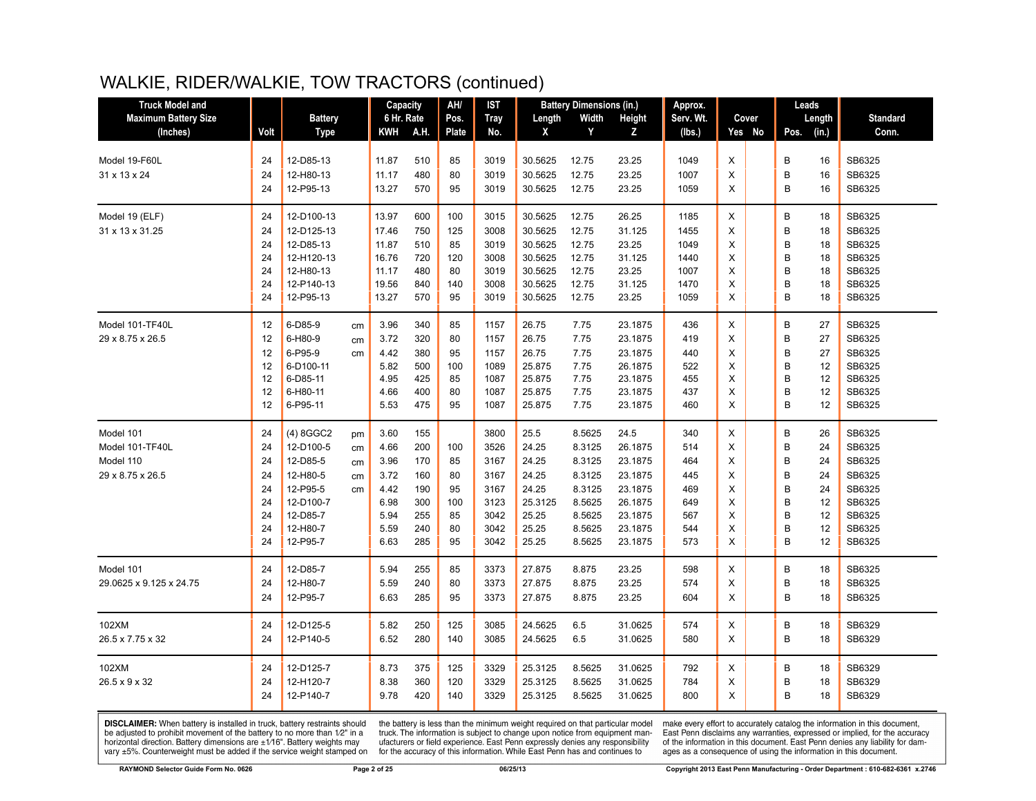# WALKIE, RIDER/WALKIE, TOW TRACTORS (continued)

| Truck Model and Maximum Battery Size (Inches) | Volt | Battery Type | | Capacity 6 Hr. Rate KWH | A.H. | AH/ Pos. Plate | IST Tray No. | Battery Dimensions (in.) Length X | Width Y | Height Z | Approx. Serv. Wt. (lbs.) | Cover Yes | No | Leads Pos. | Length (in.) | Standard Conn. |
|---|---|---|---|---|---|---|---|---|---|---|---|---|---|---|---|---|
| Model 19-F60L | 24 | 12-D85-13 | | 11.87 | 510 | 85 | 3019 | 30.5625 | 12.75 | 23.25 | 1049 | X | | B | 16 | SB6325 |
| 31 x 13 x 24 | 24 | 12-H80-13 | | 11.17 | 480 | 80 | 3019 | 30.5625 | 12.75 | 23.25 | 1007 | X | | B | 16 | SB6325 |
| | 24 | 12-P95-13 | | 13.27 | 570 | 95 | 3019 | 30.5625 | 12.75 | 23.25 | 1059 | X | | B | 16 | SB6325 |
| Model 19 (ELF) | 24 | 12-D100-13 | | 13.97 | 600 | 100 | 3015 | 30.5625 | 12.75 | 26.25 | 1185 | X | | B | 18 | SB6325 |
| 31 x 13 x 31.25 | 24 | 12-D125-13 | | 17.46 | 750 | 125 | 3008 | 30.5625 | 12.75 | 31.125 | 1455 | X | | B | 18 | SB6325 |
| | 24 | 12-D85-13 | | 11.87 | 510 | 85 | 3019 | 30.5625 | 12.75 | 23.25 | 1049 | X | | B | 18 | SB6325 |
| | 24 | 12-H120-13 | | 16.76 | 720 | 120 | 3008 | 30.5625 | 12.75 | 31.125 | 1440 | X | | B | 18 | SB6325 |
| | 24 | 12-H80-13 | | 11.17 | 480 | 80 | 3019 | 30.5625 | 12.75 | 23.25 | 1007 | X | | B | 18 | SB6325 |
| | 24 | 12-P140-13 | | 19.56 | 840 | 140 | 3008 | 30.5625 | 12.75 | 31.125 | 1470 | X | | B | 18 | SB6325 |
| | 24 | 12-P95-13 | | 13.27 | 570 | 95 | 3019 | 30.5625 | 12.75 | 23.25 | 1059 | X | | B | 18 | SB6325 |
| Model 101-TF40L | 12 | 6-D85-9 | cm | 3.96 | 340 | 85 | 1157 | 26.75 | 7.75 | 23.1875 | 436 | X | | B | 27 | SB6325 |
| 29 x 8.75 x 26.5 | 12 | 6-H80-9 | cm | 3.72 | 320 | 80 | 1157 | 26.75 | 7.75 | 23.1875 | 419 | X | | B | 27 | SB6325 |
| | 12 | 6-P95-9 | cm | 4.42 | 380 | 95 | 1157 | 26.75 | 7.75 | 23.1875 | 440 | X | | B | 27 | SB6325 |
| | 12 | 6-D100-11 | | 5.82 | 500 | 100 | 1089 | 25.875 | 7.75 | 26.1875 | 522 | X | | B | 12 | SB6325 |
| | 12 | 6-D85-11 | | 4.95 | 425 | 85 | 1087 | 25.875 | 7.75 | 23.1875 | 455 | X | | B | 12 | SB6325 |
| | 12 | 6-H80-11 | | 4.66 | 400 | 80 | 1087 | 25.875 | 7.75 | 23.1875 | 437 | X | | B | 12 | SB6325 |
| | 12 | 6-P95-11 | | 5.53 | 475 | 95 | 1087 | 25.875 | 7.75 | 23.1875 | 460 | X | | B | 12 | SB6325 |
| Model 101 | 24 | (4) 8GGC2 | pm | 3.60 | 155 | | 3800 | 25.5 | 8.5625 | 24.5 | 340 | X | | B | 26 | SB6325 |
| Model 101-TF40L | 24 | 12-D100-5 | cm | 4.66 | 200 | 100 | 3526 | 24.25 | 8.3125 | 26.1875 | 514 | X | | B | 24 | SB6325 |
| Model 110 | 24 | 12-D85-5 | cm | 3.96 | 170 | 85 | 3167 | 24.25 | 8.3125 | 23.1875 | 464 | X | | B | 24 | SB6325 |
| 29 x 8.75 x 26.5 | 24 | 12-H80-5 | cm | 3.72 | 160 | 80 | 3167 | 24.25 | 8.3125 | 23.1875 | 445 | X | | B | 24 | SB6325 |
| | 24 | 12-P95-5 | cm | 4.42 | 190 | 95 | 3167 | 24.25 | 8.3125 | 23.1875 | 469 | X | | B | 24 | SB6325 |
| | 24 | 12-D100-7 | | 6.98 | 300 | 100 | 3123 | 25.3125 | 8.5625 | 26.1875 | 649 | X | | B | 12 | SB6325 |
| | 24 | 12-D85-7 | | 5.94 | 255 | 85 | 3042 | 25.25 | 8.5625 | 23.1875 | 567 | X | | B | 12 | SB6325 |
| | 24 | 12-H80-7 | | 5.59 | 240 | 80 | 3042 | 25.25 | 8.5625 | 23.1875 | 544 | X | | B | 12 | SB6325 |
| | 24 | 12-P95-7 | | 6.63 | 285 | 95 | 3042 | 25.25 | 8.5625 | 23.1875 | 573 | X | | B | 12 | SB6325 |
| Model 101 | 24 | 12-D85-7 | | 5.94 | 255 | 85 | 3373 | 27.875 | 8.875 | 23.25 | 598 | X | | B | 18 | SB6325 |
| 29.0625 x 9.125 x 24.75 | 24 | 12-H80-7 | | 5.59 | 240 | 80 | 3373 | 27.875 | 8.875 | 23.25 | 574 | X | | B | 18 | SB6325 |
| | 24 | 12-P95-7 | | 6.63 | 285 | 95 | 3373 | 27.875 | 8.875 | 23.25 | 604 | X | | B | 18 | SB6325 |
| 102XM | 24 | 12-D125-5 | | 5.82 | 250 | 125 | 3085 | 24.5625 | 6.5 | 31.0625 | 574 | X | | B | 18 | SB6329 |
| 26.5 x 7.75 x 32 | 24 | 12-P140-5 | | 6.52 | 280 | 140 | 3085 | 24.5625 | 6.5 | 31.0625 | 580 | X | | B | 18 | SB6329 |
| 102XM | 24 | 12-D125-7 | | 8.73 | 375 | 125 | 3329 | 25.3125 | 8.5625 | 31.0625 | 792 | X | | B | 18 | SB6329 |
| 26.5 x 9 x 32 | 24 | 12-H120-7 | | 8.38 | 360 | 120 | 3329 | 25.3125 | 8.5625 | 31.0625 | 784 | X | | B | 18 | SB6329 |
| | 24 | 12-P140-7 | | 9.78 | 420 | 140 | 3329 | 25.3125 | 8.5625 | 31.0625 | 800 | X | | B | 18 | SB6329 |

**DISCLAIMER:** When battery is installed in truck, battery restraints should be adjusted to prohibit movement of the battery to no more than 1⁄2" in a horizontal direction. Battery dimensions are ±1⁄16". Battery weights may vary ±5%. Counterweight must be added if the service weight stamped on the battery is less than the minimum weight required on that particular model truck. The information is subject to change upon notice from equipment manufacturers or field experience. East Penn expressly denies any responsibility for the accuracy of this information. While East Penn has and continues to make every effort to accurately catalog the information in this document, East Penn disclaims any warranties, expressed or implied, for the accuracy of the information in this document. East Penn denies any liability for damages as a consequence of using the information in this document.

RAYMOND Selector Guide Form No. 0626 — 06/25/13 — Copyright 2013 East Penn Manufacturing - Order Department : 610-682-6361 x.2746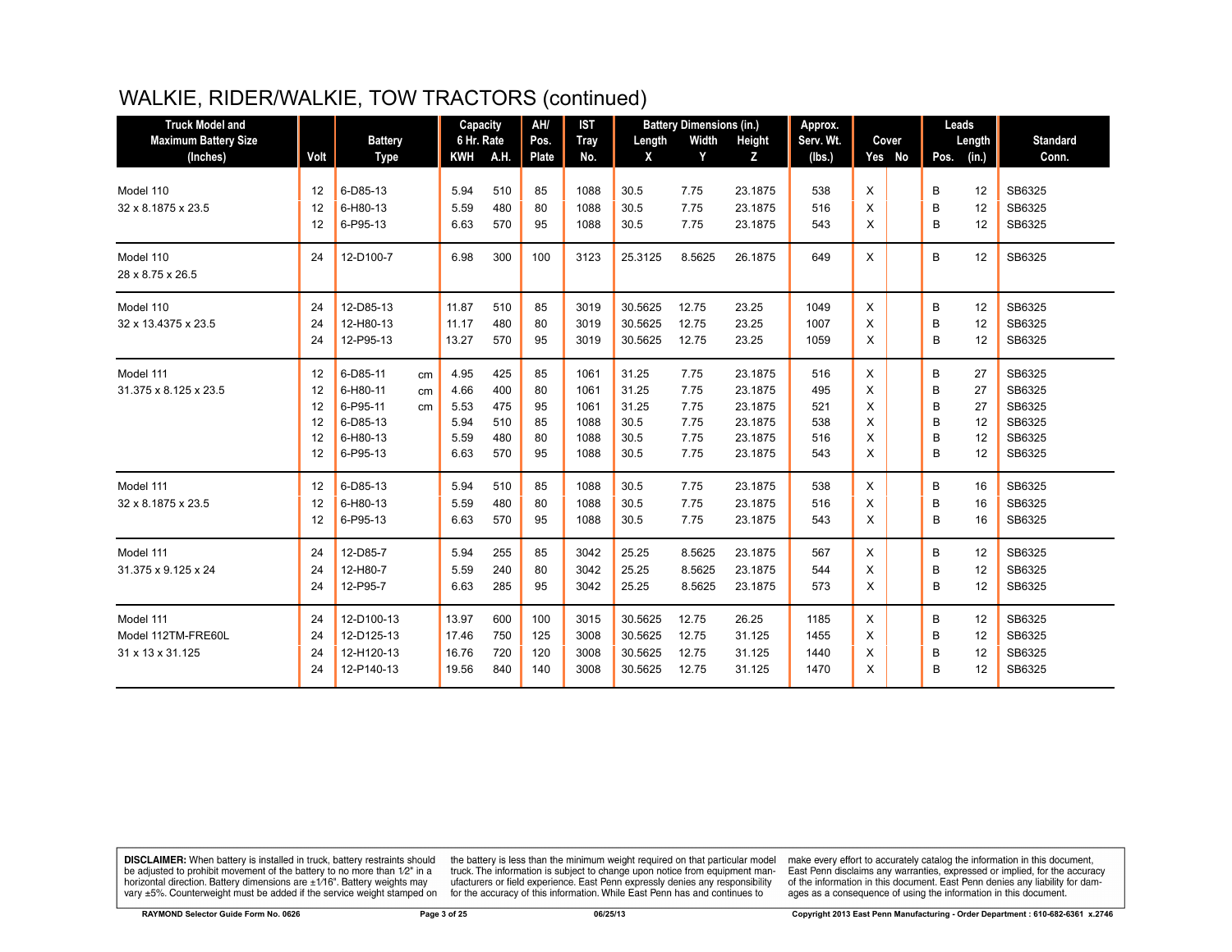# WALKIE, RIDER/WALKIE, TOW TRACTORS (continued)

| Truck Model and Maximum Battery Size (Inches) | Volt | Battery Type | | Capacity 6 Hr. Rate KWH | A.H. | AH/ Pos. Plate | IST Tray No. | Battery Dimensions (in.) Length X | Width Y | Height Z | Approx. Serv. Wt. (lbs.) | Cover Yes | No | Leads Pos. | Length (in.) | Standard Conn. |
|---|---|---|---|---|---|---|---|---|---|---|---|---|---|---|---|---|
| Model 110 | 12 | 6-D85-13 | | 5.94 | 510 | 85 | 1088 | 30.5 | 7.75 | 23.1875 | 538 | X | | B | 12 | SB6325 |
| 32 x 8.1875 x 23.5 | 12 | 6-H80-13 | | 5.59 | 480 | 80 | 1088 | 30.5 | 7.75 | 23.1875 | 516 | X | | B | 12 | SB6325 |
| | 12 | 6-P95-13 | | 6.63 | 570 | 95 | 1088 | 30.5 | 7.75 | 23.1875 | 543 | X | | B | 12 | SB6325 |
| Model 110 | 24 | 12-D100-7 | | 6.98 | 300 | 100 | 3123 | 25.3125 | 8.5625 | 26.1875 | 649 | X | | B | 12 | SB6325 |
| 28 x 8.75 x 26.5 | | | | | | | | | | | | | | | | |
| Model 110 | 24 | 12-D85-13 | | 11.87 | 510 | 85 | 3019 | 30.5625 | 12.75 | 23.25 | 1049 | X | | B | 12 | SB6325 |
| 32 x 13.4375 x 23.5 | 24 | 12-H80-13 | | 11.17 | 480 | 80 | 3019 | 30.5625 | 12.75 | 23.25 | 1007 | X | | B | 12 | SB6325 |
| | 24 | 12-P95-13 | | 13.27 | 570 | 95 | 3019 | 30.5625 | 12.75 | 23.25 | 1059 | X | | B | 12 | SB6325 |
| Model 111 | 12 | 6-D85-11 | cm | 4.95 | 425 | 85 | 1061 | 31.25 | 7.75 | 23.1875 | 516 | X | | B | 27 | SB6325 |
| 31.375 x 8.125 x 23.5 | 12 | 6-H80-11 | cm | 4.66 | 400 | 80 | 1061 | 31.25 | 7.75 | 23.1875 | 495 | X | | B | 27 | SB6325 |
| | 12 | 6-P95-11 | cm | 5.53 | 475 | 95 | 1061 | 31.25 | 7.75 | 23.1875 | 521 | X | | B | 27 | SB6325 |
| | 12 | 6-D85-13 | | 5.94 | 510 | 85 | 1088 | 30.5 | 7.75 | 23.1875 | 538 | X | | B | 12 | SB6325 |
| | 12 | 6-H80-13 | | 5.59 | 480 | 80 | 1088 | 30.5 | 7.75 | 23.1875 | 516 | X | | B | 12 | SB6325 |
| | 12 | 6-P95-13 | | 6.63 | 570 | 95 | 1088 | 30.5 | 7.75 | 23.1875 | 543 | X | | B | 12 | SB6325 |
| Model 111 | 12 | 6-D85-13 | | 5.94 | 510 | 85 | 1088 | 30.5 | 7.75 | 23.1875 | 538 | X | | B | 16 | SB6325 |
| 32 x 8.1875 x 23.5 | 12 | 6-H80-13 | | 5.59 | 480 | 80 | 1088 | 30.5 | 7.75 | 23.1875 | 516 | X | | B | 16 | SB6325 |
| | 12 | 6-P95-13 | | 6.63 | 570 | 95 | 1088 | 30.5 | 7.75 | 23.1875 | 543 | X | | B | 16 | SB6325 |
| Model 111 | 24 | 12-D85-7 | | 5.94 | 255 | 85 | 3042 | 25.25 | 8.5625 | 23.1875 | 567 | X | | B | 12 | SB6325 |
| 31.375 x 9.125 x 24 | 24 | 12-H80-7 | | 5.59 | 240 | 80 | 3042 | 25.25 | 8.5625 | 23.1875 | 544 | X | | B | 12 | SB6325 |
| | 24 | 12-P95-7 | | 6.63 | 285 | 95 | 3042 | 25.25 | 8.5625 | 23.1875 | 573 | X | | B | 12 | SB6325 |
| Model 111 | 24 | 12-D100-13 | | 13.97 | 600 | 100 | 3015 | 30.5625 | 12.75 | 26.25 | 1185 | X | | B | 12 | SB6325 |
| Model 112TM-FRE60L | 24 | 12-D125-13 | | 17.46 | 750 | 125 | 3008 | 30.5625 | 12.75 | 31.125 | 1455 | X | | B | 12 | SB6325 |
| 31 x 13 x 31.125 | 24 | 12-H120-13 | | 16.76 | 720 | 120 | 3008 | 30.5625 | 12.75 | 31.125 | 1440 | X | | B | 12 | SB6325 |
| | 24 | 12-P140-13 | | 19.56 | 840 | 140 | 3008 | 30.5625 | 12.75 | 31.125 | 1470 | X | | B | 12 | SB6325 |

**DISCLAIMER:** When battery is installed in truck, battery restraints should be adjusted to prohibit movement of the battery to no more than 1⁄2" in a horizontal direction. Battery dimensions are ±1⁄16". Battery weights may vary ±5%. Counterweight must be added if the service weight stamped on the battery is less than the minimum weight required on that particular model truck. The information is subject to change upon notice from equipment manufacturers or field experience. East Penn expressly denies any responsibility for the accuracy of this information. While East Penn has and continues to make every effort to accurately catalog the information in this document, East Penn disclaims any warranties, expressed or implied, for the accuracy of the information in this document. East Penn denies any liability for damages as a consequence of using the information in this document.

RAYMOND Selector Guide Form No. 0626 | 06/25/13 | Copyright 2013 East Penn Manufacturing - Order Department : 610-682-6361 x.2746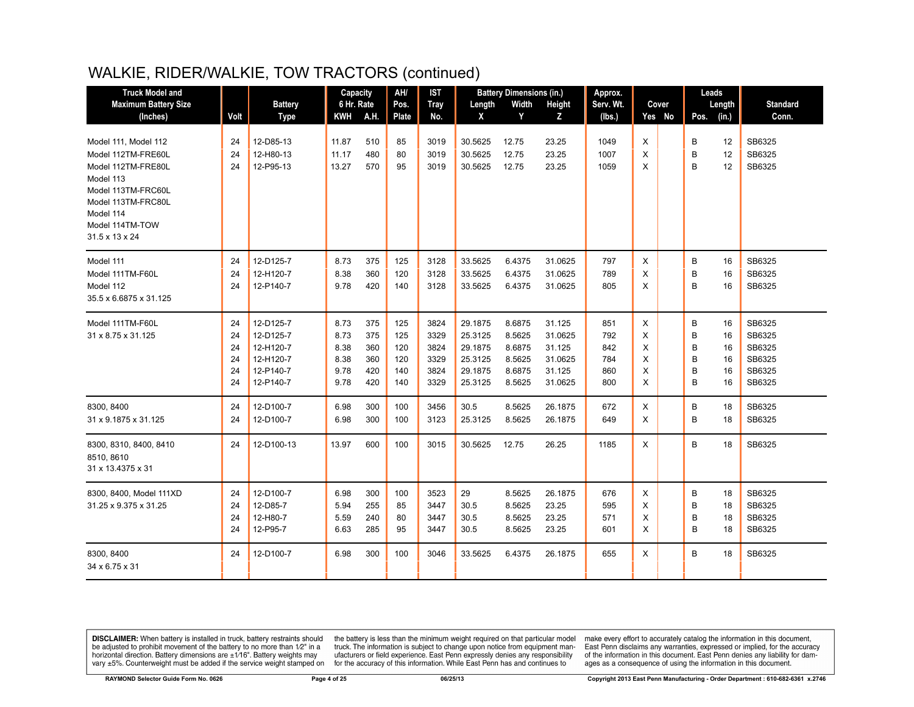# WALKIE, RIDER/WALKIE, TOW TRACTORS (continued)

| Truck Model and Maximum Battery Size (Inches) | Volt | Battery Type | Capacity 6 Hr. Rate KWH | Capacity 6 Hr. Rate A.H. | AH/ Pos. Plate | IST Tray No. | Battery Dimensions (in.) Length X | Width Y | Height Z | Approx. Serv. Wt. (lbs.) | Cover Yes | Cover No | Leads Pos. | Leads Length (in.) | Standard Conn. |
|---|---|---|---|---|---|---|---|---|---|---|---|---|---|---|---|
| Model 111, Model 112 | 24 | 12-D85-13 | 11.87 | 510 | 85 | 3019 | 30.5625 | 12.75 | 23.25 | 1049 | X | | B | 12 | SB6325 |
| Model 112TM-FRE60L | 24 | 12-H80-13 | 11.17 | 480 | 80 | 3019 | 30.5625 | 12.75 | 23.25 | 1007 | X | | B | 12 | SB6325 |
| Model 112TM-FRE80L | 24 | 12-P95-13 | 13.27 | 570 | 95 | 3019 | 30.5625 | 12.75 | 23.25 | 1059 | X | | B | 12 | SB6325 |
| Model 113 | | | | | | | | | | | | | | | |
| Model 113TM-FRC60L | | | | | | | | | | | | | | | |
| Model 113TM-FRC80L | | | | | | | | | | | | | | | |
| Model 114 | | | | | | | | | | | | | | | |
| Model 114TM-TOW | | | | | | | | | | | | | | | |
| 31.5 x 13 x 24 | | | | | | | | | | | | | | | |
| Model 111 | 24 | 12-D125-7 | 8.73 | 375 | 125 | 3128 | 33.5625 | 6.4375 | 31.0625 | 797 | X | | B | 16 | SB6325 |
| Model 111TM-F60L | 24 | 12-H120-7 | 8.38 | 360 | 120 | 3128 | 33.5625 | 6.4375 | 31.0625 | 789 | X | | B | 16 | SB6325 |
| Model 112 | 24 | 12-P140-7 | 9.78 | 420 | 140 | 3128 | 33.5625 | 6.4375 | 31.0625 | 805 | X | | B | 16 | SB6325 |
| 35.5 x 6.6875 x 31.125 | | | | | | | | | | | | | | | |
| Model 111TM-F60L | 24 | 12-D125-7 | 8.73 | 375 | 125 | 3824 | 29.1875 | 8.6875 | 31.125 | 851 | X | | B | 16 | SB6325 |
| 31 x 8.75 x 31.125 | 24 | 12-D125-7 | 8.73 | 375 | 125 | 3329 | 25.3125 | 8.5625 | 31.0625 | 792 | X | | B | 16 | SB6325 |
| | 24 | 12-H120-7 | 8.38 | 360 | 120 | 3824 | 29.1875 | 8.6875 | 31.125 | 842 | X | | B | 16 | SB6325 |
| | 24 | 12-H120-7 | 8.38 | 360 | 120 | 3329 | 25.3125 | 8.5625 | 31.0625 | 784 | X | | B | 16 | SB6325 |
| | 24 | 12-P140-7 | 9.78 | 420 | 140 | 3824 | 29.1875 | 8.6875 | 31.125 | 860 | X | | B | 16 | SB6325 |
| | 24 | 12-P140-7 | 9.78 | 420 | 140 | 3329 | 25.3125 | 8.5625 | 31.0625 | 800 | X | | B | 16 | SB6325 |
| 8300, 8400 | 24 | 12-D100-7 | 6.98 | 300 | 100 | 3456 | 30.5 | 8.5625 | 26.1875 | 672 | X | | B | 18 | SB6325 |
| 31 x 9.1875 x 31.125 | 24 | 12-D100-7 | 6.98 | 300 | 100 | 3123 | 25.3125 | 8.5625 | 26.1875 | 649 | X | | B | 18 | SB6325 |
| 8300, 8310, 8400, 8410 | 24 | 12-D100-13 | 13.97 | 600 | 100 | 3015 | 30.5625 | 12.75 | 26.25 | 1185 | X | | B | 18 | SB6325 |
| 8510, 8610 | | | | | | | | | | | | | | | |
| 31 x 13.4375 x 31 | | | | | | | | | | | | | | | |
| 8300, 8400, Model 111XD | 24 | 12-D100-7 | 6.98 | 300 | 100 | 3523 | 29 | 8.5625 | 26.1875 | 676 | X | | B | 18 | SB6325 |
| 31.25 x 9.375 x 31.25 | 24 | 12-D85-7 | 5.94 | 255 | 85 | 3447 | 30.5 | 8.5625 | 23.25 | 595 | X | | B | 18 | SB6325 |
| | 24 | 12-H80-7 | 5.59 | 240 | 80 | 3447 | 30.5 | 8.5625 | 23.25 | 571 | X | | B | 18 | SB6325 |
| | 24 | 12-P95-7 | 6.63 | 285 | 95 | 3447 | 30.5 | 8.5625 | 23.25 | 601 | X | | B | 18 | SB6325 |
| 8300, 8400 | 24 | 12-D100-7 | 6.98 | 300 | 100 | 3046 | 33.5625 | 6.4375 | 26.1875 | 655 | X | | B | 18 | SB6325 |
| 34 x 6.75 x 31 | | | | | | | | | | | | | | | |

**DISCLAIMER:** When battery is installed in truck, battery restraints should be adjusted to prohibit movement of the battery to no more than 1⁄2" in a horizontal direction. Battery dimensions are ±1⁄16". Battery weights may vary ±5%. Counterweight must be added if the service weight stamped on the battery is less than the minimum weight required on that particular model truck. The information is subject to change upon notice from equipment manufacturers or field experience. East Penn expressly denies any responsibility for the accuracy of this information. While East Penn has and continues to make every effort to accurately catalog the information in this document, East Penn disclaims any warranties, expressed or implied, for the accuracy of the information in this document. East Penn denies any liability for damages as a consequence of using the information in this document.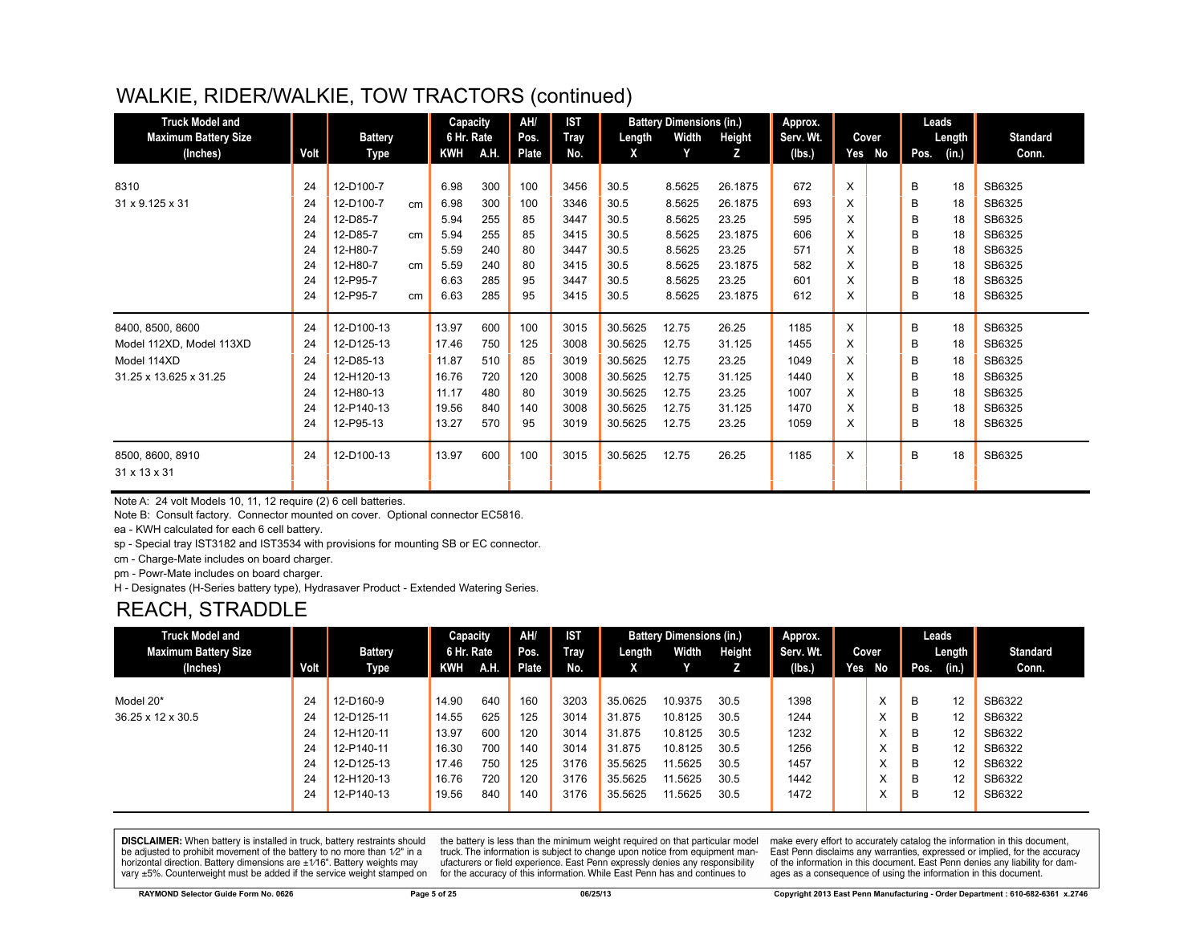# WALKIE, RIDER/WALKIE, TOW TRACTORS (continued)

| Truck Model and Maximum Battery Size (Inches) | Volt | Battery Type | | Capacity 6 Hr. Rate KWH | A.H. | AH/ Pos. Plate | IST Tray No. | Battery Dimensions (in.) Length X | Width Y | Height Z | Approx. Serv. Wt. (lbs.) | Cover Yes | No | Leads Pos. | Length (in.) | Standard Conn. |
|---|---|---|---|---|---|---|---|---|---|---|---|---|---|---|---|---|
| 8310 | 24 | 12-D100-7 | | 6.98 | 300 | 100 | 3456 | 30.5 | 8.5625 | 26.1875 | 672 | X | | B | 18 | SB6325 |
| 31 x 9.125 x 31 | 24 | 12-D100-7 | cm | 6.98 | 300 | 100 | 3346 | 30.5 | 8.5625 | 26.1875 | 693 | X | | B | 18 | SB6325 |
| | 24 | 12-D85-7 | | 5.94 | 255 | 85 | 3447 | 30.5 | 8.5625 | 23.25 | 595 | X | | B | 18 | SB6325 |
| | 24 | 12-D85-7 | cm | 5.94 | 255 | 85 | 3415 | 30.5 | 8.5625 | 23.1875 | 606 | X | | B | 18 | SB6325 |
| | 24 | 12-H80-7 | | 5.59 | 240 | 80 | 3447 | 30.5 | 8.5625 | 23.25 | 571 | X | | B | 18 | SB6325 |
| | 24 | 12-H80-7 | cm | 5.59 | 240 | 80 | 3415 | 30.5 | 8.5625 | 23.1875 | 582 | X | | B | 18 | SB6325 |
| | 24 | 12-P95-7 | | 6.63 | 285 | 95 | 3447 | 30.5 | 8.5625 | 23.25 | 601 | X | | B | 18 | SB6325 |
| | 24 | 12-P95-7 | cm | 6.63 | 285 | 95 | 3415 | 30.5 | 8.5625 | 23.1875 | 612 | X | | B | 18 | SB6325 |
| 8400, 8500, 8600 | 24 | 12-D100-13 | | 13.97 | 600 | 100 | 3015 | 30.5625 | 12.75 | 26.25 | 1185 | X | | B | 18 | SB6325 |
| Model 112XD, Model 113XD | 24 | 12-D125-13 | | 17.46 | 750 | 125 | 3008 | 30.5625 | 12.75 | 31.125 | 1455 | X | | B | 18 | SB6325 |
| Model 114XD | 24 | 12-D85-13 | | 11.87 | 510 | 85 | 3019 | 30.5625 | 12.75 | 23.25 | 1049 | X | | B | 18 | SB6325 |
| 31.25 x 13.625 x 31.25 | 24 | 12-H120-13 | | 16.76 | 720 | 120 | 3008 | 30.5625 | 12.75 | 31.125 | 1440 | X | | B | 18 | SB6325 |
| | 24 | 12-H80-13 | | 11.17 | 480 | 80 | 3019 | 30.5625 | 12.75 | 23.25 | 1007 | X | | B | 18 | SB6325 |
| | 24 | 12-P140-13 | | 19.56 | 840 | 140 | 3008 | 30.5625 | 12.75 | 31.125 | 1470 | X | | B | 18 | SB6325 |
| | 24 | 12-P95-13 | | 13.27 | 570 | 95 | 3019 | 30.5625 | 12.75 | 23.25 | 1059 | X | | B | 18 | SB6325 |
| 8500, 8600, 8910 | 24 | 12-D100-13 | | 13.97 | 600 | 100 | 3015 | 30.5625 | 12.75 | 26.25 | 1185 | X | | B | 18 | SB6325 |
| 31 x 13 x 31 | | | | | | | | | | | | | | | | |

Note A: 24 volt Models 10, 11, 12 require (2) 6 cell batteries.
Note B: Consult factory. Connector mounted on cover. Optional connector EC5816.
ea - KWH calculated for each 6 cell battery.
sp - Special tray IST3182 and IST3534 with provisions for mounting SB or EC connector.
cm - Charge-Mate includes on board charger.
pm - Powr-Mate includes on board charger.
H - Designates (H-Series battery type), Hydrasaver Product - Extended Watering Series.

# REACH, STRADDLE

| Truck Model and Maximum Battery Size (Inches) | Volt | Battery Type | Capacity 6 Hr. Rate KWH | A.H. | AH/ Pos. Plate | IST Tray No. | Battery Dimensions (in.) Length X | Width Y | Height Z | Approx. Serv. Wt. (lbs.) | Cover Yes | No | Leads Pos. | Length (in.) | Standard Conn. |
|---|---|---|---|---|---|---|---|---|---|---|---|---|---|---|---|
| Model 20* | 24 | 12-D160-9 | 14.90 | 640 | 160 | 3203 | 35.0625 | 10.9375 | 30.5 | 1398 | | X | B | 12 | SB6322 |
| 36.25 x 12 x 30.5 | 24 | 12-D125-11 | 14.55 | 625 | 125 | 3014 | 31.875 | 10.8125 | 30.5 | 1244 | | X | B | 12 | SB6322 |
| | 24 | 12-H120-11 | 13.97 | 600 | 120 | 3014 | 31.875 | 10.8125 | 30.5 | 1232 | | X | B | 12 | SB6322 |
| | 24 | 12-P140-11 | 16.30 | 700 | 140 | 3014 | 31.875 | 10.8125 | 30.5 | 1256 | | X | B | 12 | SB6322 |
| | 24 | 12-D125-13 | 17.46 | 750 | 125 | 3176 | 35.5625 | 11.5625 | 30.5 | 1457 | | X | B | 12 | SB6322 |
| | 24 | 12-H120-13 | 16.76 | 720 | 120 | 3176 | 35.5625 | 11.5625 | 30.5 | 1442 | | X | B | 12 | SB6322 |
| | 24 | 12-P140-13 | 19.56 | 840 | 140 | 3176 | 35.5625 | 11.5625 | 30.5 | 1472 | | X | B | 12 | SB6322 |

**DISCLAIMER:** When battery is installed in truck, battery restraints should be adjusted to prohibit movement of the battery to no more than 1⁄2" in a horizontal direction. Battery dimensions are ±1⁄16". Battery weights may vary ±5%. Counterweight must be added if the service weight stamped on the battery is less than the minimum weight required on that particular model truck. The information is subject to change upon notice from equipment manufacturers or field experience. East Penn expressly denies any responsibility for the accuracy of this information. While East Penn has and continues to make every effort to accurately catalog the information in this document, East Penn disclaims any warranties, expressed or implied, for the accuracy of the information in this document. East Penn denies any liability for damages as a consequence of using the information in this document.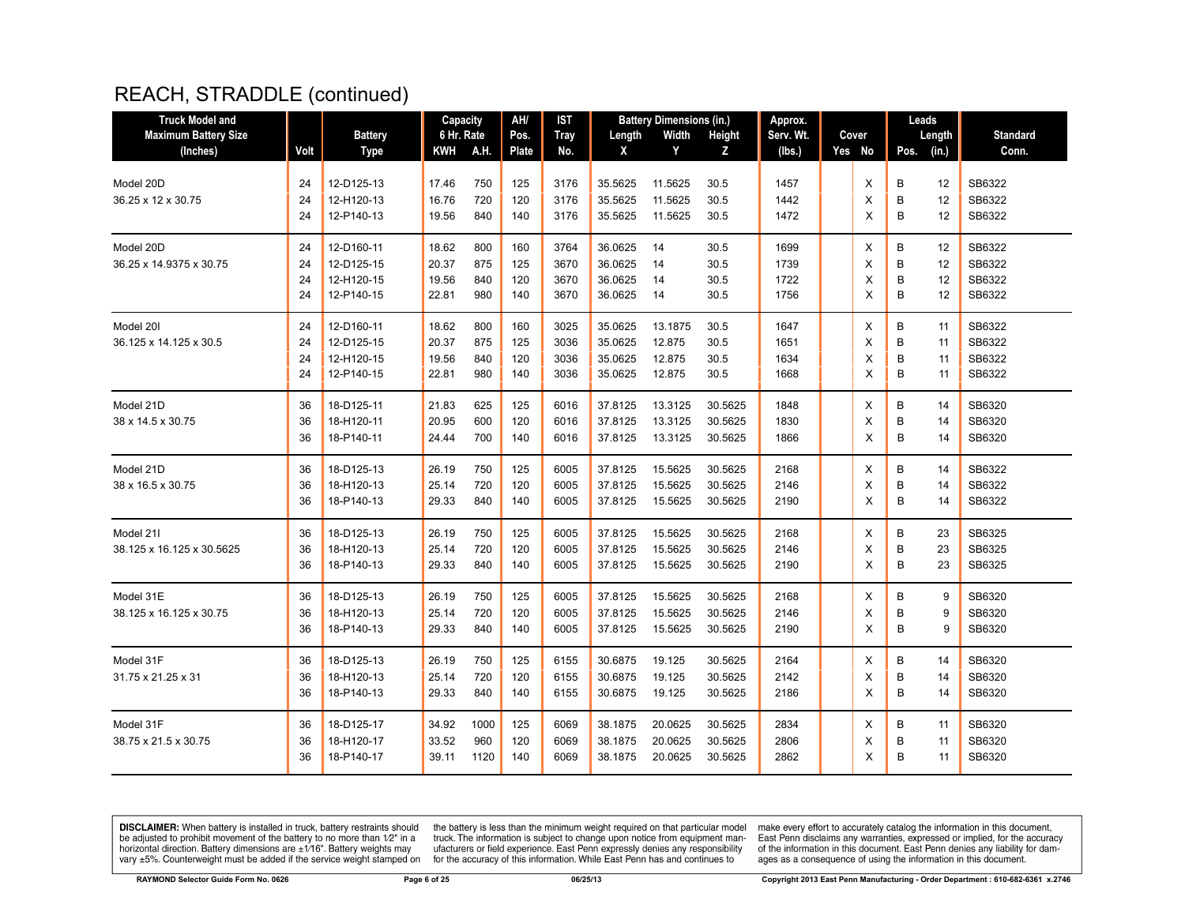# REACH, STRADDLE (continued)

| Truck Model and Maximum Battery Size (Inches) | Volt | Battery Type | Capacity 6 Hr. Rate KWH | A.H. | AH/ Pos. Plate | IST Tray No. | Battery Dimensions (in.) Length X | Width Y | Height Z | Approx. Serv. Wt. (lbs.) | Cover Yes | No | Leads Pos. | Length (in.) | Standard Conn. |
|---|---|---|---|---|---|---|---|---|---|---|---|---|---|---|---|
| Model 20D | 24 | 12-D125-13 | 17.46 | 750 | 125 | 3176 | 35.5625 | 11.5625 | 30.5 | 1457 | | X | B | 12 | SB6322 |
| 36.25 x 12 x 30.75 | 24 | 12-H120-13 | 16.76 | 720 | 120 | 3176 | 35.5625 | 11.5625 | 30.5 | 1442 | | X | B | 12 | SB6322 |
| | 24 | 12-P140-13 | 19.56 | 840 | 140 | 3176 | 35.5625 | 11.5625 | 30.5 | 1472 | | X | B | 12 | SB6322 |
| Model 20D | 24 | 12-D160-11 | 18.62 | 800 | 160 | 3764 | 36.0625 | 14 | 30.5 | 1699 | | X | B | 12 | SB6322 |
| 36.25 x 14.9375 x 30.75 | 24 | 12-D125-15 | 20.37 | 875 | 125 | 3670 | 36.0625 | 14 | 30.5 | 1739 | | X | B | 12 | SB6322 |
| | 24 | 12-H120-15 | 19.56 | 840 | 120 | 3670 | 36.0625 | 14 | 30.5 | 1722 | | X | B | 12 | SB6322 |
| | 24 | 12-P140-15 | 22.81 | 980 | 140 | 3670 | 36.0625 | 14 | 30.5 | 1756 | | X | B | 12 | SB6322 |
| Model 20I | 24 | 12-D160-11 | 18.62 | 800 | 160 | 3025 | 35.0625 | 13.1875 | 30.5 | 1647 | | X | B | 11 | SB6322 |
| 36.125 x 14.125 x 30.5 | 24 | 12-D125-15 | 20.37 | 875 | 125 | 3036 | 35.0625 | 12.875 | 30.5 | 1651 | | X | B | 11 | SB6322 |
| | 24 | 12-H120-15 | 19.56 | 840 | 120 | 3036 | 35.0625 | 12.875 | 30.5 | 1634 | | X | B | 11 | SB6322 |
| | 24 | 12-P140-15 | 22.81 | 980 | 140 | 3036 | 35.0625 | 12.875 | 30.5 | 1668 | | X | B | 11 | SB6322 |
| Model 21D | 36 | 18-D125-11 | 21.83 | 625 | 125 | 6016 | 37.8125 | 13.3125 | 30.5625 | 1848 | | X | B | 14 | SB6320 |
| 38 x 14.5 x 30.75 | 36 | 18-H120-11 | 20.95 | 600 | 120 | 6016 | 37.8125 | 13.3125 | 30.5625 | 1830 | | X | B | 14 | SB6320 |
| | 36 | 18-P140-11 | 24.44 | 700 | 140 | 6016 | 37.8125 | 13.3125 | 30.5625 | 1866 | | X | B | 14 | SB6320 |
| Model 21D | 36 | 18-D125-13 | 26.19 | 750 | 125 | 6005 | 37.8125 | 15.5625 | 30.5625 | 2168 | | X | B | 14 | SB6322 |
| 38 x 16.5 x 30.75 | 36 | 18-H120-13 | 25.14 | 720 | 120 | 6005 | 37.8125 | 15.5625 | 30.5625 | 2146 | | X | B | 14 | SB6322 |
| | 36 | 18-P140-13 | 29.33 | 840 | 140 | 6005 | 37.8125 | 15.5625 | 30.5625 | 2190 | | X | B | 14 | SB6322 |
| Model 21I | 36 | 18-D125-13 | 26.19 | 750 | 125 | 6005 | 37.8125 | 15.5625 | 30.5625 | 2168 | | X | B | 23 | SB6325 |
| 38.125 x 16.125 x 30.5625 | 36 | 18-H120-13 | 25.14 | 720 | 120 | 6005 | 37.8125 | 15.5625 | 30.5625 | 2146 | | X | B | 23 | SB6325 |
| | 36 | 18-P140-13 | 29.33 | 840 | 140 | 6005 | 37.8125 | 15.5625 | 30.5625 | 2190 | | X | B | 23 | SB6325 |
| Model 31E | 36 | 18-D125-13 | 26.19 | 750 | 125 | 6005 | 37.8125 | 15.5625 | 30.5625 | 2168 | | X | B | 9 | SB6320 |
| 38.125 x 16.125 x 30.75 | 36 | 18-H120-13 | 25.14 | 720 | 120 | 6005 | 37.8125 | 15.5625 | 30.5625 | 2146 | | X | B | 9 | SB6320 |
| | 36 | 18-P140-13 | 29.33 | 840 | 140 | 6005 | 37.8125 | 15.5625 | 30.5625 | 2190 | | X | B | 9 | SB6320 |
| Model 31F | 36 | 18-D125-13 | 26.19 | 750 | 125 | 6155 | 30.6875 | 19.125 | 30.5625 | 2164 | | X | B | 14 | SB6320 |
| 31.75 x 21.25 x 31 | 36 | 18-H120-13 | 25.14 | 720 | 120 | 6155 | 30.6875 | 19.125 | 30.5625 | 2142 | | X | B | 14 | SB6320 |
| | 36 | 18-P140-13 | 29.33 | 840 | 140 | 6155 | 30.6875 | 19.125 | 30.5625 | 2186 | | X | B | 14 | SB6320 |
| Model 31F | 36 | 18-D125-17 | 34.92 | 1000 | 125 | 6069 | 38.1875 | 20.0625 | 30.5625 | 2834 | | X | B | 11 | SB6320 |
| 38.75 x 21.5 x 30.75 | 36 | 18-H120-17 | 33.52 | 960 | 120 | 6069 | 38.1875 | 20.0625 | 30.5625 | 2806 | | X | B | 11 | SB6320 |
| | 36 | 18-P140-17 | 39.11 | 1120 | 140 | 6069 | 38.1875 | 20.0625 | 30.5625 | 2862 | | X | B | 11 | SB6320 |

**DISCLAIMER:** When battery is installed in truck, battery restraints should be adjusted to prohibit movement of the battery to no more than 1⁄2" in a horizontal direction. Battery dimensions are ±1⁄16". Battery weights may vary ±5%. Counterweight must be added if the service weight stamped on the battery is less than the minimum weight required on that particular model truck. The information is subject to change upon notice from equipment manufacturers or field experience. East Penn expressly denies any responsibility for the accuracy of this information. While East Penn has and continues to make every effort to accurately catalog the information in this document, East Penn disclaims any warranties, expressed or implied, for the accuracy of the information in this document. East Penn denies any liability for damages as a consequence of using the information in this document.

RAYMOND Selector Guide Form No. 0626 — 06/25/13 — Copyright 2013 East Penn Manufacturing - Order Department : 610-682-6361 x.2746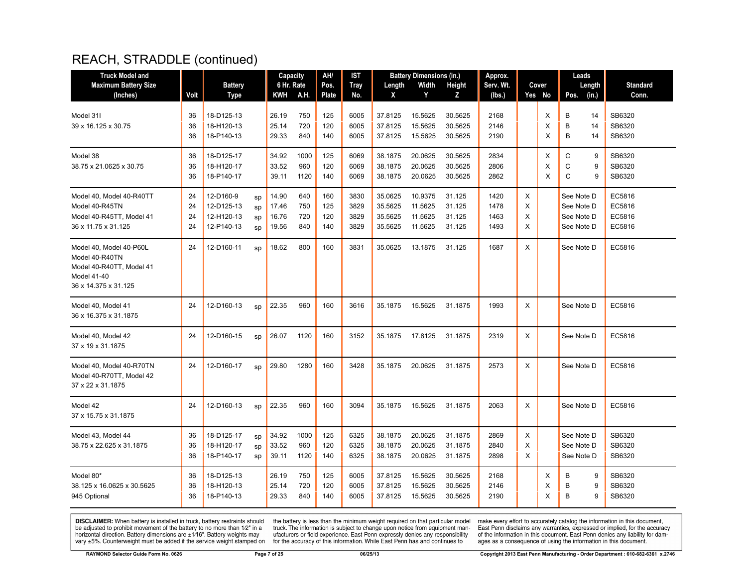# REACH, STRADDLE (continued)

| Truck Model and Maximum Battery Size (Inches) | Volt | Battery Type | | Capacity 6 Hr. Rate KWH | A.H. | AH/ Pos. Plate | IST Tray No. | Battery Dimensions (in.) Length X | Width Y | Height Z | Approx. Serv. Wt. (lbs.) | Cover Yes | No | Leads Pos. | Length (in.) | Standard Conn. |
|---|---|---|---|---|---|---|---|---|---|---|---|---|---|---|---|---|
| Model 31I<br>39 x 16.125 x 30.75 | 36 | 18-D125-13 | | 26.19 | 750 | 125 | 6005 | 37.8125 | 15.5625 | 30.5625 | 2168 | | X | B | 14 | SB6320 |
| | 36 | 18-H120-13 | | 25.14 | 720 | 120 | 6005 | 37.8125 | 15.5625 | 30.5625 | 2146 | | X | B | 14 | SB6320 |
| | 36 | 18-P140-13 | | 29.33 | 840 | 140 | 6005 | 37.8125 | 15.5625 | 30.5625 | 2190 | | X | B | 14 | SB6320 |
| Model 38<br>38.75 x 21.0625 x 30.75 | 36 | 18-D125-17 | | 34.92 | 1000 | 125 | 6069 | 38.1875 | 20.0625 | 30.5625 | 2834 | | X | C | 9 | SB6320 |
| | 36 | 18-H120-17 | | 33.52 | 960 | 120 | 6069 | 38.1875 | 20.0625 | 30.5625 | 2806 | | X | C | 9 | SB6320 |
| | 36 | 18-P140-17 | | 39.11 | 1120 | 140 | 6069 | 38.1875 | 20.0625 | 30.5625 | 2862 | | X | C | 9 | SB6320 |
| Model 40, Model 40-R40TT<br>Model 40-R45TN<br>Model 40-R45TT, Model 41<br>36 x 11.75 x 31.125 | 24 | 12-D160-9 | sp | 14.90 | 640 | 160 | 3830 | 35.0625 | 10.9375 | 31.125 | 1420 | X | | See Note D | | EC5816 |
| | 24 | 12-D125-13 | sp | 17.46 | 750 | 125 | 3829 | 35.5625 | 11.5625 | 31.125 | 1478 | X | | See Note D | | EC5816 |
| | 24 | 12-H120-13 | sp | 16.76 | 720 | 120 | 3829 | 35.5625 | 11.5625 | 31.125 | 1463 | X | | See Note D | | EC5816 |
| | 24 | 12-P140-13 | sp | 19.56 | 840 | 140 | 3829 | 35.5625 | 11.5625 | 31.125 | 1493 | X | | See Note D | | EC5816 |
| Model 40, Model 40-P60L<br>Model 40-R40TN<br>Model 40-R40TT, Model 41<br>Model 41-40<br>36 x 14.375 x 31.125 | 24 | 12-D160-11 | sp | 18.62 | 800 | 160 | 3831 | 35.0625 | 13.1875 | 31.125 | 1687 | X | | See Note D | | EC5816 |
| Model 40, Model 41<br>36 x 16.375 x 31.1875 | 24 | 12-D160-13 | sp | 22.35 | 960 | 160 | 3616 | 35.1875 | 15.5625 | 31.1875 | 1993 | X | | See Note D | | EC5816 |
| Model 40, Model 42<br>37 x 19 x 31.1875 | 24 | 12-D160-15 | sp | 26.07 | 1120 | 160 | 3152 | 35.1875 | 17.8125 | 31.1875 | 2319 | X | | See Note D | | EC5816 |
| Model 40, Model 40-R70TN<br>Model 40-R70TT, Model 42<br>37 x 22 x 31.1875 | 24 | 12-D160-17 | sp | 29.80 | 1280 | 160 | 3428 | 35.1875 | 20.0625 | 31.1875 | 2573 | X | | See Note D | | EC5816 |
| Model 42<br>37 x 15.75 x 31.1875 | 24 | 12-D160-13 | sp | 22.35 | 960 | 160 | 3094 | 35.1875 | 15.5625 | 31.1875 | 2063 | X | | See Note D | | EC5816 |
| Model 43, Model 44<br>38.75 x 22.625 x 31.1875 | 36 | 18-D125-17 | sp | 34.92 | 1000 | 125 | 6325 | 38.1875 | 20.0625 | 31.1875 | 2869 | X | | See Note D | | SB6320 |
| | 36 | 18-H120-17 | sp | 33.52 | 960 | 120 | 6325 | 38.1875 | 20.0625 | 31.1875 | 2840 | X | | See Note D | | SB6320 |
| | 36 | 18-P140-17 | sp | 39.11 | 1120 | 140 | 6325 | 38.1875 | 20.0625 | 31.1875 | 2898 | X | | See Note D | | SB6320 |
| Model 80*<br>38.125 x 16.0625 x 30.5625<br>945 Optional | 36 | 18-D125-13 | | 26.19 | 750 | 125 | 6005 | 37.8125 | 15.5625 | 30.5625 | 2168 | | X | B | 9 | SB6320 |
| | 36 | 18-H120-13 | | 25.14 | 720 | 120 | 6005 | 37.8125 | 15.5625 | 30.5625 | 2146 | | X | B | 9 | SB6320 |
| | 36 | 18-P140-13 | | 29.33 | 840 | 140 | 6005 | 37.8125 | 15.5625 | 30.5625 | 2190 | | X | B | 9 | SB6320 |

**DISCLAIMER:** When battery is installed in truck, battery restraints should be adjusted to prohibit movement of the battery to no more than 1⁄2" in a horizontal direction. Battery dimensions are ±1⁄16". Battery weights may vary ±5%. Counterweight must be added if the service weight stamped on the battery is less than the minimum weight required on that particular model truck. The information is subject to change upon notice from equipment manufacturers or field experience. East Penn expressly denies any responsibility for the accuracy of this information. While East Penn has and continues to make every effort to accurately catalog the information in this document, East Penn disclaims any warranties, expressed or implied, for the accuracy of the information in this document. East Penn denies any liability for damages as a consequence of using the information in this document.

RAYMOND Selector Guide Form No. 0626 — 06/25/13 — Copyright 2013 East Penn Manufacturing - Order Department : 610-682-6361 x.2746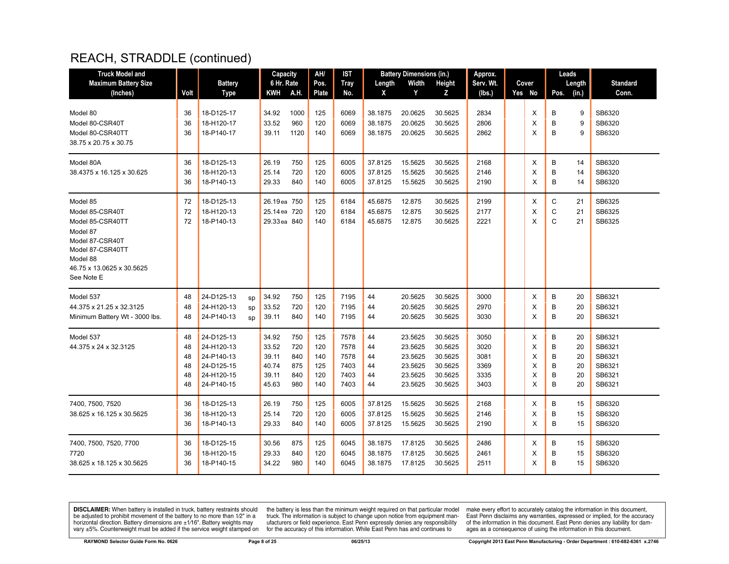# REACH, STRADDLE (continued)

| Truck Model and Maximum Battery Size (Inches) | Volt | Battery Type | | Capacity 6 Hr. Rate KWH | A.H. | AH/ Pos. Plate | IST Tray No. | Battery Dimensions (in.) Length X | Width Y | Height Z | Approx. Serv. Wt. (lbs.) | Cover Yes | No | Leads Pos. | Length (in.) | Standard Conn. |
|---|---|---|---|---|---|---|---|---|---|---|---|---|---|---|---|---|
| Model 80 | 36 | 18-D125-17 | | 34.92 | 1000 | 125 | 6069 | 38.1875 | 20.0625 | 30.5625 | 2834 | | X | B | 9 | SB6320 |
| Model 80-CSR40T | 36 | 18-H120-17 | | 33.52 | 960 | 120 | 6069 | 38.1875 | 20.0625 | 30.5625 | 2806 | | X | B | 9 | SB6320 |
| Model 80-CSR40TT | 36 | 18-P140-17 | | 39.11 | 1120 | 140 | 6069 | 38.1875 | 20.0625 | 30.5625 | 2862 | | X | B | 9 | SB6320 |
| 38.75 x 20.75 x 30.75 | | | | | | | | | | | | | | | | |
| Model 80A | 36 | 18-D125-13 | | 26.19 | 750 | 125 | 6005 | 37.8125 | 15.5625 | 30.5625 | 2168 | | X | B | 14 | SB6320 |
| 38.4375 x 16.125 x 30.625 | 36 | 18-H120-13 | | 25.14 | 720 | 120 | 6005 | 37.8125 | 15.5625 | 30.5625 | 2146 | | X | B | 14 | SB6320 |
| | 36 | 18-P140-13 | | 29.33 | 840 | 140 | 6005 | 37.8125 | 15.5625 | 30.5625 | 2190 | | X | B | 14 | SB6320 |
| Model 85 | 72 | 18-D125-13 | | 26.19 ea | 750 | 125 | 6184 | 45.6875 | 12.875 | 30.5625 | 2199 | | X | C | 21 | SB6325 |
| Model 85-CSR40T | 72 | 18-H120-13 | | 25.14 ea | 720 | 120 | 6184 | 45.6875 | 12.875 | 30.5625 | 2177 | | X | C | 21 | SB6325 |
| Model 85-CSR40TT | 72 | 18-P140-13 | | 29.33 ea | 840 | 140 | 6184 | 45.6875 | 12.875 | 30.5625 | 2221 | | X | C | 21 | SB6325 |
| Model 87 | | | | | | | | | | | | | | | | |
| Model 87-CSR40T | | | | | | | | | | | | | | | | |
| Model 87-CSR40TT | | | | | | | | | | | | | | | | |
| Model 88 | | | | | | | | | | | | | | | | |
| 46.75 x 13.0625 x 30.5625 | | | | | | | | | | | | | | | | |
| See Note E | | | | | | | | | | | | | | | | |
| Model 537 | 48 | 24-D125-13 | sp | 34.92 | 750 | 125 | 7195 | 44 | 20.5625 | 30.5625 | 3000 | | X | B | 20 | SB6321 |
| 44.375 x 21.25 x 32.3125 | 48 | 24-H120-13 | sp | 33.52 | 720 | 120 | 7195 | 44 | 20.5625 | 30.5625 | 2970 | | X | B | 20 | SB6321 |
| Minimum Battery Wt - 3000 lbs. | 48 | 24-P140-13 | sp | 39.11 | 840 | 140 | 7195 | 44 | 20.5625 | 30.5625 | 3030 | | X | B | 20 | SB6321 |
| Model 537 | 48 | 24-D125-13 | | 34.92 | 750 | 125 | 7578 | 44 | 23.5625 | 30.5625 | 3050 | | X | B | 20 | SB6321 |
| 44.375 x 24 x 32.3125 | 48 | 24-H120-13 | | 33.52 | 720 | 120 | 7578 | 44 | 23.5625 | 30.5625 | 3020 | | X | B | 20 | SB6321 |
| | 48 | 24-P140-13 | | 39.11 | 840 | 140 | 7578 | 44 | 23.5625 | 30.5625 | 3081 | | X | B | 20 | SB6321 |
| | 48 | 24-D125-15 | | 40.74 | 875 | 125 | 7403 | 44 | 23.5625 | 30.5625 | 3369 | | X | B | 20 | SB6321 |
| | 48 | 24-H120-15 | | 39.11 | 840 | 120 | 7403 | 44 | 23.5625 | 30.5625 | 3335 | | X | B | 20 | SB6321 |
| | 48 | 24-P140-15 | | 45.63 | 980 | 140 | 7403 | 44 | 23.5625 | 30.5625 | 3403 | | X | B | 20 | SB6321 |
| 7400, 7500, 7520 | 36 | 18-D125-13 | | 26.19 | 750 | 125 | 6005 | 37.8125 | 15.5625 | 30.5625 | 2168 | | X | B | 15 | SB6320 |
| 38.625 x 16.125 x 30.5625 | 36 | 18-H120-13 | | 25.14 | 720 | 120 | 6005 | 37.8125 | 15.5625 | 30.5625 | 2146 | | X | B | 15 | SB6320 |
| | 36 | 18-P140-13 | | 29.33 | 840 | 140 | 6005 | 37.8125 | 15.5625 | 30.5625 | 2190 | | X | B | 15 | SB6320 |
| 7400, 7500, 7520, 7700 | 36 | 18-D125-15 | | 30.56 | 875 | 125 | 6045 | 38.1875 | 17.8125 | 30.5625 | 2486 | | X | B | 15 | SB6320 |
| 7720 | 36 | 18-H120-15 | | 29.33 | 840 | 120 | 6045 | 38.1875 | 17.8125 | 30.5625 | 2461 | | X | B | 15 | SB6320 |
| 38.625 x 18.125 x 30.5625 | 36 | 18-P140-15 | | 34.22 | 980 | 140 | 6045 | 38.1875 | 17.8125 | 30.5625 | 2511 | | X | B | 15 | SB6320 |

**DISCLAIMER:** When battery is installed in truck, battery restraints should be adjusted to prohibit movement of the battery to no more than 1⁄2" in a horizontal direction. Battery dimensions are ±1⁄16". Battery weights may vary ±5%. Counterweight must be added if the service weight stamped on the battery is less than the minimum weight required on that particular model truck. The information is subject to change upon notice from equipment manufacturers or field experience. East Penn expressly denies any responsibility for the accuracy of this information. While East Penn has and continues to make every effort to accurately catalog the information in this document, East Penn disclaims any warranties, expressed or implied, for the accuracy of the information in this document. East Penn denies any liability for damages as a consequence of using the information in this document.

RAYMOND Selector Guide Form No. 0626 | 06/25/13 | Copyright 2013 East Penn Manufacturing - Order Department : 610-682-6361 x.2746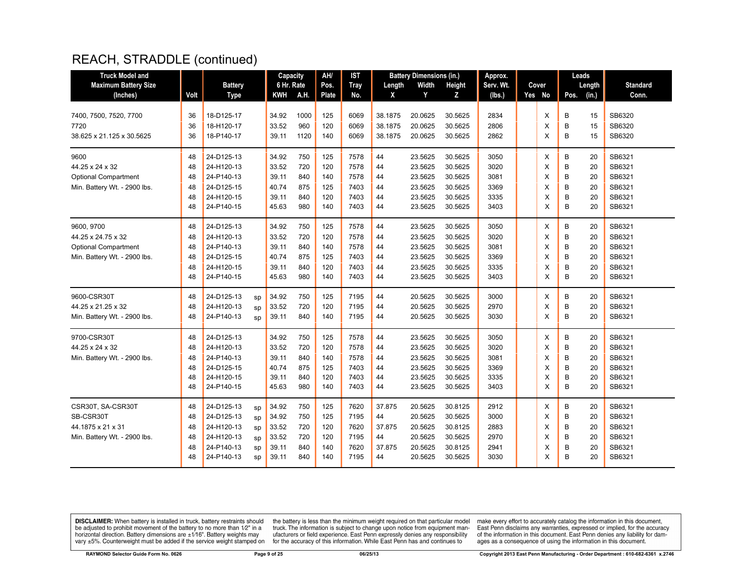# REACH, STRADDLE (continued)

| Truck Model and Maximum Battery Size (Inches) | Volt | Battery Type | | Capacity 6 Hr. Rate KWH | A.H. | AH/ Pos. Plate | IST Tray No. | Battery Dimensions (in.) Length X | Width Y | Height Z | Approx. Serv. Wt. (lbs.) | Cover Yes | No | Leads Pos. | Length (in.) | Standard Conn. |
|---|---|---|---|---|---|---|---|---|---|---|---|---|---|---|---|---|
| 7400, 7500, 7520, 7700 | 36 | 18-D125-17 | | 34.92 | 1000 | 125 | 6069 | 38.1875 | 20.0625 | 30.5625 | 2834 | | X | B | 15 | SB6320 |
| 7720 | 36 | 18-H120-17 | | 33.52 | 960 | 120 | 6069 | 38.1875 | 20.0625 | 30.5625 | 2806 | | X | B | 15 | SB6320 |
| 38.625 x 21.125 x 30.5625 | 36 | 18-P140-17 | | 39.11 | 1120 | 140 | 6069 | 38.1875 | 20.0625 | 30.5625 | 2862 | | X | B | 15 | SB6320 |
| 9600 | 48 | 24-D125-13 | | 34.92 | 750 | 125 | 7578 | 44 | 23.5625 | 30.5625 | 3050 | | X | B | 20 | SB6321 |
| 44.25 x 24 x 32 | 48 | 24-H120-13 | | 33.52 | 720 | 120 | 7578 | 44 | 23.5625 | 30.5625 | 3020 | | X | B | 20 | SB6321 |
| Optional Compartment | 48 | 24-P140-13 | | 39.11 | 840 | 140 | 7578 | 44 | 23.5625 | 30.5625 | 3081 | | X | B | 20 | SB6321 |
| Min. Battery Wt. - 2900 lbs. | 48 | 24-D125-15 | | 40.74 | 875 | 125 | 7403 | 44 | 23.5625 | 30.5625 | 3369 | | X | B | 20 | SB6321 |
| | 48 | 24-H120-15 | | 39.11 | 840 | 120 | 7403 | 44 | 23.5625 | 30.5625 | 3335 | | X | B | 20 | SB6321 |
| | 48 | 24-P140-15 | | 45.63 | 980 | 140 | 7403 | 44 | 23.5625 | 30.5625 | 3403 | | X | B | 20 | SB6321 |
| 9600, 9700 | 48 | 24-D125-13 | | 34.92 | 750 | 125 | 7578 | 44 | 23.5625 | 30.5625 | 3050 | | X | B | 20 | SB6321 |
| 44.25 x 24.75 x 32 | 48 | 24-H120-13 | | 33.52 | 720 | 120 | 7578 | 44 | 23.5625 | 30.5625 | 3020 | | X | B | 20 | SB6321 |
| Optional Compartment | 48 | 24-P140-13 | | 39.11 | 840 | 140 | 7578 | 44 | 23.5625 | 30.5625 | 3081 | | X | B | 20 | SB6321 |
| Min. Battery Wt. - 2900 lbs. | 48 | 24-D125-15 | | 40.74 | 875 | 125 | 7403 | 44 | 23.5625 | 30.5625 | 3369 | | X | B | 20 | SB6321 |
| | 48 | 24-H120-15 | | 39.11 | 840 | 120 | 7403 | 44 | 23.5625 | 30.5625 | 3335 | | X | B | 20 | SB6321 |
| | 48 | 24-P140-15 | | 45.63 | 980 | 140 | 7403 | 44 | 23.5625 | 30.5625 | 3403 | | X | B | 20 | SB6321 |
| 9600-CSR30T | 48 | 24-D125-13 | sp | 34.92 | 750 | 125 | 7195 | 44 | 20.5625 | 30.5625 | 3000 | | X | B | 20 | SB6321 |
| 44.25 x 21.25 x 32 | 48 | 24-H120-13 | sp | 33.52 | 720 | 120 | 7195 | 44 | 20.5625 | 30.5625 | 2970 | | X | B | 20 | SB6321 |
| Min. Battery Wt. - 2900 lbs. | 48 | 24-P140-13 | sp | 39.11 | 840 | 140 | 7195 | 44 | 20.5625 | 30.5625 | 3030 | | X | B | 20 | SB6321 |
| 9700-CSR30T | 48 | 24-D125-13 | | 34.92 | 750 | 125 | 7578 | 44 | 23.5625 | 30.5625 | 3050 | | X | B | 20 | SB6321 |
| 44.25 x 24 x 32 | 48 | 24-H120-13 | | 33.52 | 720 | 120 | 7578 | 44 | 23.5625 | 30.5625 | 3020 | | X | B | 20 | SB6321 |
| Min. Battery Wt. - 2900 lbs. | 48 | 24-P140-13 | | 39.11 | 840 | 140 | 7578 | 44 | 23.5625 | 30.5625 | 3081 | | X | B | 20 | SB6321 |
| | 48 | 24-D125-15 | | 40.74 | 875 | 125 | 7403 | 44 | 23.5625 | 30.5625 | 3369 | | X | B | 20 | SB6321 |
| | 48 | 24-H120-15 | | 39.11 | 840 | 120 | 7403 | 44 | 23.5625 | 30.5625 | 3335 | | X | B | 20 | SB6321 |
| | 48 | 24-P140-15 | | 45.63 | 980 | 140 | 7403 | 44 | 23.5625 | 30.5625 | 3403 | | X | B | 20 | SB6321 |
| CSR30T, SA-CSR30T | 48 | 24-D125-13 | sp | 34.92 | 750 | 125 | 7620 | 37.875 | 20.5625 | 30.8125 | 2912 | | X | B | 20 | SB6321 |
| SB-CSR30T | 48 | 24-D125-13 | sp | 34.92 | 750 | 125 | 7195 | 44 | 20.5625 | 30.5625 | 3000 | | X | B | 20 | SB6321 |
| 44.1875 x 21 x 31 | 48 | 24-H120-13 | sp | 33.52 | 720 | 120 | 7620 | 37.875 | 20.5625 | 30.8125 | 2883 | | X | B | 20 | SB6321 |
| Min. Battery Wt. - 2900 lbs. | 48 | 24-H120-13 | sp | 33.52 | 720 | 120 | 7195 | 44 | 20.5625 | 30.5625 | 2970 | | X | B | 20 | SB6321 |
| | 48 | 24-P140-13 | sp | 39.11 | 840 | 140 | 7620 | 37.875 | 20.5625 | 30.8125 | 2941 | | X | B | 20 | SB6321 |
| | 48 | 24-P140-13 | sp | 39.11 | 840 | 140 | 7195 | 44 | 20.5625 | 30.5625 | 3030 | | X | B | 20 | SB6321 |

**DISCLAIMER:** When battery is installed in truck, battery restraints should be adjusted to prohibit movement of the battery to no more than 1⁄2" in a horizontal direction. Battery dimensions are ±1⁄16". Battery weights may vary ±5%. Counterweight must be added if the service weight stamped on the battery is less than the minimum weight required on that particular model truck. The information is subject to change upon notice from equipment manufacturers or field experience. East Penn expressly denies any responsibility for the accuracy of this information. While East Penn has and continues to make every effort to accurately catalog the information in this document, East Penn disclaims any warranties, expressed or implied, for the accuracy of the information in this document. East Penn denies any liability for damages as a consequence of using the information in this document.

RAYMOND Selector Guide Form No. 0626 — 06/25/13 — Copyright 2013 East Penn Manufacturing - Order Department : 610-682-6361 x.2746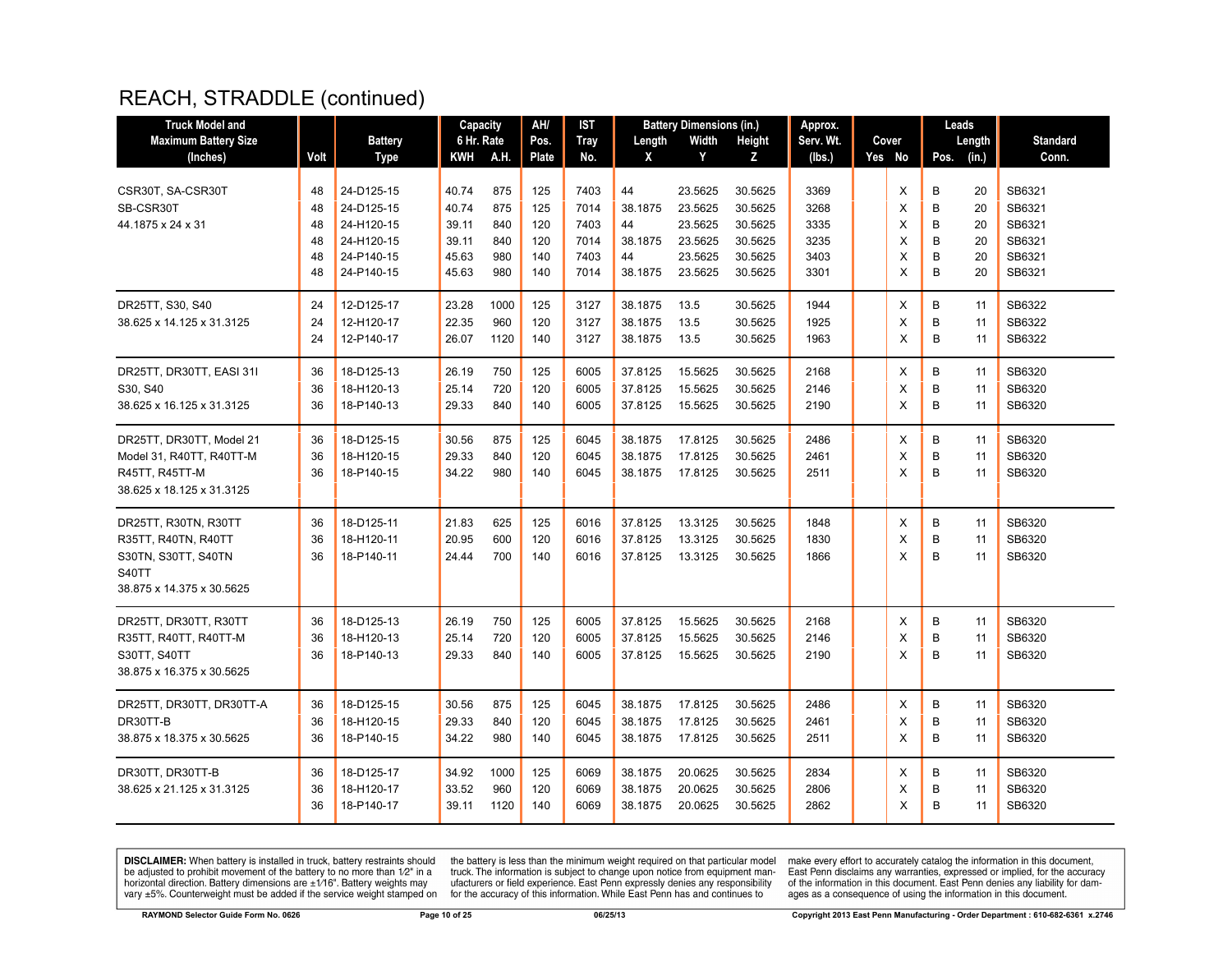# REACH, STRADDLE (continued)

| Truck Model and Maximum Battery Size (Inches) | Volt | Battery Type | Capacity 6 Hr. Rate KWH | A.H. | AH/ Pos. Plate | IST Tray No. | Battery Dimensions (in.) Length X | Width Y | Height Z | Approx. Serv. Wt. (lbs.) | Cover Yes | No | Leads Pos. | Length (in.) | Standard Conn. |
|---|---|---|---|---|---|---|---|---|---|---|---|---|---|---|---|
| CSR30T, SA-CSR30T | 48 | 24-D125-15 | 40.74 | 875 | 125 | 7403 | 44 | 23.5625 | 30.5625 | 3369 | | X | B | 20 | SB6321 |
| SB-CSR30T | 48 | 24-D125-15 | 40.74 | 875 | 125 | 7014 | 38.1875 | 23.5625 | 30.5625 | 3268 | | X | B | 20 | SB6321 |
| 44.1875 x 24 x 31 | 48 | 24-H120-15 | 39.11 | 840 | 120 | 7403 | 44 | 23.5625 | 30.5625 | 3335 | | X | B | 20 | SB6321 |
| | 48 | 24-H120-15 | 39.11 | 840 | 120 | 7014 | 38.1875 | 23.5625 | 30.5625 | 3235 | | X | B | 20 | SB6321 |
| | 48 | 24-P140-15 | 45.63 | 980 | 140 | 7403 | 44 | 23.5625 | 30.5625 | 3403 | | X | B | 20 | SB6321 |
| | 48 | 24-P140-15 | 45.63 | 980 | 140 | 7014 | 38.1875 | 23.5625 | 30.5625 | 3301 | | X | B | 20 | SB6321 |
| DR25TT, S30, S40 | 24 | 12-D125-17 | 23.28 | 1000 | 125 | 3127 | 38.1875 | 13.5 | 30.5625 | 1944 | | X | B | 11 | SB6322 |
| 38.625 x 14.125 x 31.3125 | 24 | 12-H120-17 | 22.35 | 960 | 120 | 3127 | 38.1875 | 13.5 | 30.5625 | 1925 | | X | B | 11 | SB6322 |
| | 24 | 12-P140-17 | 26.07 | 1120 | 140 | 3127 | 38.1875 | 13.5 | 30.5625 | 1963 | | X | B | 11 | SB6322 |
| DR25TT, DR30TT, EASI 31I | 36 | 18-D125-13 | 26.19 | 750 | 125 | 6005 | 37.8125 | 15.5625 | 30.5625 | 2168 | | X | B | 11 | SB6320 |
| S30, S40 | 36 | 18-H120-13 | 25.14 | 720 | 120 | 6005 | 37.8125 | 15.5625 | 30.5625 | 2146 | | X | B | 11 | SB6320 |
| 38.625 x 16.125 x 31.3125 | 36 | 18-P140-13 | 29.33 | 840 | 140 | 6005 | 37.8125 | 15.5625 | 30.5625 | 2190 | | X | B | 11 | SB6320 |
| DR25TT, DR30TT, Model 21 | 36 | 18-D125-15 | 30.56 | 875 | 125 | 6045 | 38.1875 | 17.8125 | 30.5625 | 2486 | | X | B | 11 | SB6320 |
| Model 31, R40TT, R40TT-M | 36 | 18-H120-15 | 29.33 | 840 | 120 | 6045 | 38.1875 | 17.8125 | 30.5625 | 2461 | | X | B | 11 | SB6320 |
| R45TT, R45TT-M | 36 | 18-P140-15 | 34.22 | 980 | 140 | 6045 | 38.1875 | 17.8125 | 30.5625 | 2511 | | X | B | 11 | SB6320 |
| 38.625 x 18.125 x 31.3125 | | | | | | | | | | | | | | | |
| DR25TT, R30TN, R30TT | 36 | 18-D125-11 | 21.83 | 625 | 125 | 6016 | 37.8125 | 13.3125 | 30.5625 | 1848 | | X | B | 11 | SB6320 |
| R35TT, R40TN, R40TT | 36 | 18-H120-11 | 20.95 | 600 | 120 | 6016 | 37.8125 | 13.3125 | 30.5625 | 1830 | | X | B | 11 | SB6320 |
| S30TN, S30TT, S40TN | 36 | 18-P140-11 | 24.44 | 700 | 140 | 6016 | 37.8125 | 13.3125 | 30.5625 | 1866 | | X | B | 11 | SB6320 |
| S40TT | | | | | | | | | | | | | | | |
| 38.875 x 14.375 x 30.5625 | | | | | | | | | | | | | | | |
| DR25TT, DR30TT, R30TT | 36 | 18-D125-13 | 26.19 | 750 | 125 | 6005 | 37.8125 | 15.5625 | 30.5625 | 2168 | | X | B | 11 | SB6320 |
| R35TT, R40TT, R40TT-M | 36 | 18-H120-13 | 25.14 | 720 | 120 | 6005 | 37.8125 | 15.5625 | 30.5625 | 2146 | | X | B | 11 | SB6320 |
| S30TT, S40TT | 36 | 18-P140-13 | 29.33 | 840 | 140 | 6005 | 37.8125 | 15.5625 | 30.5625 | 2190 | | X | B | 11 | SB6320 |
| 38.875 x 16.375 x 30.5625 | | | | | | | | | | | | | | | |
| DR25TT, DR30TT, DR30TT-A | 36 | 18-D125-15 | 30.56 | 875 | 125 | 6045 | 38.1875 | 17.8125 | 30.5625 | 2486 | | X | B | 11 | SB6320 |
| DR30TT-B | 36 | 18-H120-15 | 29.33 | 840 | 120 | 6045 | 38.1875 | 17.8125 | 30.5625 | 2461 | | X | B | 11 | SB6320 |
| 38.875 x 18.375 x 30.5625 | 36 | 18-P140-15 | 34.22 | 980 | 140 | 6045 | 38.1875 | 17.8125 | 30.5625 | 2511 | | X | B | 11 | SB6320 |
| DR30TT, DR30TT-B | 36 | 18-D125-17 | 34.92 | 1000 | 125 | 6069 | 38.1875 | 20.0625 | 30.5625 | 2834 | | X | B | 11 | SB6320 |
| 38.625 x 21.125 x 31.3125 | 36 | 18-H120-17 | 33.52 | 960 | 120 | 6069 | 38.1875 | 20.0625 | 30.5625 | 2806 | | X | B | 11 | SB6320 |
| | 36 | 18-P140-17 | 39.11 | 1120 | 140 | 6069 | 38.1875 | 20.0625 | 30.5625 | 2862 | | X | B | 11 | SB6320 |

**DISCLAIMER:** When battery is installed in truck, battery restraints should be adjusted to prohibit movement of the battery to no more than 1/2" in a horizontal direction. Battery dimensions are ±1/16". Battery weights may vary ±5%. Counterweight must be added if the service weight stamped on the battery is less than the minimum weight required on that particular model truck. The information is subject to change upon notice from equipment manufacturers or field experience. East Penn expressly denies any responsibility for the accuracy of this information. While East Penn has and continues to make every effort to accurately catalog the information in this document, East Penn disclaims any warranties, expressed or implied, for the accuracy of the information in this document. East Penn denies any liability for damages as a consequence of using the information in this document.

RAYMOND Selector Guide Form No. 0626 06/25/13 Copyright 2013 East Penn Manufacturing - Order Department : 610-682-6361 x.2746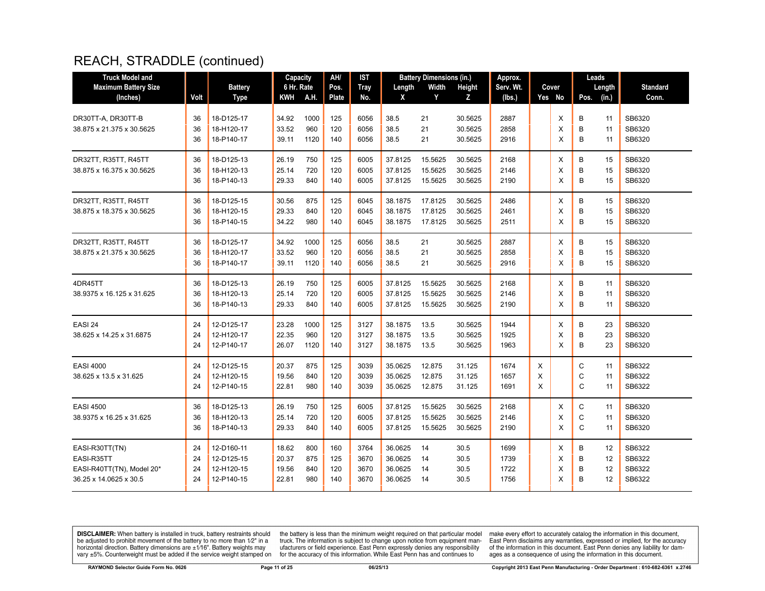# REACH, STRADDLE (continued)

| Truck Model and Maximum Battery Size (Inches) | Volt | Battery Type | Capacity 6 Hr. Rate KWH | A.H. | AH/ Pos. Plate | IST Tray No. | Battery Dimensions (in.) Length X | Width Y | Height Z | Approx. Serv. Wt. (lbs.) | Cover Yes | No | Leads Pos. | Length (in.) | Standard Conn. |
|---|---|---|---|---|---|---|---|---|---|---|---|---|---|---|---|
| DR30TT-A, DR30TT-B | 36 | 18-D125-17 | 34.92 | 1000 | 125 | 6056 | 38.5 | 21 | 30.5625 | 2887 | | X | B | 11 | SB6320 |
| 38.875 x 21.375 x 30.5625 | 36 | 18-H120-17 | 33.52 | 960 | 120 | 6056 | 38.5 | 21 | 30.5625 | 2858 | | X | B | 11 | SB6320 |
| | 36 | 18-P140-17 | 39.11 | 1120 | 140 | 6056 | 38.5 | 21 | 30.5625 | 2916 | | X | B | 11 | SB6320 |
| DR32TT, R35TT, R45TT | 36 | 18-D125-13 | 26.19 | 750 | 125 | 6005 | 37.8125 | 15.5625 | 30.5625 | 2168 | | X | B | 15 | SB6320 |
| 38.875 x 16.375 x 30.5625 | 36 | 18-H120-13 | 25.14 | 720 | 120 | 6005 | 37.8125 | 15.5625 | 30.5625 | 2146 | | X | B | 15 | SB6320 |
| | 36 | 18-P140-13 | 29.33 | 840 | 140 | 6005 | 37.8125 | 15.5625 | 30.5625 | 2190 | | X | B | 15 | SB6320 |
| DR32TT, R35TT, R45TT | 36 | 18-D125-15 | 30.56 | 875 | 125 | 6045 | 38.1875 | 17.8125 | 30.5625 | 2486 | | X | B | 15 | SB6320 |
| 38.875 x 18.375 x 30.5625 | 36 | 18-H120-15 | 29.33 | 840 | 120 | 6045 | 38.1875 | 17.8125 | 30.5625 | 2461 | | X | B | 15 | SB6320 |
| | 36 | 18-P140-15 | 34.22 | 980 | 140 | 6045 | 38.1875 | 17.8125 | 30.5625 | 2511 | | X | B | 15 | SB6320 |
| DR32TT, R35TT, R45TT | 36 | 18-D125-17 | 34.92 | 1000 | 125 | 6056 | 38.5 | 21 | 30.5625 | 2887 | | X | B | 15 | SB6320 |
| 38.875 x 21.375 x 30.5625 | 36 | 18-H120-17 | 33.52 | 960 | 120 | 6056 | 38.5 | 21 | 30.5625 | 2858 | | X | B | 15 | SB6320 |
| | 36 | 18-P140-17 | 39.11 | 1120 | 140 | 6056 | 38.5 | 21 | 30.5625 | 2916 | | X | B | 15 | SB6320 |
| 4DR45TT | 36 | 18-D125-13 | 26.19 | 750 | 125 | 6005 | 37.8125 | 15.5625 | 30.5625 | 2168 | | X | B | 11 | SB6320 |
| 38.9375 x 16.125 x 31.625 | 36 | 18-H120-13 | 25.14 | 720 | 120 | 6005 | 37.8125 | 15.5625 | 30.5625 | 2146 | | X | B | 11 | SB6320 |
| | 36 | 18-P140-13 | 29.33 | 840 | 140 | 6005 | 37.8125 | 15.5625 | 30.5625 | 2190 | | X | B | 11 | SB6320 |
| EASI 24 | 24 | 12-D125-17 | 23.28 | 1000 | 125 | 3127 | 38.1875 | 13.5 | 30.5625 | 1944 | | X | B | 23 | SB6320 |
| 38.625 x 14.25 x 31.6875 | 24 | 12-H120-17 | 22.35 | 960 | 120 | 3127 | 38.1875 | 13.5 | 30.5625 | 1925 | | X | B | 23 | SB6320 |
| | 24 | 12-P140-17 | 26.07 | 1120 | 140 | 3127 | 38.1875 | 13.5 | 30.5625 | 1963 | | X | B | 23 | SB6320 |
| EASI 4000 | 24 | 12-D125-15 | 20.37 | 875 | 125 | 3039 | 35.0625 | 12.875 | 31.125 | 1674 | X | | C | 11 | SB6322 |
| 38.625 x 13.5 x 31.625 | 24 | 12-H120-15 | 19.56 | 840 | 120 | 3039 | 35.0625 | 12.875 | 31.125 | 1657 | X | | C | 11 | SB6322 |
| | 24 | 12-P140-15 | 22.81 | 980 | 140 | 3039 | 35.0625 | 12.875 | 31.125 | 1691 | X | | C | 11 | SB6322 |
| EASI 4500 | 36 | 18-D125-13 | 26.19 | 750 | 125 | 6005 | 37.8125 | 15.5625 | 30.5625 | 2168 | | X | C | 11 | SB6320 |
| 38.9375 x 16.25 x 31.625 | 36 | 18-H120-13 | 25.14 | 720 | 120 | 6005 | 37.8125 | 15.5625 | 30.5625 | 2146 | | X | C | 11 | SB6320 |
| | 36 | 18-P140-13 | 29.33 | 840 | 140 | 6005 | 37.8125 | 15.5625 | 30.5625 | 2190 | | X | C | 11 | SB6320 |
| EASI-R30TT(TN) | 24 | 12-D160-11 | 18.62 | 800 | 160 | 3764 | 36.0625 | 14 | 30.5 | 1699 | | X | B | 12 | SB6322 |
| EASI-R35TT | 24 | 12-D125-15 | 20.37 | 875 | 125 | 3670 | 36.0625 | 14 | 30.5 | 1739 | | X | B | 12 | SB6322 |
| EASI-R40TT(TN), Model 20* | 24 | 12-H120-15 | 19.56 | 840 | 120 | 3670 | 36.0625 | 14 | 30.5 | 1722 | | X | B | 12 | SB6322 |
| 36.25 x 14.0625 x 30.5 | 24 | 12-P140-15 | 22.81 | 980 | 140 | 3670 | 36.0625 | 14 | 30.5 | 1756 | | X | B | 12 | SB6322 |

**DISCLAIMER:** When battery is installed in truck, battery restraints should be adjusted to prohibit movement of the battery to no more than 1⁄2" in a horizontal direction. Battery dimensions are ±1⁄16". Battery weights may vary ±5%. Counterweight must be added if the service weight stamped on the battery is less than the minimum weight required on that particular model truck. The information is subject to change upon notice from equipment manufacturers or field experience. East Penn expressly denies any responsibility for the accuracy of this information. While East Penn has and continues to make every effort to accurately catalog the information in this document, East Penn disclaims any warranties, expressed or implied, for the accuracy of the information in this document. East Penn denies any liability for damages as a consequence of using the information in this document.

RAYMOND Selector Guide Form No. 0626 &nbsp;&nbsp; 06/25/13 &nbsp;&nbsp; Copyright 2013 East Penn Manufacturing - Order Department : 610-682-6361 x.2746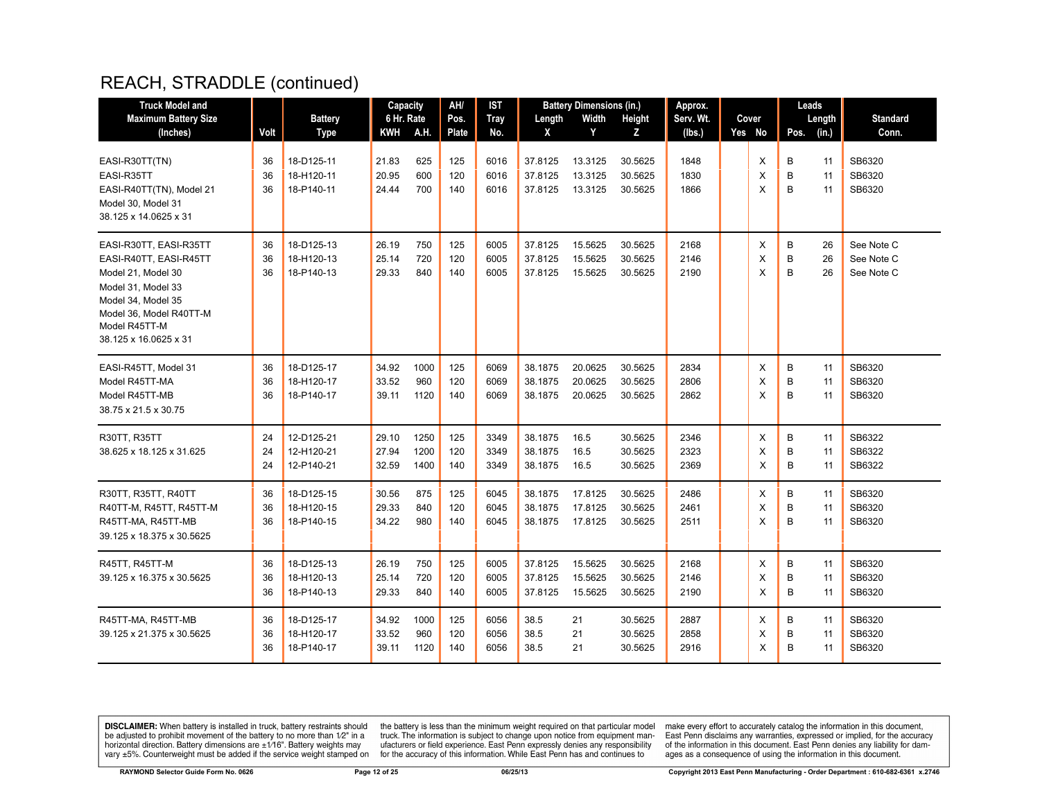## REACH, STRADDLE (continued)

| Truck Model and Maximum Battery Size (Inches) | Volt | Battery Type | Capacity 6 Hr. Rate KWH | A.H. | AH/ Pos. Plate | IST Tray No. | Battery Dimensions (in.) Length X | Width Y | Height Z | Approx. Serv. Wt. (lbs.) | Cover Yes | No | Leads Pos. | Length (in.) | Standard Conn. |
|---|---|---|---|---|---|---|---|---|---|---|---|---|---|---|---|
| EASI-R30TT(TN) | 36 | 18-D125-11 | 21.83 | 625 | 125 | 6016 | 37.8125 | 13.3125 | 30.5625 | 1848 | | X | B | 11 | SB6320 |
| EASI-R35TT | 36 | 18-H120-11 | 20.95 | 600 | 120 | 6016 | 37.8125 | 13.3125 | 30.5625 | 1830 | | X | B | 11 | SB6320 |
| EASI-R40TT(TN), Model 21 | 36 | 18-P140-11 | 24.44 | 700 | 140 | 6016 | 37.8125 | 13.3125 | 30.5625 | 1866 | | X | B | 11 | SB6320 |
| Model 30, Model 31 | | | | | | | | | | | | | | | |
| 38.125 x 14.0625 x 31 | | | | | | | | | | | | | | | |
| EASI-R30TT, EASI-R35TT | 36 | 18-D125-13 | 26.19 | 750 | 125 | 6005 | 37.8125 | 15.5625 | 30.5625 | 2168 | | X | B | 26 | See Note C |
| EASI-R40TT, EASI-R45TT | 36 | 18-H120-13 | 25.14 | 720 | 120 | 6005 | 37.8125 | 15.5625 | 30.5625 | 2146 | | X | B | 26 | See Note C |
| Model 21, Model 30 | 36 | 18-P140-13 | 29.33 | 840 | 140 | 6005 | 37.8125 | 15.5625 | 30.5625 | 2190 | | X | B | 26 | See Note C |
| Model 31, Model 33 | | | | | | | | | | | | | | | |
| Model 34, Model 35 | | | | | | | | | | | | | | | |
| Model 36, Model R40TT-M | | | | | | | | | | | | | | | |
| Model R45TT-M | | | | | | | | | | | | | | | |
| 38.125 x 16.0625 x 31 | | | | | | | | | | | | | | | |
| EASI-R45TT, Model 31 | 36 | 18-D125-17 | 34.92 | 1000 | 125 | 6069 | 38.1875 | 20.0625 | 30.5625 | 2834 | | X | B | 11 | SB6320 |
| Model R45TT-MA | 36 | 18-H120-17 | 33.52 | 960 | 120 | 6069 | 38.1875 | 20.0625 | 30.5625 | 2806 | | X | B | 11 | SB6320 |
| Model R45TT-MB | 36 | 18-P140-17 | 39.11 | 1120 | 140 | 6069 | 38.1875 | 20.0625 | 30.5625 | 2862 | | X | B | 11 | SB6320 |
| 38.75 x 21.5 x 30.75 | | | | | | | | | | | | | | | |
| R30TT, R35TT | 24 | 12-D125-21 | 29.10 | 1250 | 125 | 3349 | 38.1875 | 16.5 | 30.5625 | 2346 | | X | B | 11 | SB6322 |
| 38.625 x 18.125 x 31.625 | 24 | 12-H120-21 | 27.94 | 1200 | 120 | 3349 | 38.1875 | 16.5 | 30.5625 | 2323 | | X | B | 11 | SB6322 |
| | 24 | 12-P140-21 | 32.59 | 1400 | 140 | 3349 | 38.1875 | 16.5 | 30.5625 | 2369 | | X | B | 11 | SB6322 |
| R30TT, R35TT, R40TT | 36 | 18-D125-15 | 30.56 | 875 | 125 | 6045 | 38.1875 | 17.8125 | 30.5625 | 2486 | | X | B | 11 | SB6320 |
| R40TT-M, R45TT, R45TT-M | 36 | 18-H120-15 | 29.33 | 840 | 120 | 6045 | 38.1875 | 17.8125 | 30.5625 | 2461 | | X | B | 11 | SB6320 |
| R45TT-MA, R45TT-MB | 36 | 18-P140-15 | 34.22 | 980 | 140 | 6045 | 38.1875 | 17.8125 | 30.5625 | 2511 | | X | B | 11 | SB6320 |
| 39.125 x 18.375 x 30.5625 | | | | | | | | | | | | | | | |
| R45TT, R45TT-M | 36 | 18-D125-13 | 26.19 | 750 | 125 | 6005 | 37.8125 | 15.5625 | 30.5625 | 2168 | | X | B | 11 | SB6320 |
| 39.125 x 16.375 x 30.5625 | 36 | 18-H120-13 | 25.14 | 720 | 120 | 6005 | 37.8125 | 15.5625 | 30.5625 | 2146 | | X | B | 11 | SB6320 |
| | 36 | 18-P140-13 | 29.33 | 840 | 140 | 6005 | 37.8125 | 15.5625 | 30.5625 | 2190 | | X | B | 11 | SB6320 |
| R45TT-MA, R45TT-MB | 36 | 18-D125-17 | 34.92 | 1000 | 125 | 6056 | 38.5 | 21 | 30.5625 | 2887 | | X | B | 11 | SB6320 |
| 39.125 x 21.375 x 30.5625 | 36 | 18-H120-17 | 33.52 | 960 | 120 | 6056 | 38.5 | 21 | 30.5625 | 2858 | | X | B | 11 | SB6320 |
| | 36 | 18-P140-17 | 39.11 | 1120 | 140 | 6056 | 38.5 | 21 | 30.5625 | 2916 | | X | B | 11 | SB6320 |

**DISCLAIMER:** When battery is installed in truck, battery restraints should be adjusted to prohibit movement of the battery to no more than 1⁄2" in a horizontal direction. Battery dimensions are ±1⁄16". Battery weights may vary ±5%. Counterweight must be added if the service weight stamped on the battery is less than the minimum weight required on that particular model truck. The information is subject to change upon notice from equipment manufacturers or field experience. East Penn expressly denies any responsibility for the accuracy of this information. While East Penn has and continues to make every effort to accurately catalog the information in this document, East Penn disclaims any warranties, expressed or implied, for the accuracy of the information in this document. East Penn denies any liability for damages as a consequence of using the information in this document.

RAYMOND Selector Guide Form No. 0626 — 06/25/13 — Copyright 2013 East Penn Manufacturing - Order Department : 610-682-6361 x.2746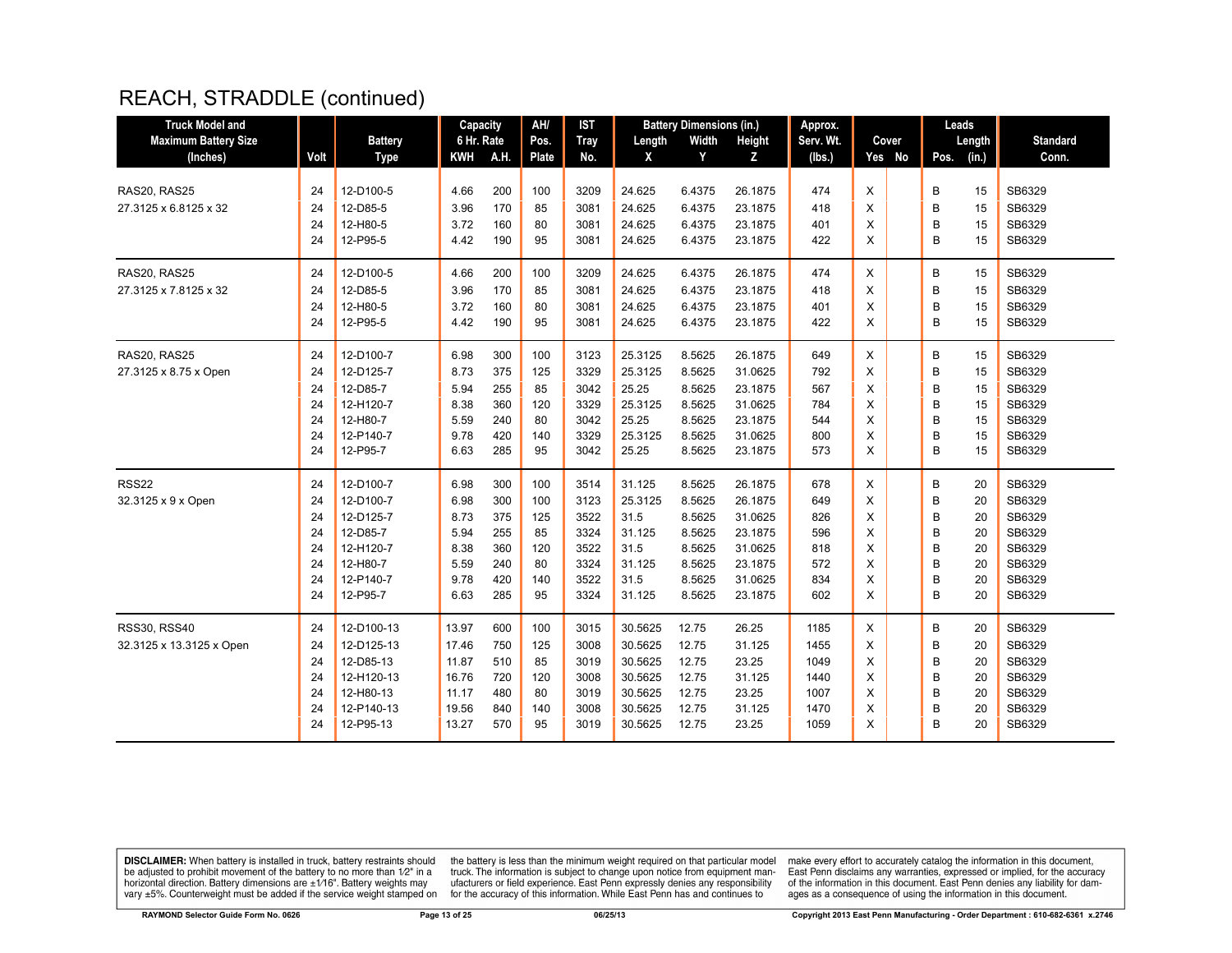# REACH, STRADDLE (continued)

| Truck Model and Maximum Battery Size (Inches) | Volt | Battery Type | Capacity 6 Hr. Rate KWH | A.H. | AH/ Pos. Plate | IST Tray No. | Battery Dimensions (in.) Length X | Width Y | Height Z | Approx. Serv. Wt. (lbs.) | Cover Yes | No | Leads Pos. | Length (in.) | Standard Conn. |
|---|---|---|---|---|---|---|---|---|---|---|---|---|---|---|---|
| RAS20, RAS25 | 24 | 12-D100-5 | 4.66 | 200 | 100 | 3209 | 24.625 | 6.4375 | 26.1875 | 474 | X | | B | 15 | SB6329 |
| 27.3125 x 6.8125 x 32 | 24 | 12-D85-5 | 3.96 | 170 | 85 | 3081 | 24.625 | 6.4375 | 23.1875 | 418 | X | | B | 15 | SB6329 |
| | 24 | 12-H80-5 | 3.72 | 160 | 80 | 3081 | 24.625 | 6.4375 | 23.1875 | 401 | X | | B | 15 | SB6329 |
| | 24 | 12-P95-5 | 4.42 | 190 | 95 | 3081 | 24.625 | 6.4375 | 23.1875 | 422 | X | | B | 15 | SB6329 |
| RAS20, RAS25 | 24 | 12-D100-5 | 4.66 | 200 | 100 | 3209 | 24.625 | 6.4375 | 26.1875 | 474 | X | | B | 15 | SB6329 |
| 27.3125 x 7.8125 x 32 | 24 | 12-D85-5 | 3.96 | 170 | 85 | 3081 | 24.625 | 6.4375 | 23.1875 | 418 | X | | B | 15 | SB6329 |
| | 24 | 12-H80-5 | 3.72 | 160 | 80 | 3081 | 24.625 | 6.4375 | 23.1875 | 401 | X | | B | 15 | SB6329 |
| | 24 | 12-P95-5 | 4.42 | 190 | 95 | 3081 | 24.625 | 6.4375 | 23.1875 | 422 | X | | B | 15 | SB6329 |
| RAS20, RAS25 | 24 | 12-D100-7 | 6.98 | 300 | 100 | 3123 | 25.3125 | 8.5625 | 26.1875 | 649 | X | | B | 15 | SB6329 |
| 27.3125 x 8.75 x Open | 24 | 12-D125-7 | 8.73 | 375 | 125 | 3329 | 25.3125 | 8.5625 | 31.0625 | 792 | X | | B | 15 | SB6329 |
| | 24 | 12-D85-7 | 5.94 | 255 | 85 | 3042 | 25.25 | 8.5625 | 23.1875 | 567 | X | | B | 15 | SB6329 |
| | 24 | 12-H120-7 | 8.38 | 360 | 120 | 3329 | 25.3125 | 8.5625 | 31.0625 | 784 | X | | B | 15 | SB6329 |
| | 24 | 12-H80-7 | 5.59 | 240 | 80 | 3042 | 25.25 | 8.5625 | 23.1875 | 544 | X | | B | 15 | SB6329 |
| | 24 | 12-P140-7 | 9.78 | 420 | 140 | 3329 | 25.3125 | 8.5625 | 31.0625 | 800 | X | | B | 15 | SB6329 |
| | 24 | 12-P95-7 | 6.63 | 285 | 95 | 3042 | 25.25 | 8.5625 | 23.1875 | 573 | X | | B | 15 | SB6329 |
| RSS22 | 24 | 12-D100-7 | 6.98 | 300 | 100 | 3514 | 31.125 | 8.5625 | 26.1875 | 678 | X | | B | 20 | SB6329 |
| 32.3125 x 9 x Open | 24 | 12-D100-7 | 6.98 | 300 | 100 | 3123 | 25.3125 | 8.5625 | 26.1875 | 649 | X | | B | 20 | SB6329 |
| | 24 | 12-D125-7 | 8.73 | 375 | 125 | 3522 | 31.5 | 8.5625 | 31.0625 | 826 | X | | B | 20 | SB6329 |
| | 24 | 12-D85-7 | 5.94 | 255 | 85 | 3324 | 31.125 | 8.5625 | 23.1875 | 596 | X | | B | 20 | SB6329 |
| | 24 | 12-H120-7 | 8.38 | 360 | 120 | 3522 | 31.5 | 8.5625 | 31.0625 | 818 | X | | B | 20 | SB6329 |
| | 24 | 12-H80-7 | 5.59 | 240 | 80 | 3324 | 31.125 | 8.5625 | 23.1875 | 572 | X | | B | 20 | SB6329 |
| | 24 | 12-P140-7 | 9.78 | 420 | 140 | 3522 | 31.5 | 8.5625 | 31.0625 | 834 | X | | B | 20 | SB6329 |
| | 24 | 12-P95-7 | 6.63 | 285 | 95 | 3324 | 31.125 | 8.5625 | 23.1875 | 602 | X | | B | 20 | SB6329 |
| RSS30, RSS40 | 24 | 12-D100-13 | 13.97 | 600 | 100 | 3015 | 30.5625 | 12.75 | 26.25 | 1185 | X | | B | 20 | SB6329 |
| 32.3125 x 13.3125 x Open | 24 | 12-D125-13 | 17.46 | 750 | 125 | 3008 | 30.5625 | 12.75 | 31.125 | 1455 | X | | B | 20 | SB6329 |
| | 24 | 12-D85-13 | 11.87 | 510 | 85 | 3019 | 30.5625 | 12.75 | 23.25 | 1049 | X | | B | 20 | SB6329 |
| | 24 | 12-H120-13 | 16.76 | 720 | 120 | 3008 | 30.5625 | 12.75 | 31.125 | 1440 | X | | B | 20 | SB6329 |
| | 24 | 12-H80-13 | 11.17 | 480 | 80 | 3019 | 30.5625 | 12.75 | 23.25 | 1007 | X | | B | 20 | SB6329 |
| | 24 | 12-P140-13 | 19.56 | 840 | 140 | 3008 | 30.5625 | 12.75 | 31.125 | 1470 | X | | B | 20 | SB6329 |
| | 24 | 12-P95-13 | 13.27 | 570 | 95 | 3019 | 30.5625 | 12.75 | 23.25 | 1059 | X | | B | 20 | SB6329 |

**DISCLAIMER:** When battery is installed in truck, battery restraints should be adjusted to prohibit movement of the battery to no more than 1⁄2" in a horizontal direction. Battery dimensions are ±1⁄16". Battery weights may vary ±5%. Counterweight must be added if the service weight stamped on the battery is less than the minimum weight required on that particular model truck. The information is subject to change upon notice from equipment manufacturers or field experience. East Penn expressly denies any responsibility for the accuracy of this information. While East Penn has and continues to make every effort to accurately catalog the information in this document, East Penn disclaims any warranties, expressed or implied, for the accuracy of the information in this document. East Penn denies any liability for damages as a consequence of using the information in this document.

RAYMOND Selector Guide Form No. 0626 — 06/25/13 — Copyright 2013 East Penn Manufacturing - Order Department : 610-682-6361 x.2746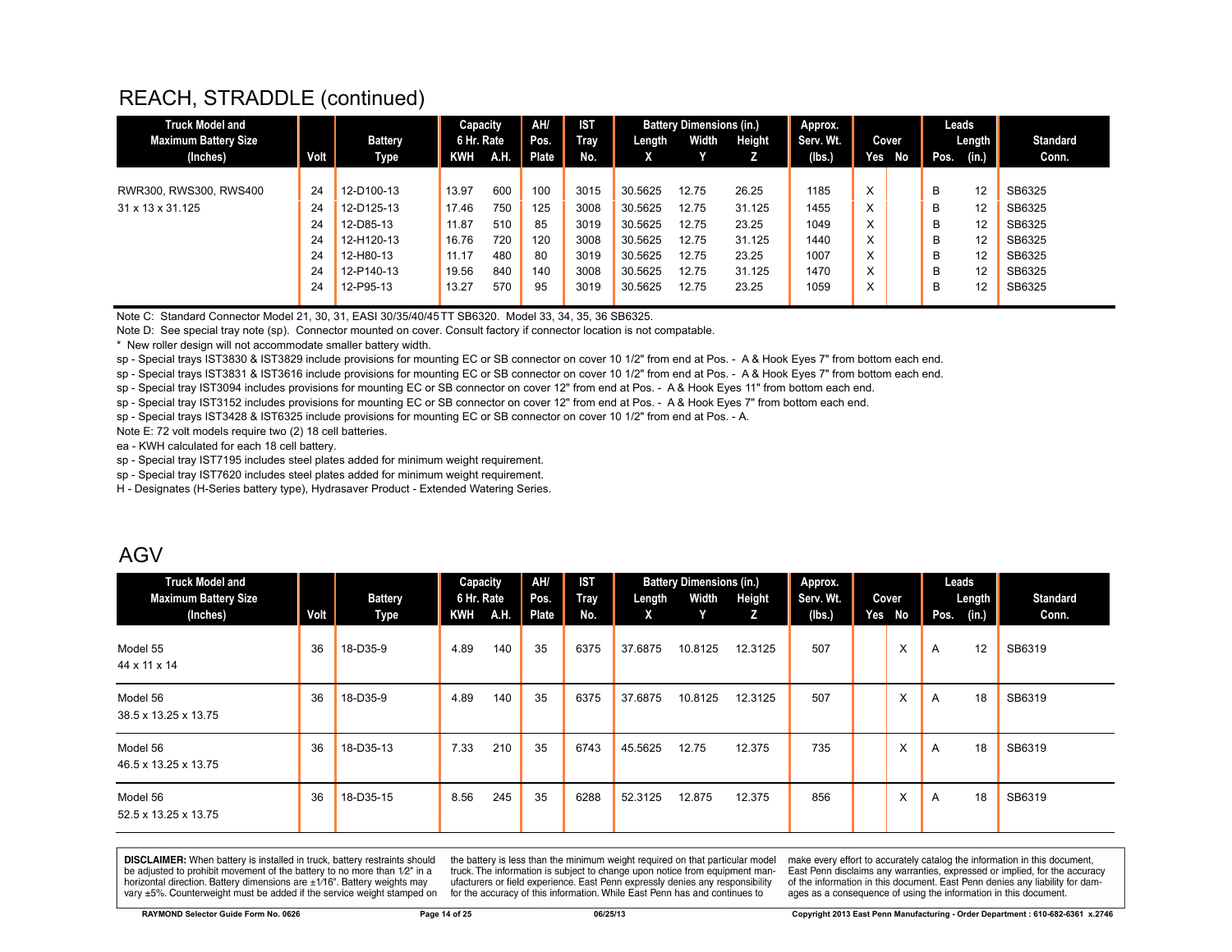## REACH, STRADDLE (continued)

| Truck Model and Maximum Battery Size (Inches) | Volt | Battery Type | Capacity 6 Hr. Rate KWH | A.H. | AH/ Pos. Plate | IST Tray No. | Battery Dimensions (in.) Length X | Width Y | Height Z | Approx. Serv. Wt. (lbs.) | Cover Yes | No | Leads Pos. | Length (in.) | Standard Conn. |
|---|---|---|---|---|---|---|---|---|---|---|---|---|---|---|---|
| RWR300, RWS300, RWS400 | 24 | 12-D100-13 | 13.97 | 600 | 100 | 3015 | 30.5625 | 12.75 | 26.25 | 1185 | X | | B | 12 | SB6325 |
| 31 x 13 x 31.125 | 24 | 12-D125-13 | 17.46 | 750 | 125 | 3008 | 30.5625 | 12.75 | 31.125 | 1455 | X | | B | 12 | SB6325 |
| | 24 | 12-D85-13 | 11.87 | 510 | 85 | 3019 | 30.5625 | 12.75 | 23.25 | 1049 | X | | B | 12 | SB6325 |
| | 24 | 12-H120-13 | 16.76 | 720 | 120 | 3008 | 30.5625 | 12.75 | 31.125 | 1440 | X | | B | 12 | SB6325 |
| | 24 | 12-H80-13 | 11.17 | 480 | 80 | 3019 | 30.5625 | 12.75 | 23.25 | 1007 | X | | B | 12 | SB6325 |
| | 24 | 12-P140-13 | 19.56 | 840 | 140 | 3008 | 30.5625 | 12.75 | 31.125 | 1470 | X | | B | 12 | SB6325 |
| | 24 | 12-P95-13 | 13.27 | 570 | 95 | 3019 | 30.5625 | 12.75 | 23.25 | 1059 | X | | B | 12 | SB6325 |

Note C: Standard Connector Model 21, 30, 31, EASI 30/35/40/45TT SB6320. Model 33, 34, 35, 36 SB6325.
Note D: See special tray note (sp). Connector mounted on cover. Consult factory if connector location is not compatable.
* New roller design will not accommodate smaller battery width.
sp - Special trays IST3830 & IST3829 include provisions for mounting EC or SB connector on cover 10 1/2" from end at Pos. - A & Hook Eyes 7" from bottom each end.
sp - Special trays IST3831 & IST3616 include provisions for mounting EC or SB connector on cover 10 1/2" from end at Pos. - A & Hook Eyes 7" from bottom each end.
sp - Special tray IST3094 includes provisions for mounting EC or SB connector on cover 12" from end at Pos. - A & Hook Eyes 11" from bottom each end.
sp - Special tray IST3152 includes provisions for mounting EC or SB connector on cover 12" from end at Pos. - A & Hook Eyes 7" from bottom each end.
sp - Special trays IST3428 & IST6325 include provisions for mounting EC or SB connector on cover 10 1/2" from end at Pos. - A.
Note E: 72 volt models require two (2) 18 cell batteries.
ea - KWH calculated for each 18 cell battery.
sp - Special tray IST7195 includes steel plates added for minimum weight requirement.
sp - Special tray IST7620 includes steel plates added for minimum weight requirement.
H - Designates (H-Series battery type), Hydrasaver Product - Extended Watering Series.

## AGV

| Truck Model and Maximum Battery Size (Inches) | Volt | Battery Type | Capacity 6 Hr. Rate KWH | A.H. | AH/ Pos. Plate | IST Tray No. | Battery Dimensions (in.) Length X | Width Y | Height Z | Approx. Serv. Wt. (lbs.) | Cover Yes | No | Leads Pos. | Length (in.) | Standard Conn. |
|---|---|---|---|---|---|---|---|---|---|---|---|---|---|---|---|
| Model 55<br>44 x 11 x 14 | 36 | 18-D35-9 | 4.89 | 140 | 35 | 6375 | 37.6875 | 10.8125 | 12.3125 | 507 | | X | A | 12 | SB6319 |
| Model 56<br>38.5 x 13.25 x 13.75 | 36 | 18-D35-9 | 4.89 | 140 | 35 | 6375 | 37.6875 | 10.8125 | 12.3125 | 507 | | X | A | 18 | SB6319 |
| Model 56<br>46.5 x 13.25 x 13.75 | 36 | 18-D35-13 | 7.33 | 210 | 35 | 6743 | 45.5625 | 12.75 | 12.375 | 735 | | X | A | 18 | SB6319 |
| Model 56<br>52.5 x 13.25 x 13.75 | 36 | 18-D35-15 | 8.56 | 245 | 35 | 6288 | 52.3125 | 12.875 | 12.375 | 856 | | X | A | 18 | SB6319 |

**DISCLAIMER:** When battery is installed in truck, battery restraints should be adjusted to prohibit movement of the battery to no more than 1⁄2" in a horizontal direction. Battery dimensions are ±1⁄16". Battery weights may vary ±5%. Counterweight must be added if the service weight stamped on the battery is less than the minimum weight required on that particular model truck. The information is subject to change upon notice from equipment manufacturers or field experience. East Penn expressly denies any responsibility for the accuracy of this information. While East Penn has and continues to make every effort to accurately catalog the information in this document, East Penn disclaims any warranties, expressed or implied, for the accuracy of the information in this document. East Penn denies any liability for damages as a consequence of using the information in this document.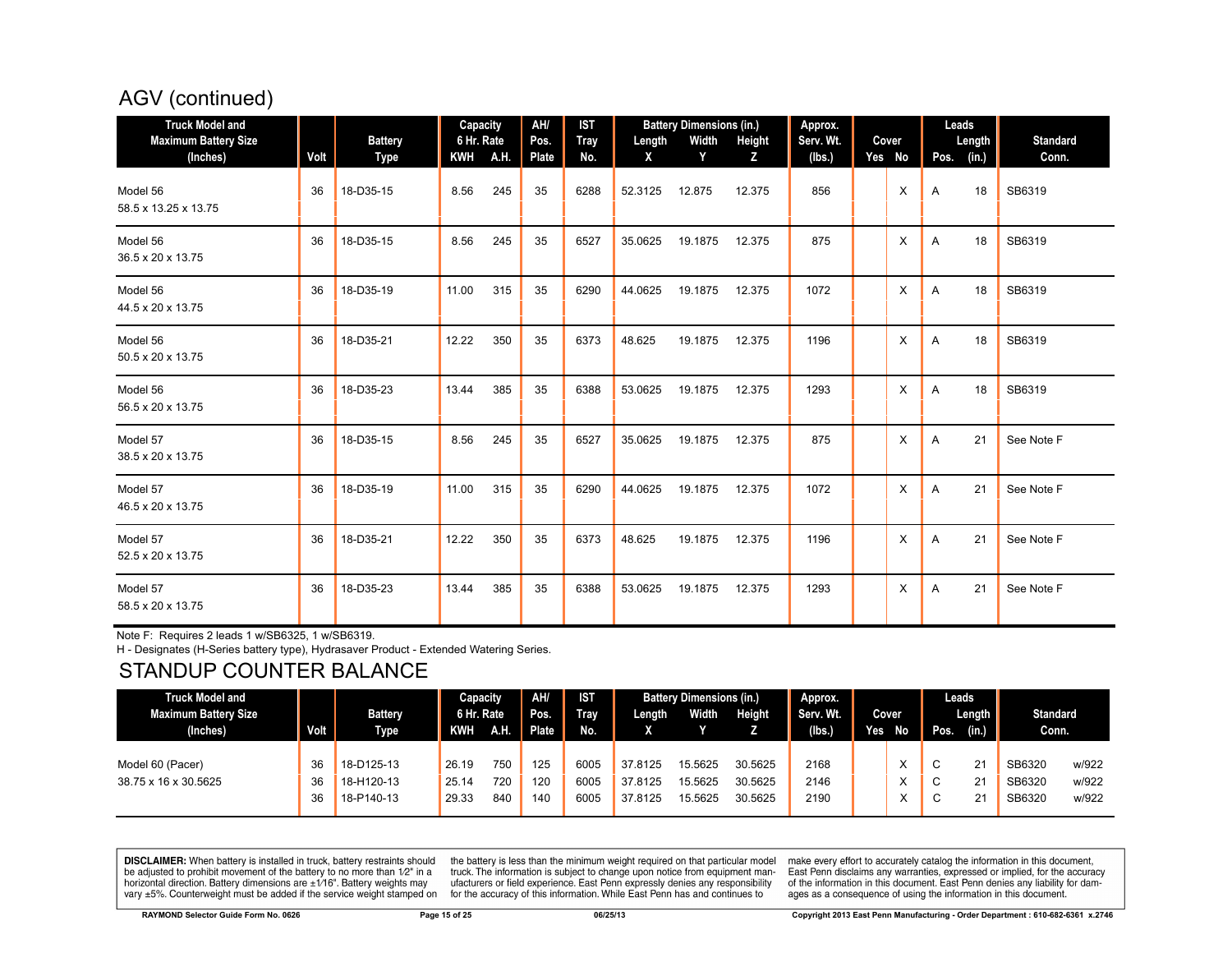## AGV (continued)

| Truck Model and Maximum Battery Size (Inches) | Volt | Battery Type | Capacity 6 Hr. Rate KWH | A.H. | AH/ Pos. Plate | IST Tray No. | Battery Dimensions (in.) Length X | Width Y | Height Z | Approx. Serv. Wt. (lbs.) | Cover Yes | No | Leads Pos. | Length (in.) | Standard Conn. |
|---|---|---|---|---|---|---|---|---|---|---|---|---|---|---|---|
| Model 56 58.5 x 13.25 x 13.75 | 36 | 18-D35-15 | 8.56 | 245 | 35 | 6288 | 52.3125 | 12.875 | 12.375 | 856 | | X | A | 18 | SB6319 |
| Model 56 36.5 x 20 x 13.75 | 36 | 18-D35-15 | 8.56 | 245 | 35 | 6527 | 35.0625 | 19.1875 | 12.375 | 875 | | X | A | 18 | SB6319 |
| Model 56 44.5 x 20 x 13.75 | 36 | 18-D35-19 | 11.00 | 315 | 35 | 6290 | 44.0625 | 19.1875 | 12.375 | 1072 | | X | A | 18 | SB6319 |
| Model 56 50.5 x 20 x 13.75 | 36 | 18-D35-21 | 12.22 | 350 | 35 | 6373 | 48.625 | 19.1875 | 12.375 | 1196 | | X | A | 18 | SB6319 |
| Model 56 56.5 x 20 x 13.75 | 36 | 18-D35-23 | 13.44 | 385 | 35 | 6388 | 53.0625 | 19.1875 | 12.375 | 1293 | | X | A | 18 | SB6319 |
| Model 57 38.5 x 20 x 13.75 | 36 | 18-D35-15 | 8.56 | 245 | 35 | 6527 | 35.0625 | 19.1875 | 12.375 | 875 | | X | A | 21 | See Note F |
| Model 57 46.5 x 20 x 13.75 | 36 | 18-D35-19 | 11.00 | 315 | 35 | 6290 | 44.0625 | 19.1875 | 12.375 | 1072 | | X | A | 21 | See Note F |
| Model 57 52.5 x 20 x 13.75 | 36 | 18-D35-21 | 12.22 | 350 | 35 | 6373 | 48.625 | 19.1875 | 12.375 | 1196 | | X | A | 21 | See Note F |
| Model 57 58.5 x 20 x 13.75 | 36 | 18-D35-23 | 13.44 | 385 | 35 | 6388 | 53.0625 | 19.1875 | 12.375 | 1293 | | X | A | 21 | See Note F |

Note F: Requires 2 leads 1 w/SB6325, 1 w/SB6319.

H - Designates (H-Series battery type), Hydrasaver Product - Extended Watering Series.

## STANDUP COUNTER BALANCE

| Truck Model and Maximum Battery Size (Inches) | Volt | Battery Type | Capacity 6 Hr. Rate KWH | A.H. | AH/ Pos. Plate | IST Tray No. | Battery Dimensions (in.) Length X | Width Y | Height Z | Approx. Serv. Wt. (lbs.) | Cover Yes | No | Leads Pos. | Length (in.) | Standard Conn. |
|---|---|---|---|---|---|---|---|---|---|---|---|---|---|---|---|
| Model 60 (Pacer) 38.75 x 16 x 30.5625 | 36 | 18-D125-13 | 26.19 | 750 | 125 | 6005 | 37.8125 | 15.5625 | 30.5625 | 2168 | | X | C | 21 | SB6320 w/922 |
| | 36 | 18-H120-13 | 25.14 | 720 | 120 | 6005 | 37.8125 | 15.5625 | 30.5625 | 2146 | | X | C | 21 | SB6320 w/922 |
| | 36 | 18-P140-13 | 29.33 | 840 | 140 | 6005 | 37.8125 | 15.5625 | 30.5625 | 2190 | | X | C | 21 | SB6320 w/922 |

**DISCLAIMER:** When battery is installed in truck, battery restraints should be adjusted to prohibit movement of the battery to no more than 1⁄2" in a horizontal direction. Battery dimensions are ±1⁄16". Battery weights may vary ±5%. Counterweight must be added if the service weight stamped on the battery is less than the minimum weight required on that particular model truck. The information is subject to change upon notice from equipment manufacturers or field experience. East Penn expressly denies any responsibility for the accuracy of this information. While East Penn has and continues to make every effort to accurately catalog the information in this document, East Penn disclaims any warranties, expressed or implied, for the accuracy of the information in this document. East Penn denies any liability for damages as a consequence of using the information in this document.

RAYMOND Selector Guide Form No. 0626 — 06/25/13 — Copyright 2013 East Penn Manufacturing - Order Department : 610-682-6361 x.2746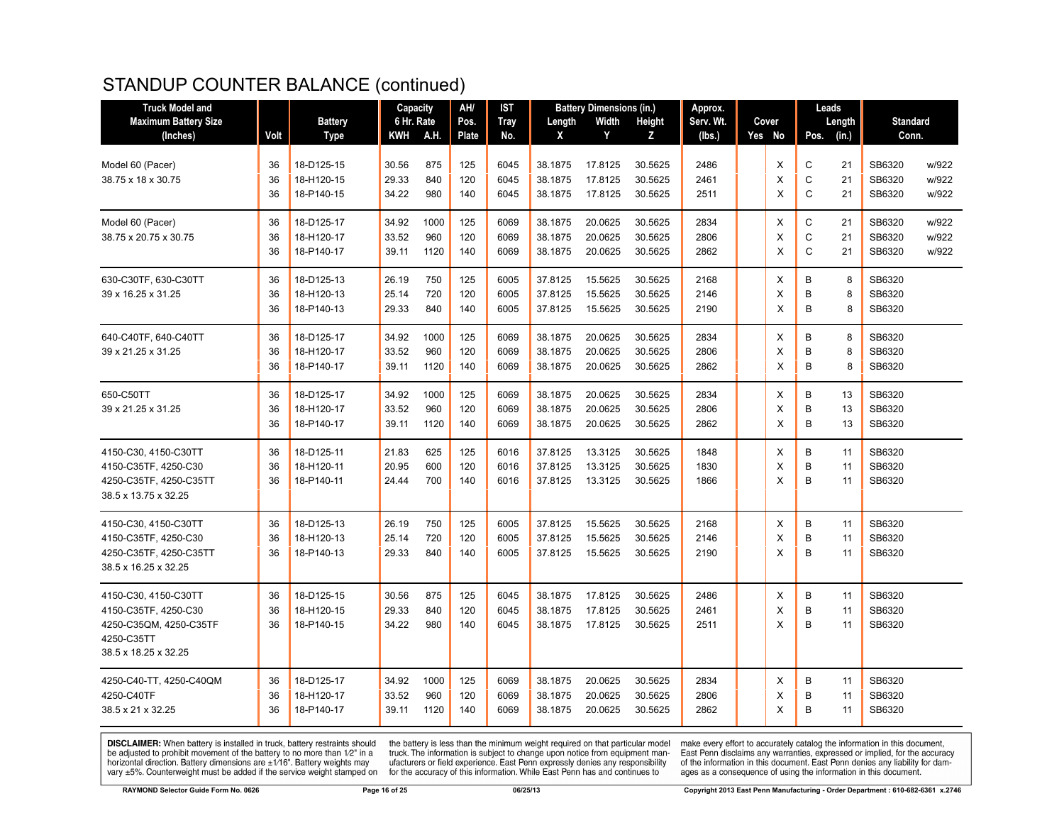# STANDUP COUNTER BALANCE (continued)

| Truck Model and Maximum Battery Size (Inches) | Volt | Battery Type | Capacity 6 Hr. Rate | | AH/ Pos. Plate | IST Tray No. | Battery Dimensions (in.) | | | Approx. Serv. Wt. (lbs.) | Cover | | Leads | | Standard Conn. | |
|---|---|---|---|---|---|---|---|---|---|---|---|---|---|---|---|---|
| | | | KWH | A.H. | | | Length X | Width Y | Height Z | | Yes | No | Pos. | Length (in.) | | |
| Model 60 (Pacer) | 36 | 18-D125-15 | 30.56 | 875 | 125 | 6045 | 38.1875 | 17.8125 | 30.5625 | 2486 | | X | C | 21 | SB6320 | w/922 |
| 38.75 x 18 x 30.75 | 36 | 18-H120-15 | 29.33 | 840 | 120 | 6045 | 38.1875 | 17.8125 | 30.5625 | 2461 | | X | C | 21 | SB6320 | w/922 |
| | 36 | 18-P140-15 | 34.22 | 980 | 140 | 6045 | 38.1875 | 17.8125 | 30.5625 | 2511 | | X | C | 21 | SB6320 | w/922 |
| Model 60 (Pacer) | 36 | 18-D125-17 | 34.92 | 1000 | 125 | 6069 | 38.1875 | 20.0625 | 30.5625 | 2834 | | X | C | 21 | SB6320 | w/922 |
| 38.75 x 20.75 x 30.75 | 36 | 18-H120-17 | 33.52 | 960 | 120 | 6069 | 38.1875 | 20.0625 | 30.5625 | 2806 | | X | C | 21 | SB6320 | w/922 |
| | 36 | 18-P140-17 | 39.11 | 1120 | 140 | 6069 | 38.1875 | 20.0625 | 30.5625 | 2862 | | X | C | 21 | SB6320 | w/922 |
| 630-C30TF, 630-C30TT | 36 | 18-D125-13 | 26.19 | 750 | 125 | 6005 | 37.8125 | 15.5625 | 30.5625 | 2168 | | X | B | 8 | SB6320 | |
| 39 x 16.25 x 31.25 | 36 | 18-H120-13 | 25.14 | 720 | 120 | 6005 | 37.8125 | 15.5625 | 30.5625 | 2146 | | X | B | 8 | SB6320 | |
| | 36 | 18-P140-13 | 29.33 | 840 | 140 | 6005 | 37.8125 | 15.5625 | 30.5625 | 2190 | | X | B | 8 | SB6320 | |
| 640-C40TF, 640-C40TT | 36 | 18-D125-17 | 34.92 | 1000 | 125 | 6069 | 38.1875 | 20.0625 | 30.5625 | 2834 | | X | B | 8 | SB6320 | |
| 39 x 21.25 x 31.25 | 36 | 18-H120-17 | 33.52 | 960 | 120 | 6069 | 38.1875 | 20.0625 | 30.5625 | 2806 | | X | B | 8 | SB6320 | |
| | 36 | 18-P140-17 | 39.11 | 1120 | 140 | 6069 | 38.1875 | 20.0625 | 30.5625 | 2862 | | X | B | 8 | SB6320 | |
| 650-C50TT | 36 | 18-D125-17 | 34.92 | 1000 | 125 | 6069 | 38.1875 | 20.0625 | 30.5625 | 2834 | | X | B | 13 | SB6320 | |
| 39 x 21.25 x 31.25 | 36 | 18-H120-17 | 33.52 | 960 | 120 | 6069 | 38.1875 | 20.0625 | 30.5625 | 2806 | | X | B | 13 | SB6320 | |
| | 36 | 18-P140-17 | 39.11 | 1120 | 140 | 6069 | 38.1875 | 20.0625 | 30.5625 | 2862 | | X | B | 13 | SB6320 | |
| 4150-C30, 4150-C30TT | 36 | 18-D125-11 | 21.83 | 625 | 125 | 6016 | 37.8125 | 13.3125 | 30.5625 | 1848 | | X | B | 11 | SB6320 | |
| 4150-C35TF, 4250-C30 | 36 | 18-H120-11 | 20.95 | 600 | 120 | 6016 | 37.8125 | 13.3125 | 30.5625 | 1830 | | X | B | 11 | SB6320 | |
| 4250-C35TF, 4250-C35TT | 36 | 18-P140-11 | 24.44 | 700 | 140 | 6016 | 37.8125 | 13.3125 | 30.5625 | 1866 | | X | B | 11 | SB6320 | |
| 38.5 x 13.75 x 32.25 | | | | | | | | | | | | | | | | |
| 4150-C30, 4150-C30TT | 36 | 18-D125-13 | 26.19 | 750 | 125 | 6005 | 37.8125 | 15.5625 | 30.5625 | 2168 | | X | B | 11 | SB6320 | |
| 4150-C35TF, 4250-C30 | 36 | 18-H120-13 | 25.14 | 720 | 120 | 6005 | 37.8125 | 15.5625 | 30.5625 | 2146 | | X | B | 11 | SB6320 | |
| 4250-C35TF, 4250-C35TT | 36 | 18-P140-13 | 29.33 | 840 | 140 | 6005 | 37.8125 | 15.5625 | 30.5625 | 2190 | | X | B | 11 | SB6320 | |
| 38.5 x 16.25 x 32.25 | | | | | | | | | | | | | | | | |
| 4150-C30, 4150-C30TT | 36 | 18-D125-15 | 30.56 | 875 | 125 | 6045 | 38.1875 | 17.8125 | 30.5625 | 2486 | | X | B | 11 | SB6320 | |
| 4150-C35TF, 4250-C30 | 36 | 18-H120-15 | 29.33 | 840 | 120 | 6045 | 38.1875 | 17.8125 | 30.5625 | 2461 | | X | B | 11 | SB6320 | |
| 4250-C35QM, 4250-C35TF | 36 | 18-P140-15 | 34.22 | 980 | 140 | 6045 | 38.1875 | 17.8125 | 30.5625 | 2511 | | X | B | 11 | SB6320 | |
| 4250-C35TT | | | | | | | | | | | | | | | | |
| 38.5 x 18.25 x 32.25 | | | | | | | | | | | | | | | | |
| 4250-C40-TT, 4250-C40QM | 36 | 18-D125-17 | 34.92 | 1000 | 125 | 6069 | 38.1875 | 20.0625 | 30.5625 | 2834 | | X | B | 11 | SB6320 | |
| 4250-C40TF | 36 | 18-H120-17 | 33.52 | 960 | 120 | 6069 | 38.1875 | 20.0625 | 30.5625 | 2806 | | X | B | 11 | SB6320 | |
| 38.5 x 21 x 32.25 | 36 | 18-P140-17 | 39.11 | 1120 | 140 | 6069 | 38.1875 | 20.0625 | 30.5625 | 2862 | | X | B | 11 | SB6320 | |

**DISCLAIMER:** When battery is installed in truck, battery restraints should be adjusted to prohibit movement of the battery to no more than 1/2" in a horizontal direction. Battery dimensions are ±1/16". Battery weights may vary ±5%. Counterweight must be added if the service weight stamped on the battery is less than the minimum weight required on that particular model truck. The information is subject to change upon notice from equipment manufacturers or field experience. East Penn expressly denies any responsibility for the accuracy of this information. While East Penn has and continues to make every effort to accurately catalog the information in this document, East Penn disclaims any warranties, expressed or implied, for the accuracy of the information in this document. East Penn denies any liability for damages as a consequence of using the information in this document.

RAYMOND Selector Guide Form No. 0626 | 06/25/13 | Copyright 2013 East Penn Manufacturing - Order Department : 610-682-6361 x.2746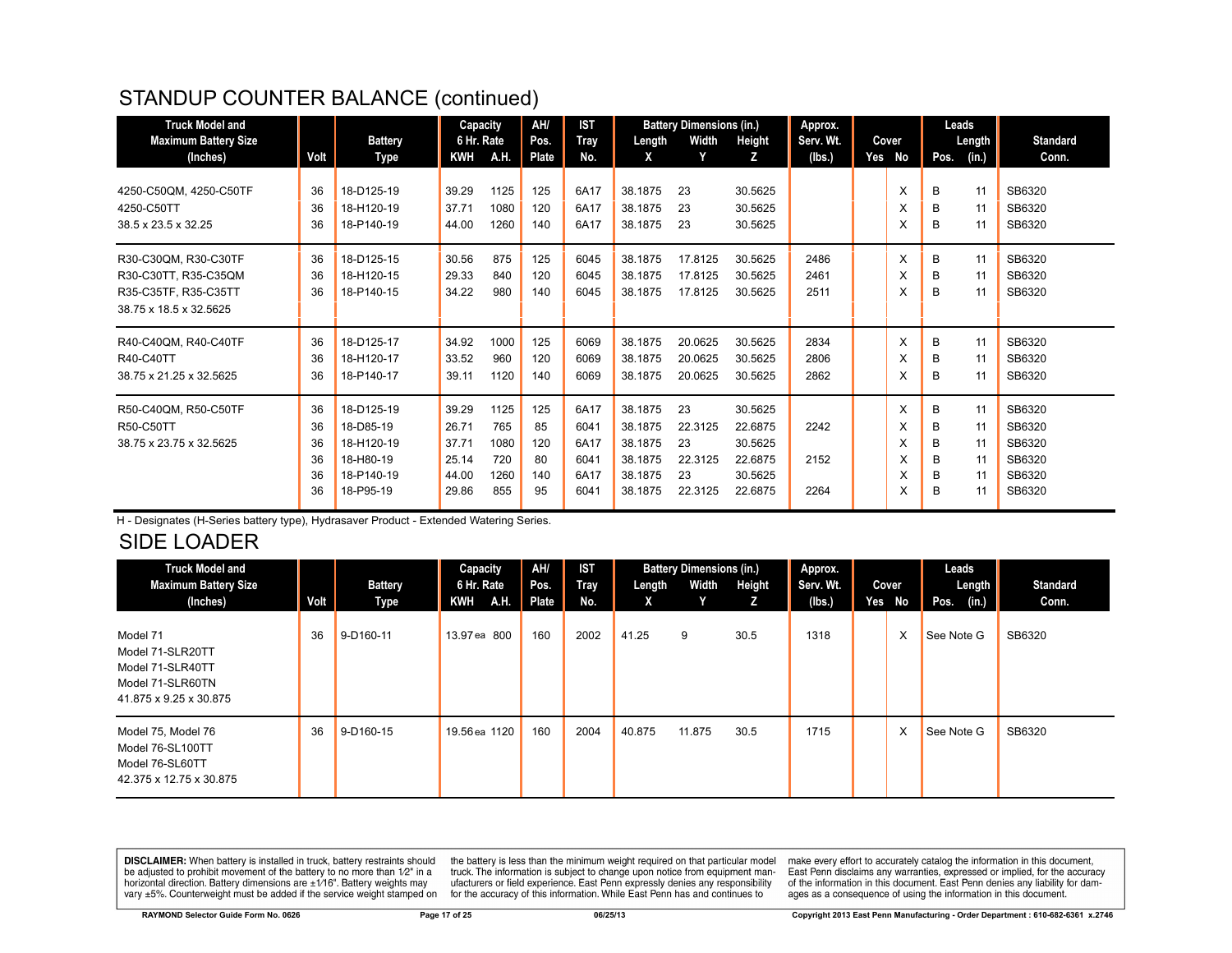## STANDUP COUNTER BALANCE (continued)

| Truck Model and Maximum Battery Size (Inches) | Volt | Battery Type | Capacity 6 Hr. Rate KWH | A.H. | AH/ Pos. Plate | IST Tray No. | Battery Dimensions (in.) Length X | Width Y | Height Z | Approx. Serv. Wt. (lbs.) | Cover Yes | No | Leads Pos. | Length (in.) | Standard Conn. |
|---|---|---|---|---|---|---|---|---|---|---|---|---|---|---|---|
| 4250-C50QM, 4250-C50TF | 36 | 18-D125-19 | 39.29 | 1125 | 125 | 6A17 | 38.1875 | 23 | 30.5625 | | | X | B | 11 | SB6320 |
| 4250-C50TT | 36 | 18-H120-19 | 37.71 | 1080 | 120 | 6A17 | 38.1875 | 23 | 30.5625 | | | X | B | 11 | SB6320 |
| 38.5 x 23.5 x 32.25 | 36 | 18-P140-19 | 44.00 | 1260 | 140 | 6A17 | 38.1875 | 23 | 30.5625 | | | X | B | 11 | SB6320 |
| R30-C30QM, R30-C30TF | 36 | 18-D125-15 | 30.56 | 875 | 125 | 6045 | 38.1875 | 17.8125 | 30.5625 | 2486 | | X | B | 11 | SB6320 |
| R30-C30TT, R35-C35QM | 36 | 18-H120-15 | 29.33 | 840 | 120 | 6045 | 38.1875 | 17.8125 | 30.5625 | 2461 | | X | B | 11 | SB6320 |
| R35-C35TF, R35-C35TT | 36 | 18-P140-15 | 34.22 | 980 | 140 | 6045 | 38.1875 | 17.8125 | 30.5625 | 2511 | | X | B | 11 | SB6320 |
| 38.75 x 18.5 x 32.5625 | | | | | | | | | | | | | | | |
| R40-C40QM, R40-C40TF | 36 | 18-D125-17 | 34.92 | 1000 | 125 | 6069 | 38.1875 | 20.0625 | 30.5625 | 2834 | | X | B | 11 | SB6320 |
| R40-C40TT | 36 | 18-H120-17 | 33.52 | 960 | 120 | 6069 | 38.1875 | 20.0625 | 30.5625 | 2806 | | X | B | 11 | SB6320 |
| 38.75 x 21.25 x 32.5625 | 36 | 18-P140-17 | 39.11 | 1120 | 140 | 6069 | 38.1875 | 20.0625 | 30.5625 | 2862 | | X | B | 11 | SB6320 |
| R50-C40QM, R50-C50TF | 36 | 18-D125-19 | 39.29 | 1125 | 125 | 6A17 | 38.1875 | 23 | 30.5625 | | | X | B | 11 | SB6320 |
| R50-C50TT | 36 | 18-D85-19 | 26.71 | 765 | 85 | 6041 | 38.1875 | 22.3125 | 22.6875 | 2242 | | X | B | 11 | SB6320 |
| 38.75 x 23.75 x 32.5625 | 36 | 18-H120-19 | 37.71 | 1080 | 120 | 6A17 | 38.1875 | 23 | 30.5625 | | | X | B | 11 | SB6320 |
| | 36 | 18-H80-19 | 25.14 | 720 | 80 | 6041 | 38.1875 | 22.3125 | 22.6875 | 2152 | | X | B | 11 | SB6320 |
| | 36 | 18-P140-19 | 44.00 | 1260 | 140 | 6A17 | 38.1875 | 23 | 30.5625 | | | X | B | 11 | SB6320 |
| | 36 | 18-P95-19 | 29.86 | 855 | 95 | 6041 | 38.1875 | 22.3125 | 22.6875 | 2264 | | X | B | 11 | SB6320 |

H - Designates (H-Series battery type), Hydrasaver Product - Extended Watering Series.

## SIDE LOADER

| Truck Model and Maximum Battery Size (Inches) | Volt | Battery Type | Capacity 6 Hr. Rate KWH | A.H. | AH/ Pos. Plate | IST Tray No. | Battery Dimensions (in.) Length X | Width Y | Height Z | Approx. Serv. Wt. (lbs.) | Cover Yes | No | Leads Pos. | Length (in.) | Standard Conn. |
|---|---|---|---|---|---|---|---|---|---|---|---|---|---|---|---|
| Model 71<br>Model 71-SLR20TT<br>Model 71-SLR40TT<br>Model 71-SLR60TN<br>41.875 x 9.25 x 30.875 | 36 | 9-D160-11 | 13.97ea | 800 | 160 | 2002 | 41.25 | 9 | 30.5 | 1318 | | X | See Note G | | SB6320 |
| Model 75, Model 76<br>Model 76-SL100TT<br>Model 76-SL60TT<br>42.375 x 12.75 x 30.875 | 36 | 9-D160-15 | 19.56ea | 1120 | 160 | 2004 | 40.875 | 11.875 | 30.5 | 1715 | | X | See Note G | | SB6320 |

**DISCLAIMER:** When battery is installed in truck, battery restraints should be adjusted to prohibit movement of the battery to no more than 1⁄2" in a horizontal direction. Battery dimensions are ±1⁄16". Battery weights may vary ±5%. Counterweight must be added if the service weight stamped on the battery is less than the minimum weight required on that particular model truck. The information is subject to change upon notice from equipment manufacturers or field experience. East Penn expressly denies any responsibility for the accuracy of this information. While East Penn has and continues to make every effort to accurately catalog the information in this document, East Penn disclaims any warranties, expressed or implied, for the accuracy of the information in this document. East Penn denies any liability for damages as a consequence of using the information in this document.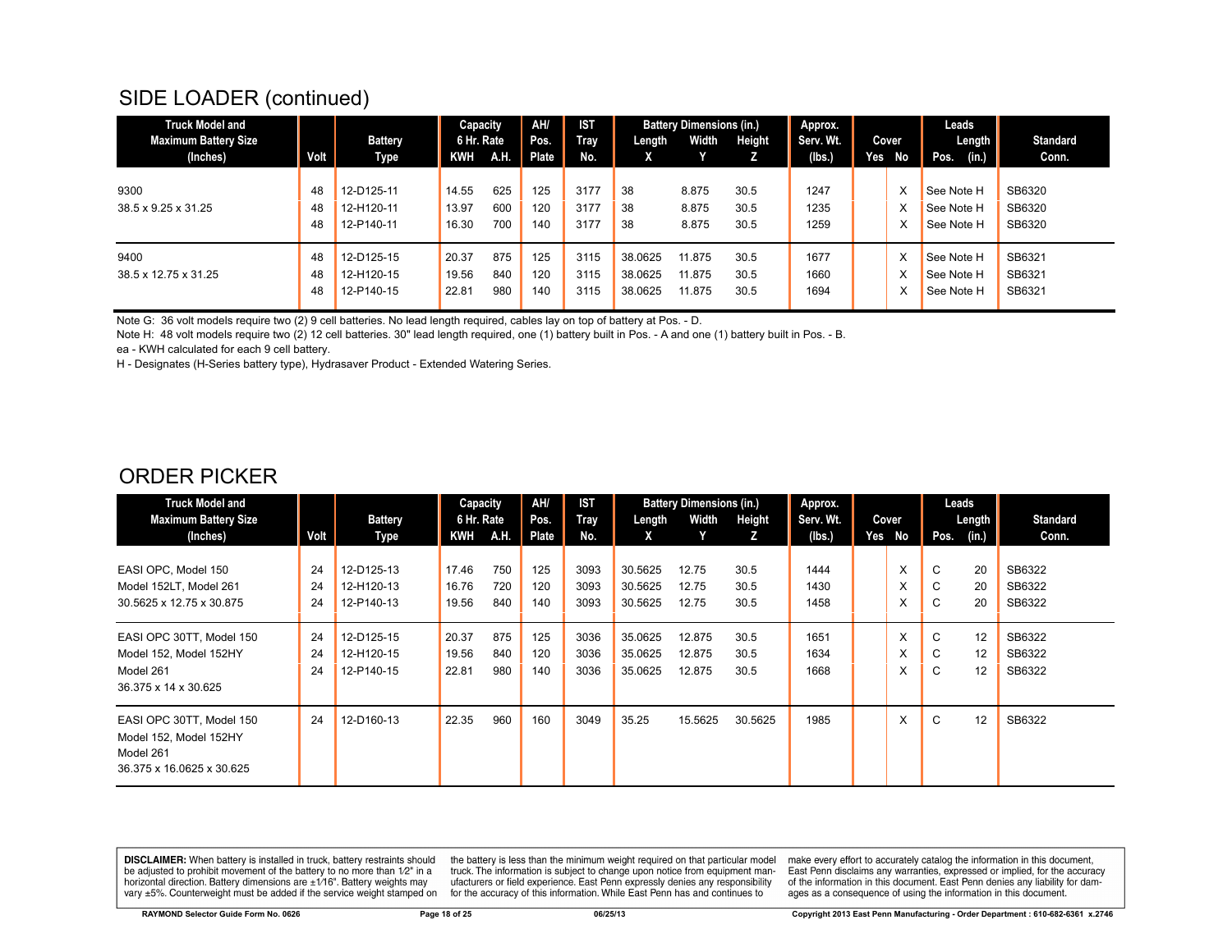## SIDE LOADER (continued)

| Truck Model and Maximum Battery Size (Inches) | Volt | Battery Type | Capacity 6 Hr. Rate KWH | A.H. | AH/ Pos. Plate | IST Tray No. | Battery Dimensions (in.) Length X | Width Y | Height Z | Approx. Serv. Wt. (lbs.) | Cover Yes | No | Leads Pos. | Length (in.) | Standard Conn. |
|---|---|---|---|---|---|---|---|---|---|---|---|---|---|---|---|
| 9300 | 48 | 12-D125-11 | 14.55 | 625 | 125 | 3177 | 38 | 8.875 | 30.5 | 1247 | | X | See Note H | | SB6320 |
| 38.5 x 9.25 x 31.25 | 48 | 12-H120-11 | 13.97 | 600 | 120 | 3177 | 38 | 8.875 | 30.5 | 1235 | | X | See Note H | | SB6320 |
| | 48 | 12-P140-11 | 16.30 | 700 | 140 | 3177 | 38 | 8.875 | 30.5 | 1259 | | X | See Note H | | SB6320 |
| 9400 | 48 | 12-D125-15 | 20.37 | 875 | 125 | 3115 | 38.0625 | 11.875 | 30.5 | 1677 | | X | See Note H | | SB6321 |
| 38.5 x 12.75 x 31.25 | 48 | 12-H120-15 | 19.56 | 840 | 120 | 3115 | 38.0625 | 11.875 | 30.5 | 1660 | | X | See Note H | | SB6321 |
| | 48 | 12-P140-15 | 22.81 | 980 | 140 | 3115 | 38.0625 | 11.875 | 30.5 | 1694 | | X | See Note H | | SB6321 |

Note G: 36 volt models require two (2) 9 cell batteries. No lead length required, cables lay on top of battery at Pos. - D.

Note H: 48 volt models require two (2) 12 cell batteries. 30" lead length required, one (1) battery built in Pos. - A and one (1) battery built in Pos. - B.

ea - KWH calculated for each 9 cell battery.

H - Designates (H-Series battery type), Hydrasaver Product - Extended Watering Series.

## ORDER PICKER

| Truck Model and Maximum Battery Size (Inches) | Volt | Battery Type | Capacity 6 Hr. Rate KWH | A.H. | AH/ Pos. Plate | IST Tray No. | Battery Dimensions (in.) Length X | Width Y | Height Z | Approx. Serv. Wt. (lbs.) | Cover Yes | No | Leads Pos. | Length (in.) | Standard Conn. |
|---|---|---|---|---|---|---|---|---|---|---|---|---|---|---|---|
| EASI OPC, Model 150 | 24 | 12-D125-13 | 17.46 | 750 | 125 | 3093 | 30.5625 | 12.75 | 30.5 | 1444 | | X | C | 20 | SB6322 |
| Model 152LT, Model 261 | 24 | 12-H120-13 | 16.76 | 720 | 120 | 3093 | 30.5625 | 12.75 | 30.5 | 1430 | | X | C | 20 | SB6322 |
| 30.5625 x 12.75 x 30.875 | 24 | 12-P140-13 | 19.56 | 840 | 140 | 3093 | 30.5625 | 12.75 | 30.5 | 1458 | | X | C | 20 | SB6322 |
| EASI OPC 30TT, Model 150 | 24 | 12-D125-15 | 20.37 | 875 | 125 | 3036 | 35.0625 | 12.875 | 30.5 | 1651 | | X | C | 12 | SB6322 |
| Model 152, Model 152HY | 24 | 12-H120-15 | 19.56 | 840 | 120 | 3036 | 35.0625 | 12.875 | 30.5 | 1634 | | X | C | 12 | SB6322 |
| Model 261 | 24 | 12-P140-15 | 22.81 | 980 | 140 | 3036 | 35.0625 | 12.875 | 30.5 | 1668 | | X | C | 12 | SB6322 |
| 36.375 x 14 x 30.625 | | | | | | | | | | | | | | | |
| EASI OPC 30TT, Model 150 | 24 | 12-D160-13 | 22.35 | 960 | 160 | 3049 | 35.25 | 15.5625 | 30.5625 | 1985 | | X | C | 12 | SB6322 |
| Model 152, Model 152HY | | | | | | | | | | | | | | | |
| Model 261 | | | | | | | | | | | | | | | |
| 36.375 x 16.0625 x 30.625 | | | | | | | | | | | | | | | |

**DISCLAIMER:** When battery is installed in truck, battery restraints should be adjusted to prohibit movement of the battery to no more than 1⁄2" in a horizontal direction. Battery dimensions are ±1⁄16". Battery weights may vary ±5%. Counterweight must be added if the service weight stamped on the battery is less than the minimum weight required on that particular model truck. The information is subject to change upon notice from equipment manufacturers or field experience. East Penn expressly denies any responsibility for the accuracy of this information. While East Penn has and continues to make every effort to accurately catalog the information in this document, East Penn disclaims any warranties, expressed or implied, for the accuracy of the information in this document. East Penn denies any liability for damages as a consequence of using the information in this document.

RAYMOND Selector Guide Form No. 0626 | 06/25/13 | Copyright 2013 East Penn Manufacturing - Order Department : 610-682-6361 x.2746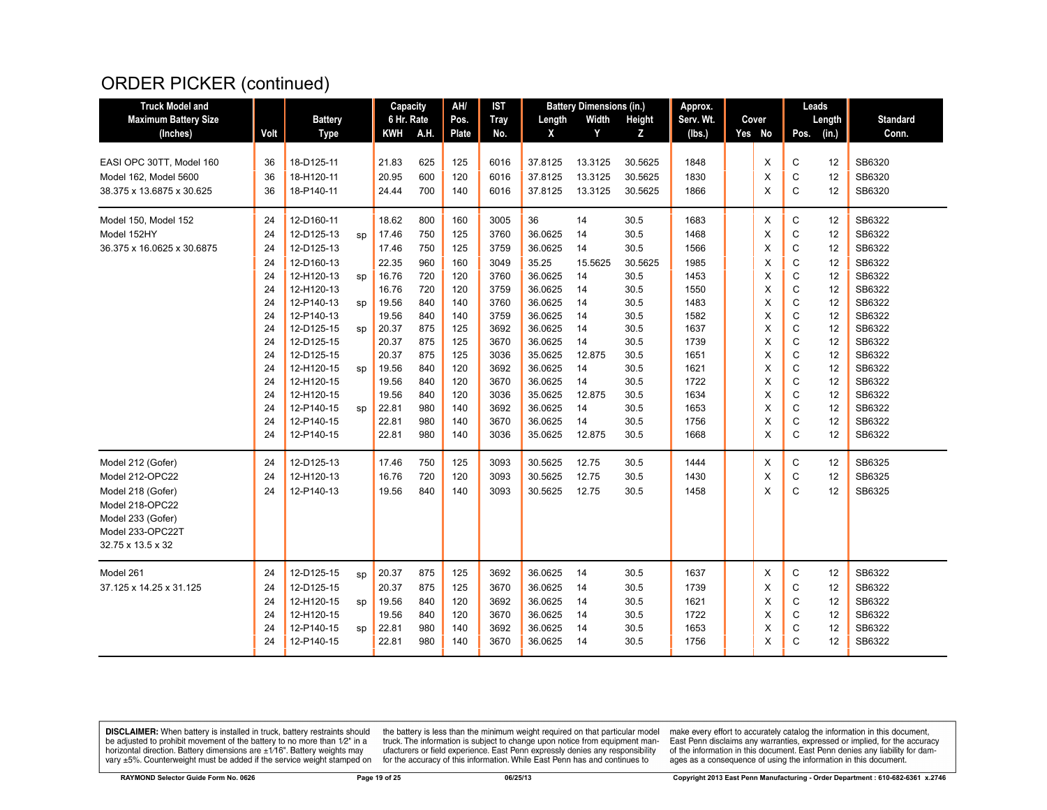# ORDER PICKER (continued)

| Truck Model and Maximum Battery Size (Inches) | Volt | Battery Type | | Capacity 6 Hr. Rate | | AH/ Pos. Plate | IST Tray No. | Battery Dimensions (in.) | | | Approx. Serv. Wt. (lbs.) | Cover | | Leads | | Standard Conn. |
|---|---|---|---|---|---|---|---|---|---|---|---|---|---|---|---|---|
| | | | | KWH | A.H. | | | Length X | Width Y | Height Z | | Yes | No | Pos. | Length (in.) | |
| EASI OPC 30TT, Model 160 | 36 | 18-D125-11 | | 21.83 | 625 | 125 | 6016 | 37.8125 | 13.3125 | 30.5625 | 1848 | | X | C | 12 | SB6320 |
| Model 162, Model 5600 | 36 | 18-H120-11 | | 20.95 | 600 | 120 | 6016 | 37.8125 | 13.3125 | 30.5625 | 1830 | | X | C | 12 | SB6320 |
| 38.375 x 13.6875 x 30.625 | 36 | 18-P140-11 | | 24.44 | 700 | 140 | 6016 | 37.8125 | 13.3125 | 30.5625 | 1866 | | X | C | 12 | SB6320 |
| Model 150, Model 152 | 24 | 12-D160-11 | | 18.62 | 800 | 160 | 3005 | 36 | 14 | 30.5 | 1683 | | X | C | 12 | SB6322 |
| Model 152HY | 24 | 12-D125-13 | sp | 17.46 | 750 | 125 | 3760 | 36.0625 | 14 | 30.5 | 1468 | | X | C | 12 | SB6322 |
| 36.375 x 16.0625 x 30.6875 | 24 | 12-D125-13 | | 17.46 | 750 | 125 | 3759 | 36.0625 | 14 | 30.5 | 1566 | | X | C | 12 | SB6322 |
| | 24 | 12-D160-13 | | 22.35 | 960 | 160 | 3049 | 35.25 | 15.5625 | 30.5625 | 1985 | | X | C | 12 | SB6322 |
| | 24 | 12-H120-13 | sp | 16.76 | 720 | 120 | 3760 | 36.0625 | 14 | 30.5 | 1453 | | X | C | 12 | SB6322 |
| | 24 | 12-H120-13 | | 16.76 | 720 | 120 | 3759 | 36.0625 | 14 | 30.5 | 1550 | | X | C | 12 | SB6322 |
| | 24 | 12-P140-13 | sp | 19.56 | 840 | 140 | 3760 | 36.0625 | 14 | 30.5 | 1483 | | X | C | 12 | SB6322 |
| | 24 | 12-P140-13 | | 19.56 | 840 | 140 | 3759 | 36.0625 | 14 | 30.5 | 1582 | | X | C | 12 | SB6322 |
| | 24 | 12-D125-15 | sp | 20.37 | 875 | 125 | 3692 | 36.0625 | 14 | 30.5 | 1637 | | X | C | 12 | SB6322 |
| | 24 | 12-D125-15 | | 20.37 | 875 | 125 | 3670 | 36.0625 | 14 | 30.5 | 1739 | | X | C | 12 | SB6322 |
| | 24 | 12-D125-15 | | 20.37 | 875 | 125 | 3036 | 35.0625 | 12.875 | 30.5 | 1651 | | X | C | 12 | SB6322 |
| | 24 | 12-H120-15 | sp | 19.56 | 840 | 120 | 3692 | 36.0625 | 14 | 30.5 | 1621 | | X | C | 12 | SB6322 |
| | 24 | 12-H120-15 | | 19.56 | 840 | 120 | 3670 | 36.0625 | 14 | 30.5 | 1722 | | X | C | 12 | SB6322 |
| | 24 | 12-H120-15 | | 19.56 | 840 | 120 | 3036 | 35.0625 | 12.875 | 30.5 | 1634 | | X | C | 12 | SB6322 |
| | 24 | 12-P140-15 | sp | 22.81 | 980 | 140 | 3692 | 36.0625 | 14 | 30.5 | 1653 | | X | C | 12 | SB6322 |
| | 24 | 12-P140-15 | | 22.81 | 980 | 140 | 3670 | 36.0625 | 14 | 30.5 | 1756 | | X | C | 12 | SB6322 |
| | 24 | 12-P140-15 | | 22.81 | 980 | 140 | 3036 | 35.0625 | 12.875 | 30.5 | 1668 | | X | C | 12 | SB6322 |
| Model 212 (Gofer) | 24 | 12-D125-13 | | 17.46 | 750 | 125 | 3093 | 30.5625 | 12.75 | 30.5 | 1444 | | X | C | 12 | SB6325 |
| Model 212-OPC22 | 24 | 12-H120-13 | | 16.76 | 720 | 120 | 3093 | 30.5625 | 12.75 | 30.5 | 1430 | | X | C | 12 | SB6325 |
| Model 218 (Gofer) | 24 | 12-P140-13 | | 19.56 | 840 | 140 | 3093 | 30.5625 | 12.75 | 30.5 | 1458 | | X | C | 12 | SB6325 |
| Model 218-OPC22 | | | | | | | | | | | | | | | | |
| Model 233 (Gofer) | | | | | | | | | | | | | | | | |
| Model 233-OPC22T | | | | | | | | | | | | | | | | |
| 32.75 x 13.5 x 32 | | | | | | | | | | | | | | | | |
| Model 261 | 24 | 12-D125-15 | sp | 20.37 | 875 | 125 | 3692 | 36.0625 | 14 | 30.5 | 1637 | | X | C | 12 | SB6322 |
| 37.125 x 14.25 x 31.125 | 24 | 12-D125-15 | | 20.37 | 875 | 125 | 3670 | 36.0625 | 14 | 30.5 | 1739 | | X | C | 12 | SB6322 |
| | 24 | 12-H120-15 | sp | 19.56 | 840 | 120 | 3692 | 36.0625 | 14 | 30.5 | 1621 | | X | C | 12 | SB6322 |
| | 24 | 12-H120-15 | | 19.56 | 840 | 120 | 3670 | 36.0625 | 14 | 30.5 | 1722 | | X | C | 12 | SB6322 |
| | 24 | 12-P140-15 | sp | 22.81 | 980 | 140 | 3692 | 36.0625 | 14 | 30.5 | 1653 | | X | C | 12 | SB6322 |
| | 24 | 12-P140-15 | | 22.81 | 980 | 140 | 3670 | 36.0625 | 14 | 30.5 | 1756 | | X | C | 12 | SB6322 |

**DISCLAIMER:** When battery is installed in truck, battery restraints should be adjusted to prohibit movement of the battery to no more than 1⁄2" in a horizontal direction. Battery dimensions are ±1⁄16". Battery weights may vary ±5%. Counterweight must be added if the service weight stamped on the battery is less than the minimum weight required on that particular model truck. The information is subject to change upon notice from equipment manufacturers or field experience. East Penn expressly denies any responsibility for the accuracy of this information. While East Penn has and continues to make every effort to accurately catalog the information in this document, East Penn disclaims any warranties, expressed or implied, for the accuracy of the information in this document. East Penn denies any liability for damages as a consequence of using the information in this document.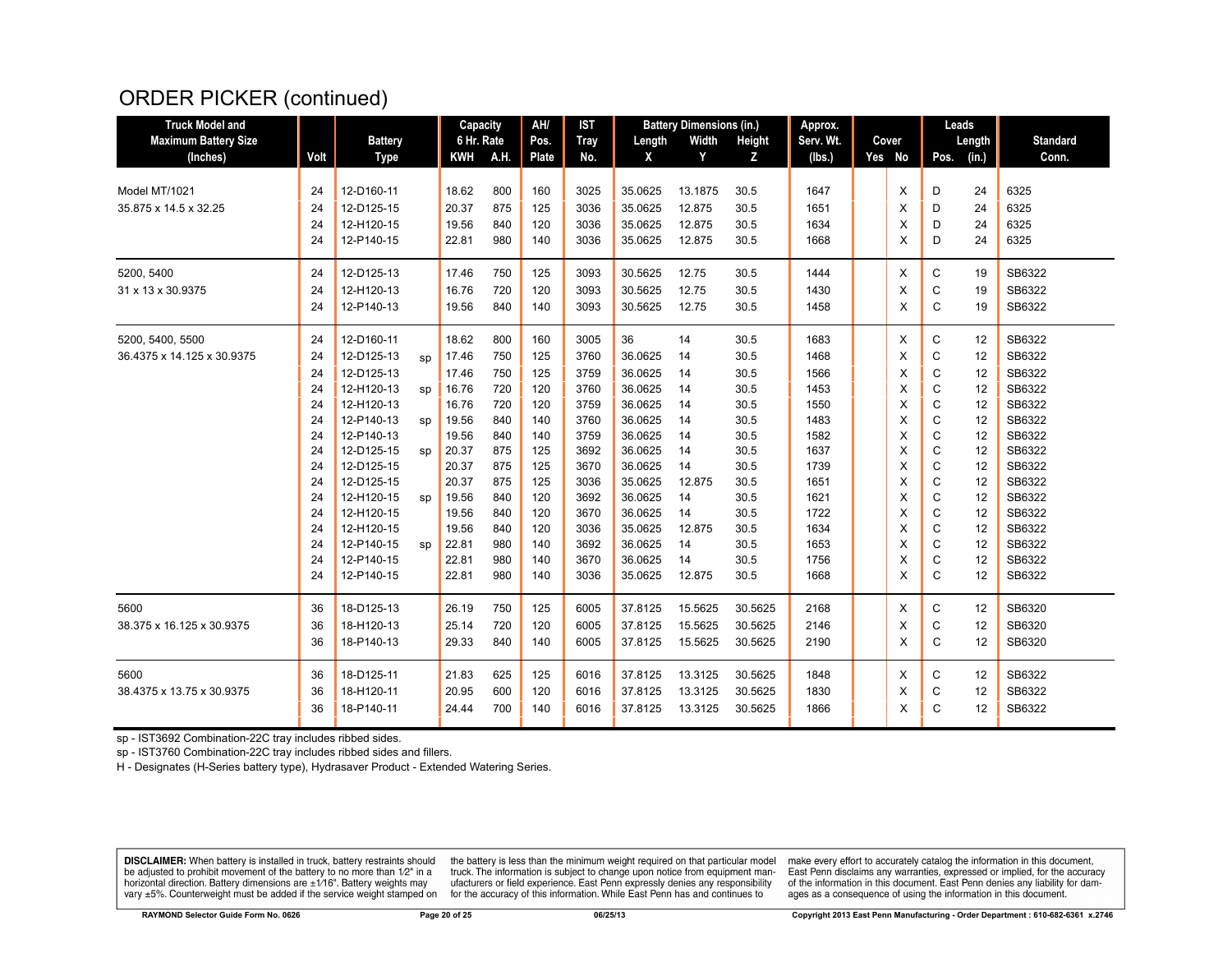# ORDER PICKER (continued)

| Truck Model and Maximum Battery Size (Inches) | Volt | Battery Type | | Capacity 6 Hr. Rate KWH | A.H. | AH/ Pos. Plate | IST Tray No. | Battery Dimensions (in.) Length X | Width Y | Height Z | Approx. Serv. Wt. (lbs.) | Cover Yes | No | Leads Pos. | Length (in.) | Standard Conn. |
|---|---|---|---|---|---|---|---|---|---|---|---|---|---|---|---|---|
| Model MT/1021 | 24 | 12-D160-11 | | 18.62 | 800 | 160 | 3025 | 35.0625 | 13.1875 | 30.5 | 1647 | | X | D | 24 | 6325 |
| 35.875 x 14.5 x 32.25 | 24 | 12-D125-15 | | 20.37 | 875 | 125 | 3036 | 35.0625 | 12.875 | 30.5 | 1651 | | X | D | 24 | 6325 |
| | 24 | 12-H120-15 | | 19.56 | 840 | 120 | 3036 | 35.0625 | 12.875 | 30.5 | 1634 | | X | D | 24 | 6325 |
| | 24 | 12-P140-15 | | 22.81 | 980 | 140 | 3036 | 35.0625 | 12.875 | 30.5 | 1668 | | X | D | 24 | 6325 |
| 5200, 5400 | 24 | 12-D125-13 | | 17.46 | 750 | 125 | 3093 | 30.5625 | 12.75 | 30.5 | 1444 | | X | C | 19 | SB6322 |
| 31 x 13 x 30.9375 | 24 | 12-H120-13 | | 16.76 | 720 | 120 | 3093 | 30.5625 | 12.75 | 30.5 | 1430 | | X | C | 19 | SB6322 |
| | 24 | 12-P140-13 | | 19.56 | 840 | 140 | 3093 | 30.5625 | 12.75 | 30.5 | 1458 | | X | C | 19 | SB6322 |
| 5200, 5400, 5500 | 24 | 12-D160-11 | | 18.62 | 800 | 160 | 3005 | 36 | 14 | 30.5 | 1683 | | X | C | 12 | SB6322 |
| 36.4375 x 14.125 x 30.9375 | 24 | 12-D125-13 | sp | 17.46 | 750 | 125 | 3760 | 36.0625 | 14 | 30.5 | 1468 | | X | C | 12 | SB6322 |
| | 24 | 12-D125-13 | | 17.46 | 750 | 125 | 3759 | 36.0625 | 14 | 30.5 | 1566 | | X | C | 12 | SB6322 |
| | 24 | 12-H120-13 | sp | 16.76 | 720 | 120 | 3760 | 36.0625 | 14 | 30.5 | 1453 | | X | C | 12 | SB6322 |
| | 24 | 12-H120-13 | | 16.76 | 720 | 120 | 3759 | 36.0625 | 14 | 30.5 | 1550 | | X | C | 12 | SB6322 |
| | 24 | 12-P140-13 | sp | 19.56 | 840 | 140 | 3760 | 36.0625 | 14 | 30.5 | 1483 | | X | C | 12 | SB6322 |
| | 24 | 12-P140-13 | | 19.56 | 840 | 140 | 3759 | 36.0625 | 14 | 30.5 | 1582 | | X | C | 12 | SB6322 |
| | 24 | 12-D125-15 | sp | 20.37 | 875 | 125 | 3692 | 36.0625 | 14 | 30.5 | 1637 | | X | C | 12 | SB6322 |
| | 24 | 12-D125-15 | | 20.37 | 875 | 125 | 3670 | 36.0625 | 14 | 30.5 | 1739 | | X | C | 12 | SB6322 |
| | 24 | 12-D125-15 | | 20.37 | 875 | 125 | 3036 | 35.0625 | 12.875 | 30.5 | 1651 | | X | C | 12 | SB6322 |
| | 24 | 12-H120-15 | sp | 19.56 | 840 | 120 | 3692 | 36.0625 | 14 | 30.5 | 1621 | | X | C | 12 | SB6322 |
| | 24 | 12-H120-15 | | 19.56 | 840 | 120 | 3670 | 36.0625 | 14 | 30.5 | 1722 | | X | C | 12 | SB6322 |
| | 24 | 12-H120-15 | | 19.56 | 840 | 120 | 3036 | 35.0625 | 12.875 | 30.5 | 1634 | | X | C | 12 | SB6322 |
| | 24 | 12-P140-15 | sp | 22.81 | 980 | 140 | 3692 | 36.0625 | 14 | 30.5 | 1653 | | X | C | 12 | SB6322 |
| | 24 | 12-P140-15 | | 22.81 | 980 | 140 | 3670 | 36.0625 | 14 | 30.5 | 1756 | | X | C | 12 | SB6322 |
| | 24 | 12-P140-15 | | 22.81 | 980 | 140 | 3036 | 35.0625 | 12.875 | 30.5 | 1668 | | X | C | 12 | SB6322 |
| 5600 | 36 | 18-D125-13 | | 26.19 | 750 | 125 | 6005 | 37.8125 | 15.5625 | 30.5625 | 2168 | | X | C | 12 | SB6320 |
| 38.375 x 16.125 x 30.9375 | 36 | 18-H120-13 | | 25.14 | 720 | 120 | 6005 | 37.8125 | 15.5625 | 30.5625 | 2146 | | X | C | 12 | SB6320 |
| | 36 | 18-P140-13 | | 29.33 | 840 | 140 | 6005 | 37.8125 | 15.5625 | 30.5625 | 2190 | | X | C | 12 | SB6320 |
| 5600 | 36 | 18-D125-11 | | 21.83 | 625 | 125 | 6016 | 37.8125 | 13.3125 | 30.5625 | 1848 | | X | C | 12 | SB6322 |
| 38.4375 x 13.75 x 30.9375 | 36 | 18-H120-11 | | 20.95 | 600 | 120 | 6016 | 37.8125 | 13.3125 | 30.5625 | 1830 | | X | C | 12 | SB6322 |
| | 36 | 18-P140-11 | | 24.44 | 700 | 140 | 6016 | 37.8125 | 13.3125 | 30.5625 | 1866 | | X | C | 12 | SB6322 |

sp - IST3692 Combination-22C tray includes ribbed sides.

sp - IST3760 Combination-22C tray includes ribbed sides and fillers.

H - Designates (H-Series battery type), Hydrasaver Product - Extended Watering Series.

**DISCLAIMER:** When battery is installed in truck, battery restraints should be adjusted to prohibit movement of the battery to no more than 1⁄2" in a horizontal direction. Battery dimensions are ±1⁄16". Battery weights may vary ±5%. Counterweight must be added if the service weight stamped on the battery is less than the minimum weight required on that particular model truck. The information is subject to change upon notice from equipment manufacturers or field experience. East Penn expressly denies any responsibility for the accuracy of this information. While East Penn has and continues to make every effort to accurately catalog the information in this document, East Penn disclaims any warranties, expressed or implied, for the accuracy of the information in this document. East Penn denies any liability for damages as a consequence of using the information in this document.

RAYMOND Selector Guide Form No. 0626 — 06/25/13 — Copyright 2013 East Penn Manufacturing - Order Department : 610-682-6361 x.2746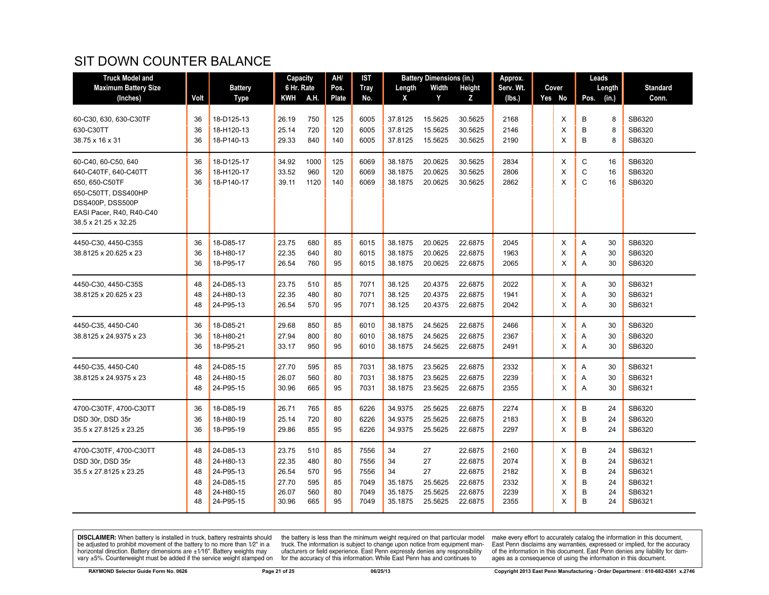# SIT DOWN COUNTER BALANCE

| Truck Model and Maximum Battery Size (Inches) | Volt | Battery Type | Capacity 6 Hr. Rate KWH | A.H. | AH/ Pos. Plate | IST Tray No. | Battery Dimensions (in.) Length X | Width Y | Height Z | Approx. Serv. Wt. (lbs.) | Cover Yes | No | Leads Pos. | Length (in.) | Standard Conn. |
|---|---|---|---|---|---|---|---|---|---|---|---|---|---|---|---|
| 60-C30, 630, 630-C30TF | 36 | 18-D125-13 | 26.19 | 750 | 125 | 6005 | 37.8125 | 15.5625 | 30.5625 | 2168 | | X | B | 8 | SB6320 |
| 630-C30TT | 36 | 18-H120-13 | 25.14 | 720 | 120 | 6005 | 37.8125 | 15.5625 | 30.5625 | 2146 | | X | B | 8 | SB6320 |
| 38.75 x 16 x 31 | 36 | 18-P140-13 | 29.33 | 840 | 140 | 6005 | 37.8125 | 15.5625 | 30.5625 | 2190 | | X | B | 8 | SB6320 |
| 60-C40, 60-C50, 640 | 36 | 18-D125-17 | 34.92 | 1000 | 125 | 6069 | 38.1875 | 20.0625 | 30.5625 | 2834 | | X | C | 16 | SB6320 |
| 640-C40TF, 640-C40TT | 36 | 18-H120-17 | 33.52 | 960 | 120 | 6069 | 38.1875 | 20.0625 | 30.5625 | 2806 | | X | C | 16 | SB6320 |
| 650, 650-C50TF | 36 | 18-P140-17 | 39.11 | 1120 | 140 | 6069 | 38.1875 | 20.0625 | 30.5625 | 2862 | | X | C | 16 | SB6320 |
| 650-C50TT, DSS400HP | | | | | | | | | | | | | | | |
| DSS400P, DSS500P | | | | | | | | | | | | | | | |
| EASI Pacer, R40, R40-C40 | | | | | | | | | | | | | | | |
| 38.5 x 21.25 x 32.25 | | | | | | | | | | | | | | | |
| 4450-C30, 4450-C35S | 36 | 18-D85-17 | 23.75 | 680 | 85 | 6015 | 38.1875 | 20.0625 | 22.6875 | 2045 | | X | A | 30 | SB6320 |
| 38.8125 x 20.625 x 23 | 36 | 18-H80-17 | 22.35 | 640 | 80 | 6015 | 38.1875 | 20.0625 | 22.6875 | 1963 | | X | A | 30 | SB6320 |
| | 36 | 18-P95-17 | 26.54 | 760 | 95 | 6015 | 38.1875 | 20.0625 | 22.6875 | 2065 | | X | A | 30 | SB6320 |
| 4450-C30, 4450-C35S | 48 | 24-D85-13 | 23.75 | 510 | 85 | 7071 | 38.125 | 20.4375 | 22.6875 | 2022 | | X | A | 30 | SB6321 |
| 38.8125 x 20.625 x 23 | 48 | 24-H80-13 | 22.35 | 480 | 80 | 7071 | 38.125 | 20.4375 | 22.6875 | 1941 | | X | A | 30 | SB6321 |
| | 48 | 24-P95-13 | 26.54 | 570 | 95 | 7071 | 38.125 | 20.4375 | 22.6875 | 2042 | | X | A | 30 | SB6321 |
| 4450-C35, 4450-C40 | 36 | 18-D85-21 | 29.68 | 850 | 85 | 6010 | 38.1875 | 24.5625 | 22.6875 | 2466 | | X | A | 30 | SB6320 |
| 38.8125 x 24.9375 x 23 | 36 | 18-H80-21 | 27.94 | 800 | 80 | 6010 | 38.1875 | 24.5625 | 22.6875 | 2367 | | X | A | 30 | SB6320 |
| | 36 | 18-P95-21 | 33.17 | 950 | 95 | 6010 | 38.1875 | 24.5625 | 22.6875 | 2491 | | X | A | 30 | SB6320 |
| 4450-C35, 4450-C40 | 48 | 24-D85-15 | 27.70 | 595 | 85 | 7031 | 38.1875 | 23.5625 | 22.6875 | 2332 | | X | A | 30 | SB6321 |
| 38.8125 x 24.9375 x 23 | 48 | 24-H80-15 | 26.07 | 560 | 80 | 7031 | 38.1875 | 23.5625 | 22.6875 | 2239 | | X | A | 30 | SB6321 |
| | 48 | 24-P95-15 | 30.96 | 665 | 95 | 7031 | 38.1875 | 23.5625 | 22.6875 | 2355 | | X | A | 30 | SB6321 |
| 4700-C30TF, 4700-C30TT | 36 | 18-D85-19 | 26.71 | 765 | 85 | 6226 | 34.9375 | 25.5625 | 22.6875 | 2274 | | X | B | 24 | SB6320 |
| DSD 30r, DSD 35r | 36 | 18-H80-19 | 25.14 | 720 | 80 | 6226 | 34.9375 | 25.5625 | 22.6875 | 2183 | | X | B | 24 | SB6320 |
| 35.5 x 27.8125 x 23.25 | 36 | 18-P95-19 | 29.86 | 855 | 95 | 6226 | 34.9375 | 25.5625 | 22.6875 | 2297 | | X | B | 24 | SB6320 |
| 4700-C30TF, 4700-C30TT | 48 | 24-D85-13 | 23.75 | 510 | 85 | 7556 | 34 | 27 | 22.6875 | 2160 | | X | B | 24 | SB6321 |
| DSD 30r, DSD 35r | 48 | 24-H80-13 | 22.35 | 480 | 80 | 7556 | 34 | 27 | 22.6875 | 2074 | | X | B | 24 | SB6321 |
| 35.5 x 27.8125 x 23.25 | 48 | 24-P95-13 | 26.54 | 570 | 95 | 7556 | 34 | 27 | 22.6875 | 2182 | | X | B | 24 | SB6321 |
| | 48 | 24-D85-15 | 27.70 | 595 | 85 | 7049 | 35.1875 | 25.5625 | 22.6875 | 2332 | | X | B | 24 | SB6321 |
| | 48 | 24-H80-15 | 26.07 | 560 | 80 | 7049 | 35.1875 | 25.5625 | 22.6875 | 2239 | | X | B | 24 | SB6321 |
| | 48 | 24-P95-15 | 30.96 | 665 | 95 | 7049 | 35.1875 | 25.5625 | 22.6875 | 2355 | | X | B | 24 | SB6321 |

**DISCLAIMER:** When battery is installed in truck, battery restraints should be adjusted to prohibit movement of the battery to no more than 1/2" in a horizontal direction. Battery dimensions are ±1/16". Battery weights may vary ±5%. Counterweight must be added if the service weight stamped on the battery is less than the minimum weight required on that particular model truck. The information is subject to change upon notice from equipment manufacturers or field experience. East Penn expressly denies any responsibility for the accuracy of this information. While East Penn has and continues to make every effort to accurately catalog the information in this document, East Penn disclaims any warranties, expressed or implied, for the accuracy of the information in this document. East Penn denies any liability for damages as a consequence of using the information in this document.

RAYMOND Selector Guide Form No. 0626 | 06/25/13 | Copyright 2013 East Penn Manufacturing - Order Department : 610-682-6361 x.2746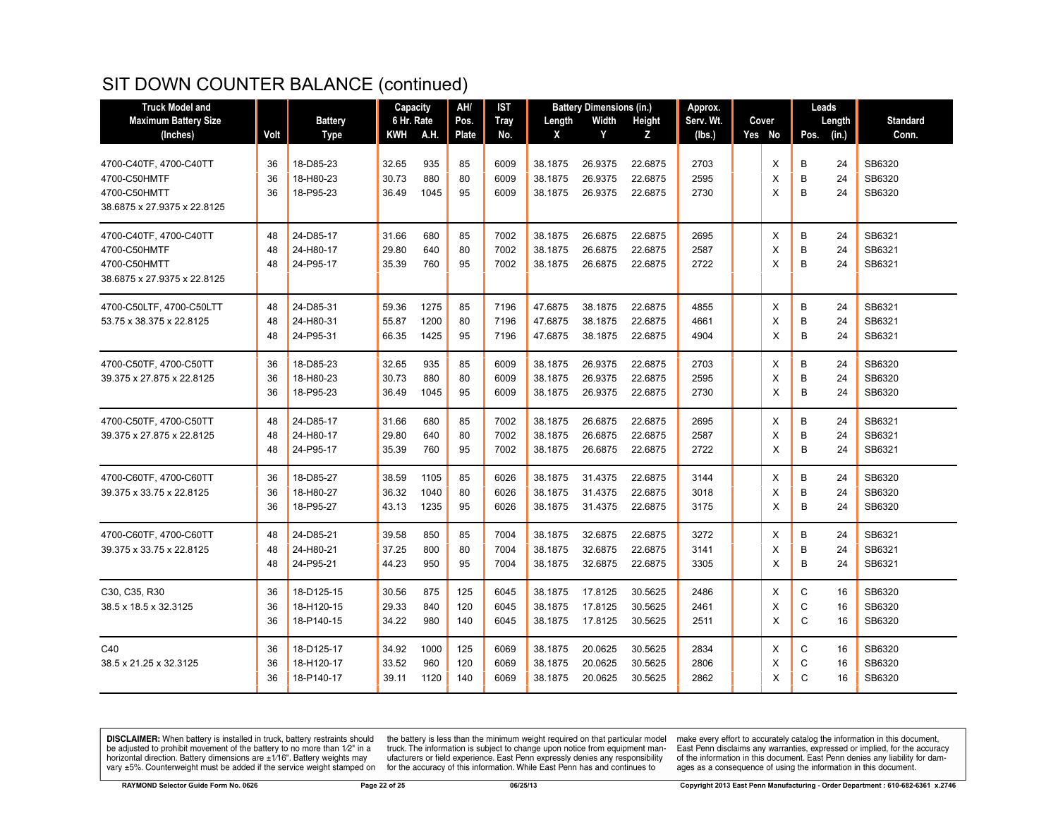# SIT DOWN COUNTER BALANCE (continued)

| Truck Model and Maximum Battery Size (Inches) | Volt | Battery Type | Capacity 6 Hr. Rate KWH | A.H. | AH/ Pos. Plate | IST Tray No. | Battery Dimensions (in.) Length X | Width Y | Height Z | Approx. Serv. Wt. (lbs.) | Cover Yes | No | Leads Pos. | Length (in.) | Standard Conn. |
|---|---|---|---|---|---|---|---|---|---|---|---|---|---|---|---|
| 4700-C40TF, 4700-C40TT | 36 | 18-D85-23 | 32.65 | 935 | 85 | 6009 | 38.1875 | 26.9375 | 22.6875 | 2703 | | X | B | 24 | SB6320 |
| 4700-C50HMTF | 36 | 18-H80-23 | 30.73 | 880 | 80 | 6009 | 38.1875 | 26.9375 | 22.6875 | 2595 | | X | B | 24 | SB6320 |
| 4700-C50HMTT | 36 | 18-P95-23 | 36.49 | 1045 | 95 | 6009 | 38.1875 | 26.9375 | 22.6875 | 2730 | | X | B | 24 | SB6320 |
| 38.6875 x 27.9375 x 22.8125 | | | | | | | | | | | | | | | |
| 4700-C40TF, 4700-C40TT | 48 | 24-D85-17 | 31.66 | 680 | 85 | 7002 | 38.1875 | 26.6875 | 22.6875 | 2695 | | X | B | 24 | SB6321 |
| 4700-C50HMTF | 48 | 24-H80-17 | 29.80 | 640 | 80 | 7002 | 38.1875 | 26.6875 | 22.6875 | 2587 | | X | B | 24 | SB6321 |
| 4700-C50HMTT | 48 | 24-P95-17 | 35.39 | 760 | 95 | 7002 | 38.1875 | 26.6875 | 22.6875 | 2722 | | X | B | 24 | SB6321 |
| 38.6875 x 27.9375 x 22.8125 | | | | | | | | | | | | | | | |
| 4700-C50LTF, 4700-C50LTT | 48 | 24-D85-31 | 59.36 | 1275 | 85 | 7196 | 47.6875 | 38.1875 | 22.6875 | 4855 | | X | B | 24 | SB6321 |
| 53.75 x 38.375 x 22.8125 | 48 | 24-H80-31 | 55.87 | 1200 | 80 | 7196 | 47.6875 | 38.1875 | 22.6875 | 4661 | | X | B | 24 | SB6321 |
| | 48 | 24-P95-31 | 66.35 | 1425 | 95 | 7196 | 47.6875 | 38.1875 | 22.6875 | 4904 | | X | B | 24 | SB6321 |
| 4700-C50TF, 4700-C50TT | 36 | 18-D85-23 | 32.65 | 935 | 85 | 6009 | 38.1875 | 26.9375 | 22.6875 | 2703 | | X | B | 24 | SB6320 |
| 39.375 x 27.875 x 22.8125 | 36 | 18-H80-23 | 30.73 | 880 | 80 | 6009 | 38.1875 | 26.9375 | 22.6875 | 2595 | | X | B | 24 | SB6320 |
| | 36 | 18-P95-23 | 36.49 | 1045 | 95 | 6009 | 38.1875 | 26.9375 | 22.6875 | 2730 | | X | B | 24 | SB6320 |
| 4700-C50TF, 4700-C50TT | 48 | 24-D85-17 | 31.66 | 680 | 85 | 7002 | 38.1875 | 26.6875 | 22.6875 | 2695 | | X | B | 24 | SB6321 |
| 39.375 x 27.875 x 22.8125 | 48 | 24-H80-17 | 29.80 | 640 | 80 | 7002 | 38.1875 | 26.6875 | 22.6875 | 2587 | | X | B | 24 | SB6321 |
| | 48 | 24-P95-17 | 35.39 | 760 | 95 | 7002 | 38.1875 | 26.6875 | 22.6875 | 2722 | | X | B | 24 | SB6321 |
| 4700-C60TF, 4700-C60TT | 36 | 18-D85-27 | 38.59 | 1105 | 85 | 6026 | 38.1875 | 31.4375 | 22.6875 | 3144 | | X | B | 24 | SB6320 |
| 39.375 x 33.75 x 22.8125 | 36 | 18-H80-27 | 36.32 | 1040 | 80 | 6026 | 38.1875 | 31.4375 | 22.6875 | 3018 | | X | B | 24 | SB6320 |
| | 36 | 18-P95-27 | 43.13 | 1235 | 95 | 6026 | 38.1875 | 31.4375 | 22.6875 | 3175 | | X | B | 24 | SB6320 |
| 4700-C60TF, 4700-C60TT | 48 | 24-D85-21 | 39.58 | 850 | 85 | 7004 | 38.1875 | 32.6875 | 22.6875 | 3272 | | X | B | 24 | SB6321 |
| 39.375 x 33.75 x 22.8125 | 48 | 24-H80-21 | 37.25 | 800 | 80 | 7004 | 38.1875 | 32.6875 | 22.6875 | 3141 | | X | B | 24 | SB6321 |
| | 48 | 24-P95-21 | 44.23 | 950 | 95 | 7004 | 38.1875 | 32.6875 | 22.6875 | 3305 | | X | B | 24 | SB6321 |
| C30, C35, R30 | 36 | 18-D125-15 | 30.56 | 875 | 125 | 6045 | 38.1875 | 17.8125 | 30.5625 | 2486 | | X | C | 16 | SB6320 |
| 38.5 x 18.5 x 32.3125 | 36 | 18-H120-15 | 29.33 | 840 | 120 | 6045 | 38.1875 | 17.8125 | 30.5625 | 2461 | | X | C | 16 | SB6320 |
| | 36 | 18-P140-15 | 34.22 | 980 | 140 | 6045 | 38.1875 | 17.8125 | 30.5625 | 2511 | | X | C | 16 | SB6320 |
| C40 | 36 | 18-D125-17 | 34.92 | 1000 | 125 | 6069 | 38.1875 | 20.0625 | 30.5625 | 2834 | | X | C | 16 | SB6320 |
| 38.5 x 21.25 x 32.3125 | 36 | 18-H120-17 | 33.52 | 960 | 120 | 6069 | 38.1875 | 20.0625 | 30.5625 | 2806 | | X | C | 16 | SB6320 |
| | 36 | 18-P140-17 | 39.11 | 1120 | 140 | 6069 | 38.1875 | 20.0625 | 30.5625 | 2862 | | X | C | 16 | SB6320 |

**DISCLAIMER:** When battery is installed in truck, battery restraints should be adjusted to prohibit movement of the battery to no more than 1⁄2" in a horizontal direction. Battery dimensions are ±1⁄16". Battery weights may vary ±5%. Counterweight must be added if the service weight stamped on the battery is less than the minimum weight required on that particular model truck. The information is subject to change upon notice from equipment manufacturers or field experience. East Penn expressly denies any responsibility for the accuracy of this information. While East Penn has and continues to make every effort to accurately catalog the information in this document, East Penn disclaims any warranties, expressed or implied, for the accuracy of the information in this document. East Penn denies any liability for damages as a consequence of using the information in this document.

RAYMOND Selector Guide Form No. 0626 — 06/25/13 — Copyright 2013 East Penn Manufacturing - Order Department : 610-682-6361 x.2746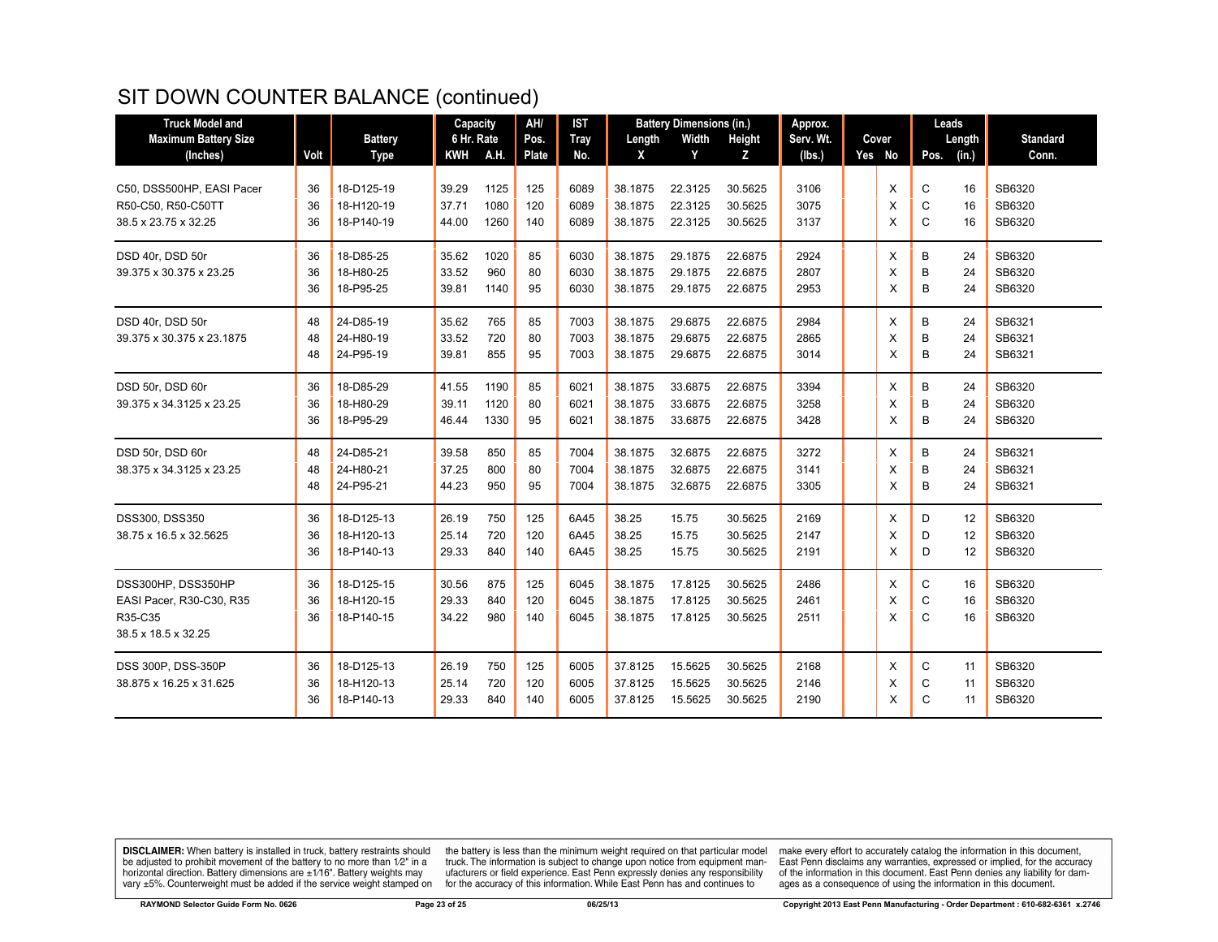# SIT DOWN COUNTER BALANCE (continued)

| Truck Model and Maximum Battery Size (Inches) | Volt | Battery Type | Capacity 6 Hr. Rate KWH | A.H. | AH/ Pos. Plate | IST Tray No. | Battery Dimensions (in.) Length X | Width Y | Height Z | Approx. Serv. Wt. (lbs.) | Cover Yes | No | Leads Pos. | Length (in.) | Standard Conn. |
|---|---|---|---|---|---|---|---|---|---|---|---|---|---|---|---|
| C50, DSS500HP, EASI Pacer | 36 | 18-D125-19 | 39.29 | 1125 | 125 | 6089 | 38.1875 | 22.3125 | 30.5625 | 3106 | | X | C | 16 | SB6320 |
| R50-C50, R50-C50TT | 36 | 18-H120-19 | 37.71 | 1080 | 120 | 6089 | 38.1875 | 22.3125 | 30.5625 | 3075 | | X | C | 16 | SB6320 |
| 38.5 x 23.75 x 32.25 | 36 | 18-P140-19 | 44.00 | 1260 | 140 | 6089 | 38.1875 | 22.3125 | 30.5625 | 3137 | | X | C | 16 | SB6320 |
| DSD 40r, DSD 50r | 36 | 18-D85-25 | 35.62 | 1020 | 85 | 6030 | 38.1875 | 29.1875 | 22.6875 | 2924 | | X | B | 24 | SB6320 |
| 39.375 x 30.375 x 23.25 | 36 | 18-H80-25 | 33.52 | 960 | 80 | 6030 | 38.1875 | 29.1875 | 22.6875 | 2807 | | X | B | 24 | SB6320 |
| | 36 | 18-P95-25 | 39.81 | 1140 | 95 | 6030 | 38.1875 | 29.1875 | 22.6875 | 2953 | | X | B | 24 | SB6320 |
| DSD 40r, DSD 50r | 48 | 24-D85-19 | 35.62 | 765 | 85 | 7003 | 38.1875 | 29.6875 | 22.6875 | 2984 | | X | B | 24 | SB6321 |
| 39.375 x 30.375 x 23.1875 | 48 | 24-H80-19 | 33.52 | 720 | 80 | 7003 | 38.1875 | 29.6875 | 22.6875 | 2865 | | X | B | 24 | SB6321 |
| | 48 | 24-P95-19 | 39.81 | 855 | 95 | 7003 | 38.1875 | 29.6875 | 22.6875 | 3014 | | X | B | 24 | SB6321 |
| DSD 50r, DSD 60r | 36 | 18-D85-29 | 41.55 | 1190 | 85 | 6021 | 38.1875 | 33.6875 | 22.6875 | 3394 | | X | B | 24 | SB6320 |
| 39.375 x 34.3125 x 23.25 | 36 | 18-H80-29 | 39.11 | 1120 | 80 | 6021 | 38.1875 | 33.6875 | 22.6875 | 3258 | | X | B | 24 | SB6320 |
| | 36 | 18-P95-29 | 46.44 | 1330 | 95 | 6021 | 38.1875 | 33.6875 | 22.6875 | 3428 | | X | B | 24 | SB6320 |
| DSD 50r, DSD 60r | 48 | 24-D85-21 | 39.58 | 850 | 85 | 7004 | 38.1875 | 32.6875 | 22.6875 | 3272 | | X | B | 24 | SB6321 |
| 38.375 x 34.3125 x 23.25 | 48 | 24-H80-21 | 37.25 | 800 | 80 | 7004 | 38.1875 | 32.6875 | 22.6875 | 3141 | | X | B | 24 | SB6321 |
| | 48 | 24-P95-21 | 44.23 | 950 | 95 | 7004 | 38.1875 | 32.6875 | 22.6875 | 3305 | | X | B | 24 | SB6321 |
| DSS300, DSS350 | 36 | 18-D125-13 | 26.19 | 750 | 125 | 6A45 | 38.25 | 15.75 | 30.5625 | 2169 | | X | D | 12 | SB6320 |
| 38.75 x 16.5 x 32.5625 | 36 | 18-H120-13 | 25.14 | 720 | 120 | 6A45 | 38.25 | 15.75 | 30.5625 | 2147 | | X | D | 12 | SB6320 |
| | 36 | 18-P140-13 | 29.33 | 840 | 140 | 6A45 | 38.25 | 15.75 | 30.5625 | 2191 | | X | D | 12 | SB6320 |
| DSS300HP, DSS350HP | 36 | 18-D125-15 | 30.56 | 875 | 125 | 6045 | 38.1875 | 17.8125 | 30.5625 | 2486 | | X | C | 16 | SB6320 |
| EASI Pacer, R30-C30, R35 | 36 | 18-H120-15 | 29.33 | 840 | 120 | 6045 | 38.1875 | 17.8125 | 30.5625 | 2461 | | X | C | 16 | SB6320 |
| R35-C35 | 36 | 18-P140-15 | 34.22 | 980 | 140 | 6045 | 38.1875 | 17.8125 | 30.5625 | 2511 | | X | C | 16 | SB6320 |
| 38.5 x 18.5 x 32.25 | | | | | | | | | | | | | | | |
| DSS 300P, DSS-350P | 36 | 18-D125-13 | 26.19 | 750 | 125 | 6005 | 37.8125 | 15.5625 | 30.5625 | 2168 | | X | C | 11 | SB6320 |
| 38.875 x 16.25 x 31.625 | 36 | 18-H120-13 | 25.14 | 720 | 120 | 6005 | 37.8125 | 15.5625 | 30.5625 | 2146 | | X | C | 11 | SB6320 |
| | 36 | 18-P140-13 | 29.33 | 840 | 140 | 6005 | 37.8125 | 15.5625 | 30.5625 | 2190 | | X | C | 11 | SB6320 |

**DISCLAIMER:** When battery is installed in truck, battery restraints should be adjusted to prohibit movement of the battery to no more than 1⁄2" in a horizontal direction. Battery dimensions are ±1⁄16". Battery weights may vary ±5%. Counterweight must be added if the service weight stamped on the battery is less than the minimum weight required on that particular model truck. The information is subject to change upon notice from equipment manufacturers or field experience. East Penn expressly denies any responsibility for the accuracy of this information. While East Penn has and continues to make every effort to accurately catalog the information in this document, East Penn disclaims any warranties, expressed or implied, for the accuracy of the information in this document. East Penn denies any liability for damages as a consequence of using the information in this document.

RAYMOND Selector Guide Form No. 0626 | 06/25/13 | Copyright 2013 East Penn Manufacturing - Order Department : 610-682-6361 x.2746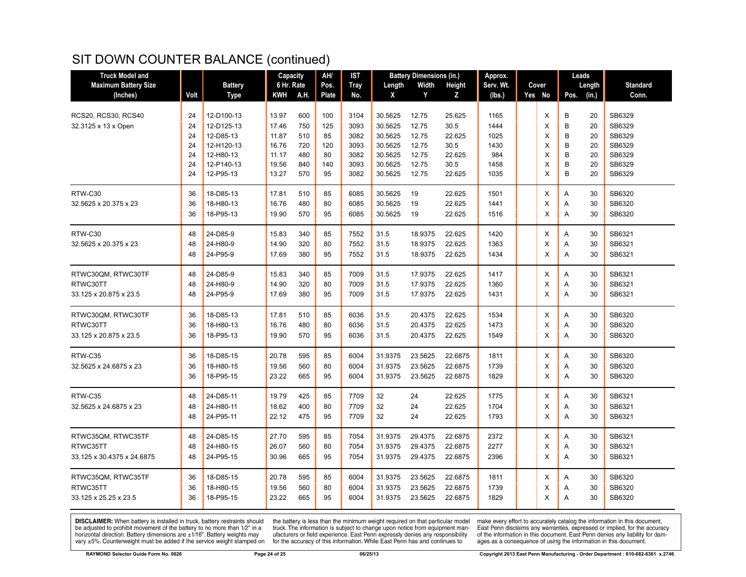# SIT DOWN COUNTER BALANCE (continued)

| Truck Model and Maximum Battery Size (Inches) | Volt | Battery Type | Capacity 6 Hr. Rate KWH | A.H. | AH/ Pos. Plate | IST Tray No. | Battery Dimensions (in.) Length X | Width Y | Height Z | Approx. Serv. Wt. (lbs.) | Cover Yes | No | Leads Pos. | Length (in.) | Standard Conn. |
|---|---|---|---|---|---|---|---|---|---|---|---|---|---|---|---|
| RCS20, RCS30, RCS40 | 24 | 12-D100-13 | 13.97 | 600 | 100 | 3104 | 30.5625 | 12.75 | 25.625 | 1165 | | X | B | 20 | SB6329 |
| 32.3125 x 13 x Open | 24 | 12-D125-13 | 17.46 | 750 | 125 | 3093 | 30.5625 | 12.75 | 30.5 | 1444 | | X | B | 20 | SB6329 |
| | 24 | 12-D85-13 | 11.87 | 510 | 85 | 3082 | 30.5625 | 12.75 | 22.625 | 1025 | | X | B | 20 | SB6329 |
| | 24 | 12-H120-13 | 16.76 | 720 | 120 | 3093 | 30.5625 | 12.75 | 30.5 | 1430 | | X | B | 20 | SB6329 |
| | 24 | 12-H80-13 | 11.17 | 480 | 80 | 3082 | 30.5625 | 12.75 | 22.625 | 984 | | X | B | 20 | SB6329 |
| | 24 | 12-P140-13 | 19.56 | 840 | 140 | 3093 | 30.5625 | 12.75 | 30.5 | 1458 | | X | B | 20 | SB6329 |
| | 24 | 12-P95-13 | 13.27 | 570 | 95 | 3082 | 30.5625 | 12.75 | 22.625 | 1035 | | X | B | 20 | SB6329 |
| RTW-C30 | 36 | 18-D85-13 | 17.81 | 510 | 85 | 6085 | 30.5625 | 19 | 22.625 | 1501 | | X | A | 30 | SB6320 |
| 32.5625 x 20.375 x 23 | 36 | 18-H80-13 | 16.76 | 480 | 80 | 6085 | 30.5625 | 19 | 22.625 | 1441 | | X | A | 30 | SB6320 |
| | 36 | 18-P95-13 | 19.90 | 570 | 95 | 6085 | 30.5625 | 19 | 22.625 | 1516 | | X | A | 30 | SB6320 |
| RTW-C30 | 48 | 24-D85-9 | 15.83 | 340 | 85 | 7552 | 31.5 | 18.9375 | 22.625 | 1420 | | X | A | 30 | SB6321 |
| 32.5625 x 20.375 x 23 | 48 | 24-H80-9 | 14.90 | 320 | 80 | 7552 | 31.5 | 18.9375 | 22.625 | 1363 | | X | A | 30 | SB6321 |
| | 48 | 24-P95-9 | 17.69 | 380 | 95 | 7552 | 31.5 | 18.9375 | 22.625 | 1434 | | X | A | 30 | SB6321 |
| RTWC30QM, RTWC30TF | 48 | 24-D85-9 | 15.83 | 340 | 85 | 7009 | 31.5 | 17.9375 | 22.625 | 1417 | | X | A | 30 | SB6321 |
| RTWC30TT | 48 | 24-H80-9 | 14.90 | 320 | 80 | 7009 | 31.5 | 17.9375 | 22.625 | 1360 | | X | A | 30 | SB6321 |
| 33.125 x 20.875 x 23.5 | 48 | 24-P95-9 | 17.69 | 380 | 95 | 7009 | 31.5 | 17.9375 | 22.625 | 1431 | | X | A | 30 | SB6321 |
| RTWC30QM, RTWC30TF | 36 | 18-D85-13 | 17.81 | 510 | 85 | 6036 | 31.5 | 20.4375 | 22.625 | 1534 | | X | A | 30 | SB6320 |
| RTWC30TT | 36 | 18-H80-13 | 16.76 | 480 | 80 | 6036 | 31.5 | 20.4375 | 22.625 | 1473 | | X | A | 30 | SB6320 |
| 33.125 x 20.875 x 23.5 | 36 | 18-P95-13 | 19.90 | 570 | 95 | 6036 | 31.5 | 20.4375 | 22.625 | 1549 | | X | A | 30 | SB6320 |
| RTW-C35 | 36 | 18-D85-15 | 20.78 | 595 | 85 | 6004 | 31.9375 | 23.5625 | 22.6875 | 1811 | | X | A | 30 | SB6320 |
| 32.5625 x 24.6875 x 23 | 36 | 18-H80-15 | 19.56 | 560 | 80 | 6004 | 31.9375 | 23.5625 | 22.6875 | 1739 | | X | A | 30 | SB6320 |
| | 36 | 18-P95-15 | 23.22 | 665 | 95 | 6004 | 31.9375 | 23.5625 | 22.6875 | 1829 | | X | A | 30 | SB6320 |
| RTW-C35 | 48 | 24-D85-11 | 19.79 | 425 | 85 | 7709 | 32 | 24 | 22.625 | 1775 | | X | A | 30 | SB6321 |
| 32.5625 x 24.6875 x 23 | 48 | 24-H80-11 | 18.62 | 400 | 80 | 7709 | 32 | 24 | 22.625 | 1704 | | X | A | 30 | SB6321 |
| | 48 | 24-P95-11 | 22.12 | 475 | 95 | 7709 | 32 | 24 | 22.625 | 1793 | | X | A | 30 | SB6321 |
| RTWC35QM, RTWC35TF | 48 | 24-D85-15 | 27.70 | 595 | 85 | 7054 | 31.9375 | 29.4375 | 22.6875 | 2372 | | X | A | 30 | SB6321 |
| RTWC35TT | 48 | 24-H80-15 | 26.07 | 560 | 80 | 7054 | 31.9375 | 29.4375 | 22.6875 | 2277 | | X | A | 30 | SB6321 |
| 33.125 x 30.4375 x 24.6875 | 48 | 24-P95-15 | 30.96 | 665 | 95 | 7054 | 31.9375 | 29.4375 | 22.6875 | 2396 | | X | A | 30 | SB6321 |
| RTWC35QM, RTWC35TF | 36 | 18-D85-15 | 20.78 | 595 | 85 | 6004 | 31.9375 | 23.5625 | 22.6875 | 1811 | | X | A | 30 | SB6320 |
| RTWC35TT | 36 | 18-H80-15 | 19.56 | 560 | 80 | 6004 | 31.9375 | 23.5625 | 22.6875 | 1739 | | X | A | 30 | SB6320 |
| 33.125 x 25.25 x 23.5 | 36 | 18-P95-15 | 23.22 | 665 | 95 | 6004 | 31.9375 | 23.5625 | 22.6875 | 1829 | | X | A | 30 | SB6320 |

**DISCLAIMER:** When battery is installed in truck, battery restraints should be adjusted to prohibit movement of the battery to no more than 1⁄2" in a horizontal direction. Battery dimensions are ±1⁄16". Battery weights may vary ±5%. Counterweight must be added if the service weight stamped on the battery is less than the minimum weight required on that particular model truck. The information is subject to change upon notice from equipment manufacturers or field experience. East Penn expressly denies any responsibility for the accuracy of this information. While East Penn has and continues to make every effort to accurately catalog the information in this document, East Penn disclaims any warranties, expressed or implied, for the accuracy of the information in this document. East Penn denies any liability for damages as a consequence of using the information in this document.

RAYMOND Selector Guide Form No. 0626 — 06/25/13 — Copyright 2013 East Penn Manufacturing - Order Department : 610-682-6361 x.2746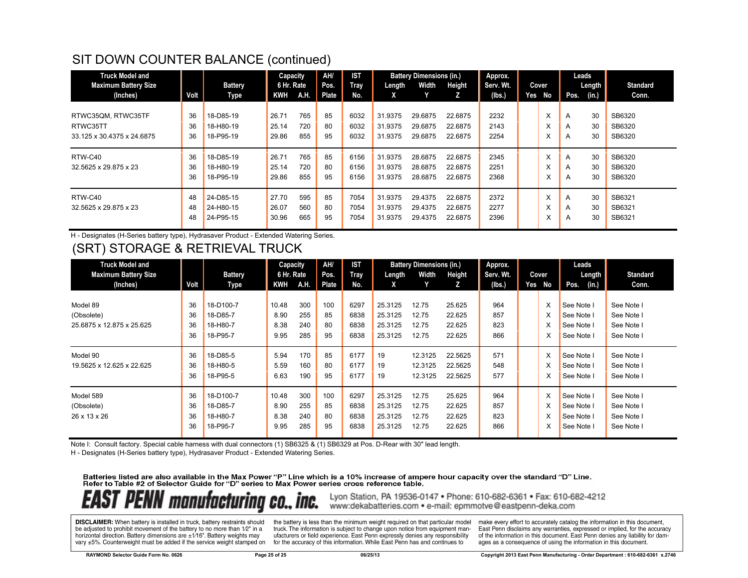## SIT DOWN COUNTER BALANCE (continued)

| Truck Model and Maximum Battery Size (Inches) | Volt | Battery Type | Capacity 6 Hr. Rate | | AH/ Pos. Plate | IST Tray No. | Battery Dimensions (in.) | | | Approx. Serv. Wt. (lbs.) | Cover | | Leads | | Standard Conn. |
|---|---|---|---|---|---|---|---|---|---|---|---|---|---|---|---|
| | | | KWH | A.H. | | | Length X | Width Y | Height Z | | Yes | No | Pos. | Length (in.) | |
| RTWC35QM, RTWC35TF | 36 | 18-D85-19 | 26.71 | 765 | 85 | 6032 | 31.9375 | 29.6875 | 22.6875 | 2232 | | X | A | 30 | SB6320 |
| RTWC35TT | 36 | 18-H80-19 | 25.14 | 720 | 80 | 6032 | 31.9375 | 29.6875 | 22.6875 | 2143 | | X | A | 30 | SB6320 |
| 33.125 x 30.4375 x 24.6875 | 36 | 18-P95-19 | 29.86 | 855 | 95 | 6032 | 31.9375 | 29.6875 | 22.6875 | 2254 | | X | A | 30 | SB6320 |
| RTW-C40 | 36 | 18-D85-19 | 26.71 | 765 | 85 | 6156 | 31.9375 | 28.6875 | 22.6875 | 2345 | | X | A | 30 | SB6320 |
| 32.5625 x 29.875 x 23 | 36 | 18-H80-19 | 25.14 | 720 | 80 | 6156 | 31.9375 | 28.6875 | 22.6875 | 2251 | | X | A | 30 | SB6320 |
| | 36 | 18-P95-19 | 29.86 | 855 | 95 | 6156 | 31.9375 | 28.6875 | 22.6875 | 2368 | | X | A | 30 | SB6320 |
| RTW-C40 | 48 | 24-D85-15 | 27.70 | 595 | 85 | 7054 | 31.9375 | 29.4375 | 22.6875 | 2372 | | X | A | 30 | SB6321 |
| 32.5625 x 29.875 x 23 | 48 | 24-H80-15 | 26.07 | 560 | 80 | 7054 | 31.9375 | 29.4375 | 22.6875 | 2277 | | X | A | 30 | SB6321 |
| | 48 | 24-P95-15 | 30.96 | 665 | 95 | 7054 | 31.9375 | 29.4375 | 22.6875 | 2396 | | X | A | 30 | SB6321 |

H - Designates (H-Series battery type), Hydrasaver Product - Extended Watering Series.

## (SRT) STORAGE & RETRIEVAL TRUCK

| Truck Model and Maximum Battery Size (Inches) | Volt | Battery Type | Capacity 6 Hr. Rate | | AH/ Pos. Plate | IST Tray No. | Battery Dimensions (in.) | | | Approx. Serv. Wt. (lbs.) | Cover | | Leads | | Standard Conn. |
|---|---|---|---|---|---|---|---|---|---|---|---|---|---|---|---|
| | | | KWH | A.H. | | | Length X | Width Y | Height Z | | Yes | No | Pos. | Length (in.) | |
| Model 89 | 36 | 18-D100-7 | 10.48 | 300 | 100 | 6297 | 25.3125 | 12.75 | 25.625 | 964 | | X | See Note I | | See Note I |
| (Obsolete) | 36 | 18-D85-7 | 8.90 | 255 | 85 | 6838 | 25.3125 | 12.75 | 22.625 | 857 | | X | See Note I | | See Note I |
| 25.6875 x 12.875 x 25.625 | 36 | 18-H80-7 | 8.38 | 240 | 80 | 6838 | 25.3125 | 12.75 | 22.625 | 823 | | X | See Note I | | See Note I |
| | 36 | 18-P95-7 | 9.95 | 285 | 95 | 6838 | 25.3125 | 12.75 | 22.625 | 866 | | X | See Note I | | See Note I |
| Model 90 | 36 | 18-D85-5 | 5.94 | 170 | 85 | 6177 | 19 | 12.3125 | 22.5625 | 571 | | X | See Note I | | See Note I |
| 19.5625 x 12.625 x 22.625 | 36 | 18-H80-5 | 5.59 | 160 | 80 | 6177 | 19 | 12.3125 | 22.5625 | 548 | | X | See Note I | | See Note I |
| | 36 | 18-P95-5 | 6.63 | 190 | 95 | 6177 | 19 | 12.3125 | 22.5625 | 577 | | X | See Note I | | See Note I |
| Model 589 | 36 | 18-D100-7 | 10.48 | 300 | 100 | 6297 | 25.3125 | 12.75 | 25.625 | 964 | | X | See Note I | | See Note I |
| (Obsolete) | 36 | 18-D85-7 | 8.90 | 255 | 85 | 6838 | 25.3125 | 12.75 | 22.625 | 857 | | X | See Note I | | See Note I |
| 26 x 13 x 26 | 36 | 18-H80-7 | 8.38 | 240 | 80 | 6838 | 25.3125 | 12.75 | 22.625 | 823 | | X | See Note I | | See Note I |
| | 36 | 18-P95-7 | 9.95 | 285 | 95 | 6838 | 25.3125 | 12.75 | 22.625 | 866 | | X | See Note I | | See Note I |

Note I: Consult factory. Special cable harness with dual connectors (1) SB6325 & (1) SB6329 at Pos. D-Rear with 30" lead length.

H - Designates (H-Series battery type), Hydrasaver Product - Extended Watering Series.

**Batteries listed are also available in the Max Power "P" Line which is a 10% increase of ampere hour capacity over the standard "D" Line. Refer to Table #2 of Selector Guide for "D" series to Max Power series cross reference table.**

**EAST PENN manufacturing co., inc.** Lyon Station, PA 19536-0147 • Phone: 610-682-6361 • Fax: 610-682-4212
www.dekabatteries.com • e-mail: epmmotve@eastpenn-deka.com

**DISCLAIMER:** When battery is installed in truck, battery restraints should be adjusted to prohibit movement of the battery to no more than 1⁄2" in a horizontal direction. Battery dimensions are ±1⁄16". Battery weights may vary ±5%. Counterweight must be added if the service weight stamped on the battery is less than the minimum weight required on that particular model truck. The information is subject to change upon notice from equipment manufacturers or field experience. East Penn expressly denies any responsibility for the accuracy of this information. While East Penn has and continues to make every effort to accurately catalog the information in this document, East Penn disclaims any warranties, expressed or implied, for the accuracy of the information in this document. East Penn denies any liability for damages as a consequence of using the information in this document.

RAYMOND Selector Guide Form No. 0626 | 06/25/13 | Copyright 2013 East Penn Manufacturing - Order Department : 610-682-6361 x.2746